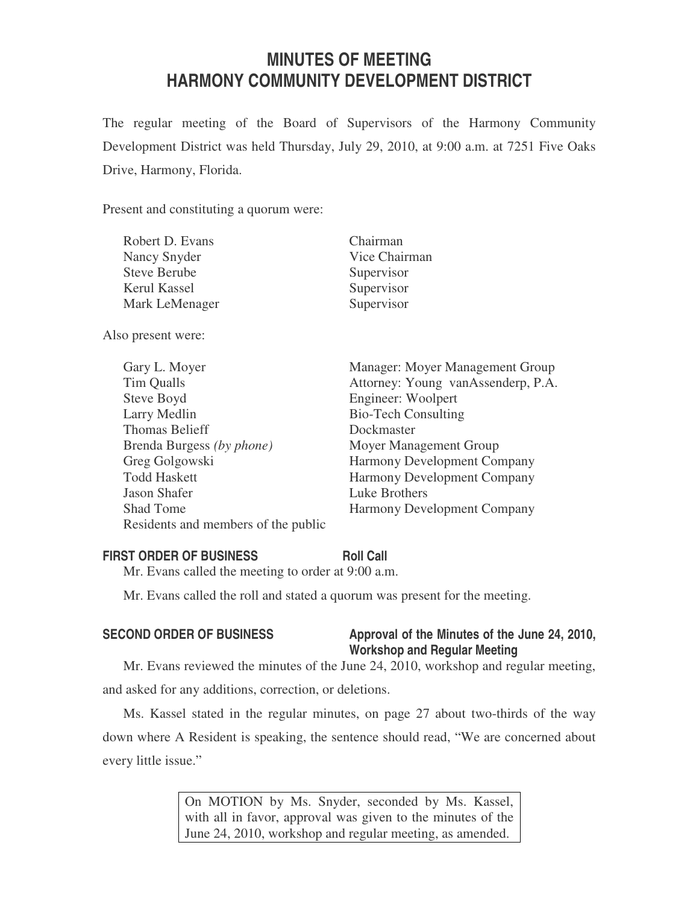# MINUTES OF MEETING
# HARMONY COMMUNITY DEVELOPMENT DISTRICT

The regular meeting of the Board of Supervisors of the Harmony Community Development District was held Thursday, July 29, 2010, at 9:00 a.m. at 7251 Five Oaks Drive, Harmony, Florida.

Present and constituting a quorum were:

| | |
|---|---|
| Robert D. Evans | Chairman |
| Nancy Snyder | Vice Chairman |
| Steve Berube | Supervisor |
| Kerul Kassel | Supervisor |
| Mark LeMenager | Supervisor |

Also present were:

| | |
|---|---|
| Gary L. Moyer | Manager: Moyer Management Group |
| Tim Qualls | Attorney: Young vanAssenderp, P.A. |
| Steve Boyd | Engineer: Woolpert |
| Larry Medlin | Bio-Tech Consulting |
| Thomas Belieff | Dockmaster |
| Brenda Burgess *(by phone)* | Moyer Management Group |
| Greg Golgowski | Harmony Development Company |
| Todd Haskett | Harmony Development Company |
| Jason Shafer | Luke Brothers |
| Shad Tome | Harmony Development Company |
| Residents and members of the public | |

### FIRST ORDER OF BUSINESS — Roll Call

Mr. Evans called the meeting to order at 9:00 a.m.

Mr. Evans called the roll and stated a quorum was present for the meeting.

### SECOND ORDER OF BUSINESS — Approval of the Minutes of the June 24, 2010, Workshop and Regular Meeting

Mr. Evans reviewed the minutes of the June 24, 2010, workshop and regular meeting, and asked for any additions, correction, or deletions.

Ms. Kassel stated in the regular minutes, on page 27 about two-thirds of the way down where A Resident is speaking, the sentence should read, "We are concerned about every little issue."

> On MOTION by Ms. Snyder, seconded by Ms. Kassel, with all in favor, approval was given to the minutes of the June 24, 2010, workshop and regular meeting, as amended.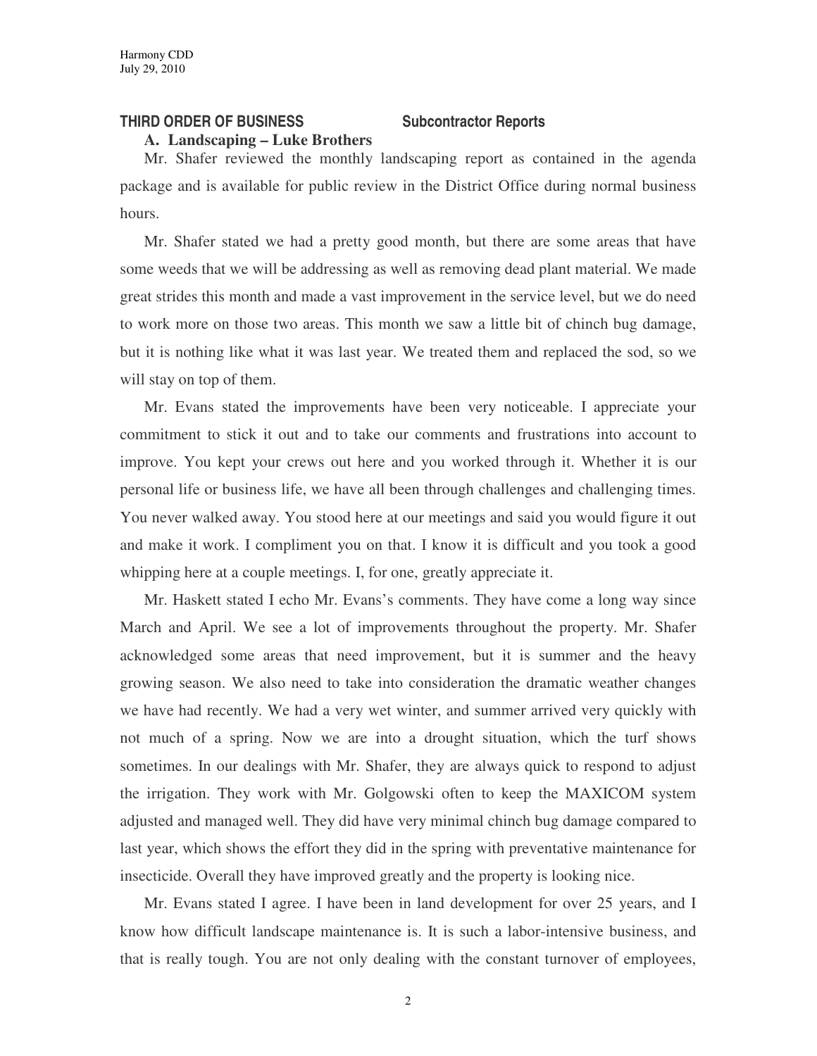## THIRD ORDER OF BUSINESS Subcontractor Reports

### A. Landscaping – Luke Brothers

Mr. Shafer reviewed the monthly landscaping report as contained in the agenda package and is available for public review in the District Office during normal business hours.

Mr. Shafer stated we had a pretty good month, but there are some areas that have some weeds that we will be addressing as well as removing dead plant material. We made great strides this month and made a vast improvement in the service level, but we do need to work more on those two areas. This month we saw a little bit of chinch bug damage, but it is nothing like what it was last year. We treated them and replaced the sod, so we will stay on top of them.

Mr. Evans stated the improvements have been very noticeable. I appreciate your commitment to stick it out and to take our comments and frustrations into account to improve. You kept your crews out here and you worked through it. Whether it is our personal life or business life, we have all been through challenges and challenging times. You never walked away. You stood here at our meetings and said you would figure it out and make it work. I compliment you on that. I know it is difficult and you took a good whipping here at a couple meetings. I, for one, greatly appreciate it.

Mr. Haskett stated I echo Mr. Evans's comments. They have come a long way since March and April. We see a lot of improvements throughout the property. Mr. Shafer acknowledged some areas that need improvement, but it is summer and the heavy growing season. We also need to take into consideration the dramatic weather changes we have had recently. We had a very wet winter, and summer arrived very quickly with not much of a spring. Now we are into a drought situation, which the turf shows sometimes. In our dealings with Mr. Shafer, they are always quick to respond to adjust the irrigation. They work with Mr. Golgowski often to keep the MAXICOM system adjusted and managed well. They did have very minimal chinch bug damage compared to last year, which shows the effort they did in the spring with preventative maintenance for insecticide. Overall they have improved greatly and the property is looking nice.

Mr. Evans stated I agree. I have been in land development for over 25 years, and I know how difficult landscape maintenance is. It is such a labor-intensive business, and that is really tough. You are not only dealing with the constant turnover of employees,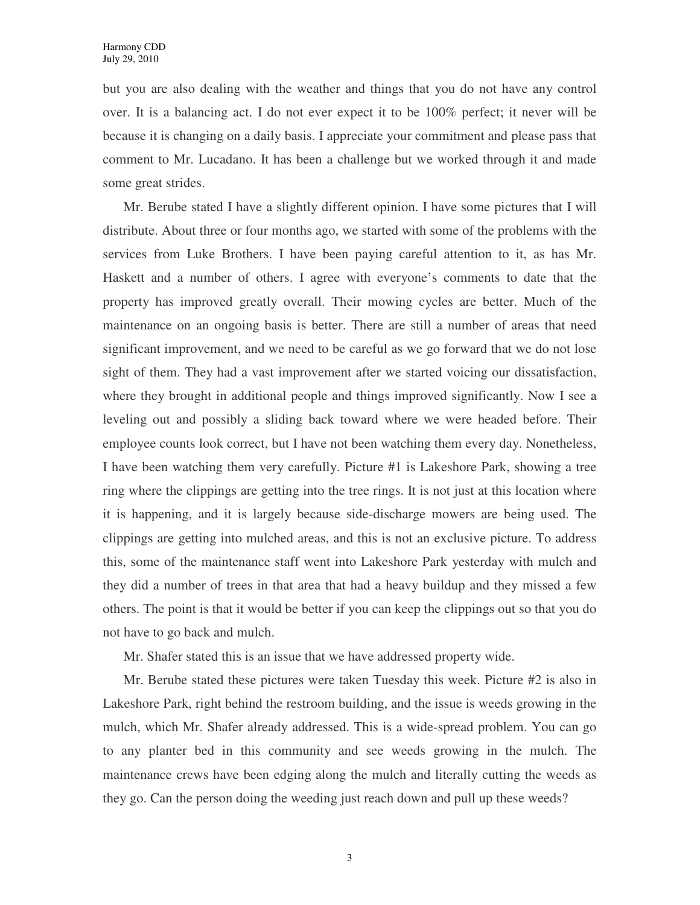but you are also dealing with the weather and things that you do not have any control over. It is a balancing act. I do not ever expect it to be 100% perfect; it never will be because it is changing on a daily basis. I appreciate your commitment and please pass that comment to Mr. Lucadano. It has been a challenge but we worked through it and made some great strides.

Mr. Berube stated I have a slightly different opinion. I have some pictures that I will distribute. About three or four months ago, we started with some of the problems with the services from Luke Brothers. I have been paying careful attention to it, as has Mr. Haskett and a number of others. I agree with everyone's comments to date that the property has improved greatly overall. Their mowing cycles are better. Much of the maintenance on an ongoing basis is better. There are still a number of areas that need significant improvement, and we need to be careful as we go forward that we do not lose sight of them. They had a vast improvement after we started voicing our dissatisfaction, where they brought in additional people and things improved significantly. Now I see a leveling out and possibly a sliding back toward where we were headed before. Their employee counts look correct, but I have not been watching them every day. Nonetheless, I have been watching them very carefully. Picture #1 is Lakeshore Park, showing a tree ring where the clippings are getting into the tree rings. It is not just at this location where it is happening, and it is largely because side-discharge mowers are being used. The clippings are getting into mulched areas, and this is not an exclusive picture. To address this, some of the maintenance staff went into Lakeshore Park yesterday with mulch and they did a number of trees in that area that had a heavy buildup and they missed a few others. The point is that it would be better if you can keep the clippings out so that you do not have to go back and mulch.

Mr. Shafer stated this is an issue that we have addressed property wide.

Mr. Berube stated these pictures were taken Tuesday this week. Picture #2 is also in Lakeshore Park, right behind the restroom building, and the issue is weeds growing in the mulch, which Mr. Shafer already addressed. This is a wide-spread problem. You can go to any planter bed in this community and see weeds growing in the mulch. The maintenance crews have been edging along the mulch and literally cutting the weeds as they go. Can the person doing the weeding just reach down and pull up these weeds?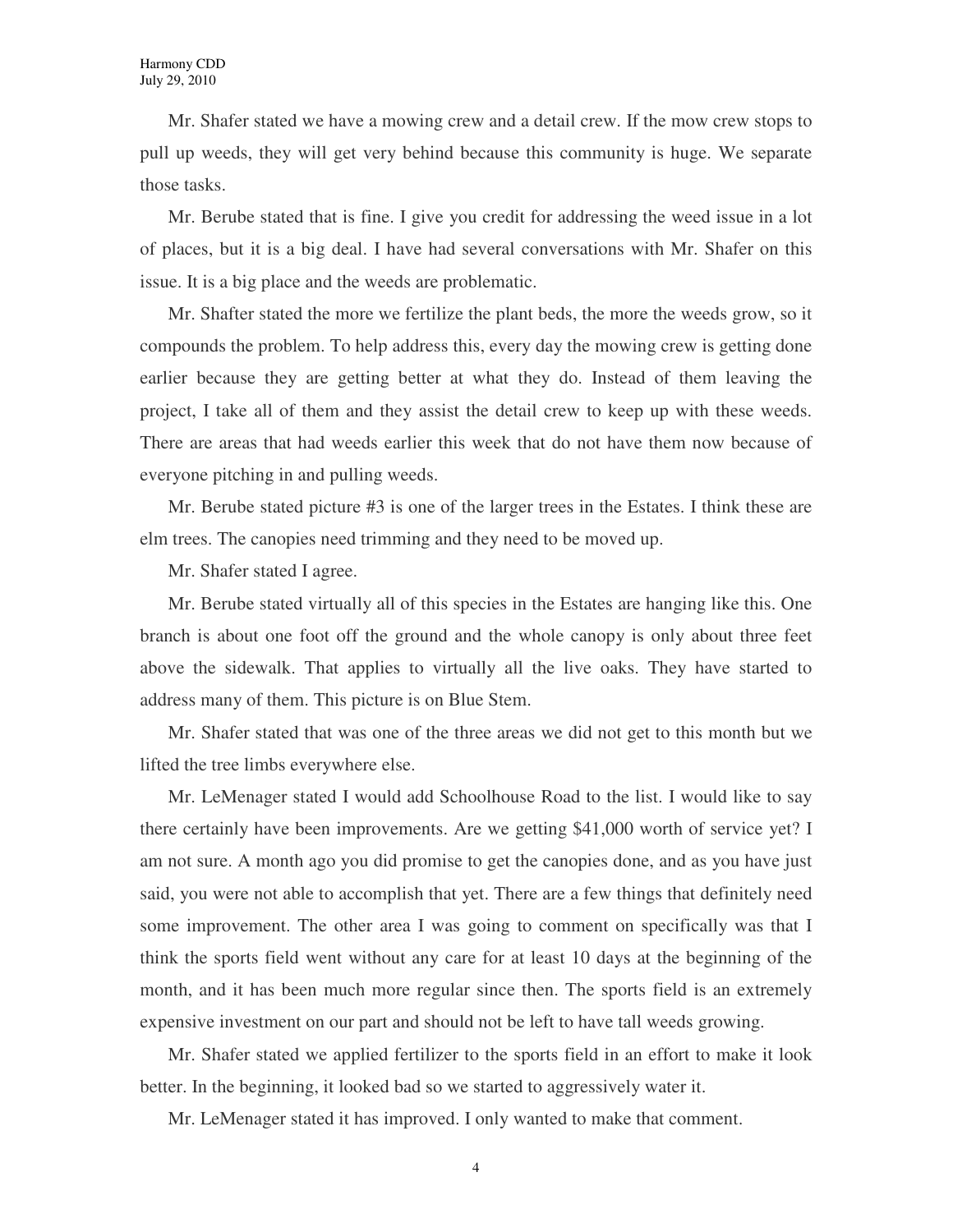Mr. Shafer stated we have a mowing crew and a detail crew. If the mow crew stops to pull up weeds, they will get very behind because this community is huge. We separate those tasks.

Mr. Berube stated that is fine. I give you credit for addressing the weed issue in a lot of places, but it is a big deal. I have had several conversations with Mr. Shafer on this issue. It is a big place and the weeds are problematic.

Mr. Shafter stated the more we fertilize the plant beds, the more the weeds grow, so it compounds the problem. To help address this, every day the mowing crew is getting done earlier because they are getting better at what they do. Instead of them leaving the project, I take all of them and they assist the detail crew to keep up with these weeds. There are areas that had weeds earlier this week that do not have them now because of everyone pitching in and pulling weeds.

Mr. Berube stated picture #3 is one of the larger trees in the Estates. I think these are elm trees. The canopies need trimming and they need to be moved up.

Mr. Shafer stated I agree.

Mr. Berube stated virtually all of this species in the Estates are hanging like this. One branch is about one foot off the ground and the whole canopy is only about three feet above the sidewalk. That applies to virtually all the live oaks. They have started to address many of them. This picture is on Blue Stem.

Mr. Shafer stated that was one of the three areas we did not get to this month but we lifted the tree limbs everywhere else.

Mr. LeMenager stated I would add Schoolhouse Road to the list. I would like to say there certainly have been improvements. Are we getting $41,000 worth of service yet? I am not sure. A month ago you did promise to get the canopies done, and as you have just said, you were not able to accomplish that yet. There are a few things that definitely need some improvement. The other area I was going to comment on specifically was that I think the sports field went without any care for at least 10 days at the beginning of the month, and it has been much more regular since then. The sports field is an extremely expensive investment on our part and should not be left to have tall weeds growing.

Mr. Shafer stated we applied fertilizer to the sports field in an effort to make it look better. In the beginning, it looked bad so we started to aggressively water it.

Mr. LeMenager stated it has improved. I only wanted to make that comment.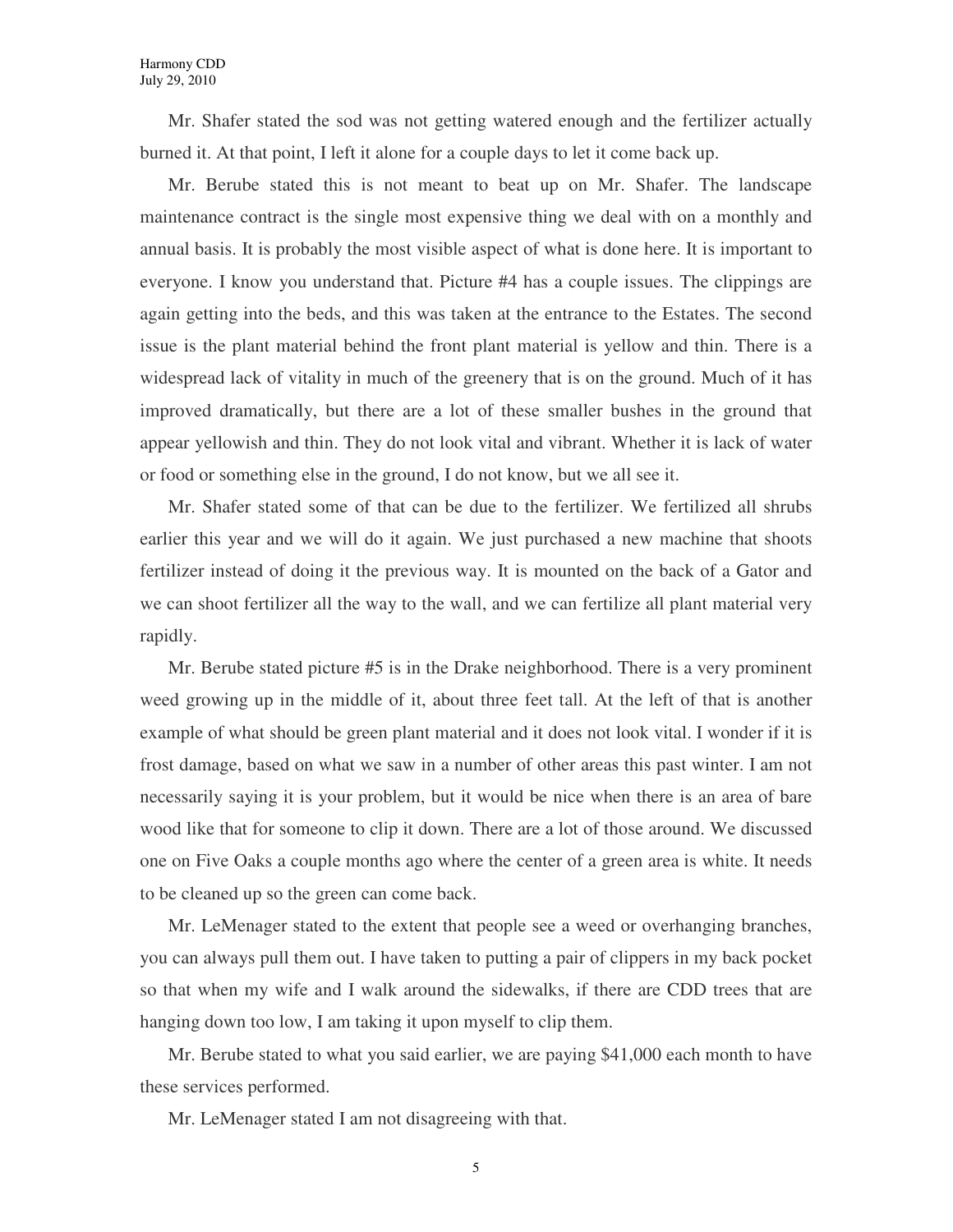Mr. Shafer stated the sod was not getting watered enough and the fertilizer actually burned it. At that point, I left it alone for a couple days to let it come back up.

Mr. Berube stated this is not meant to beat up on Mr. Shafer. The landscape maintenance contract is the single most expensive thing we deal with on a monthly and annual basis. It is probably the most visible aspect of what is done here. It is important to everyone. I know you understand that. Picture #4 has a couple issues. The clippings are again getting into the beds, and this was taken at the entrance to the Estates. The second issue is the plant material behind the front plant material is yellow and thin. There is a widespread lack of vitality in much of the greenery that is on the ground. Much of it has improved dramatically, but there are a lot of these smaller bushes in the ground that appear yellowish and thin. They do not look vital and vibrant. Whether it is lack of water or food or something else in the ground, I do not know, but we all see it.

Mr. Shafer stated some of that can be due to the fertilizer. We fertilized all shrubs earlier this year and we will do it again. We just purchased a new machine that shoots fertilizer instead of doing it the previous way. It is mounted on the back of a Gator and we can shoot fertilizer all the way to the wall, and we can fertilize all plant material very rapidly.

Mr. Berube stated picture #5 is in the Drake neighborhood. There is a very prominent weed growing up in the middle of it, about three feet tall. At the left of that is another example of what should be green plant material and it does not look vital. I wonder if it is frost damage, based on what we saw in a number of other areas this past winter. I am not necessarily saying it is your problem, but it would be nice when there is an area of bare wood like that for someone to clip it down. There are a lot of those around. We discussed one on Five Oaks a couple months ago where the center of a green area is white. It needs to be cleaned up so the green can come back.

Mr. LeMenager stated to the extent that people see a weed or overhanging branches, you can always pull them out. I have taken to putting a pair of clippers in my back pocket so that when my wife and I walk around the sidewalks, if there are CDD trees that are hanging down too low, I am taking it upon myself to clip them.

Mr. Berube stated to what you said earlier, we are paying $41,000 each month to have these services performed.

Mr. LeMenager stated I am not disagreeing with that.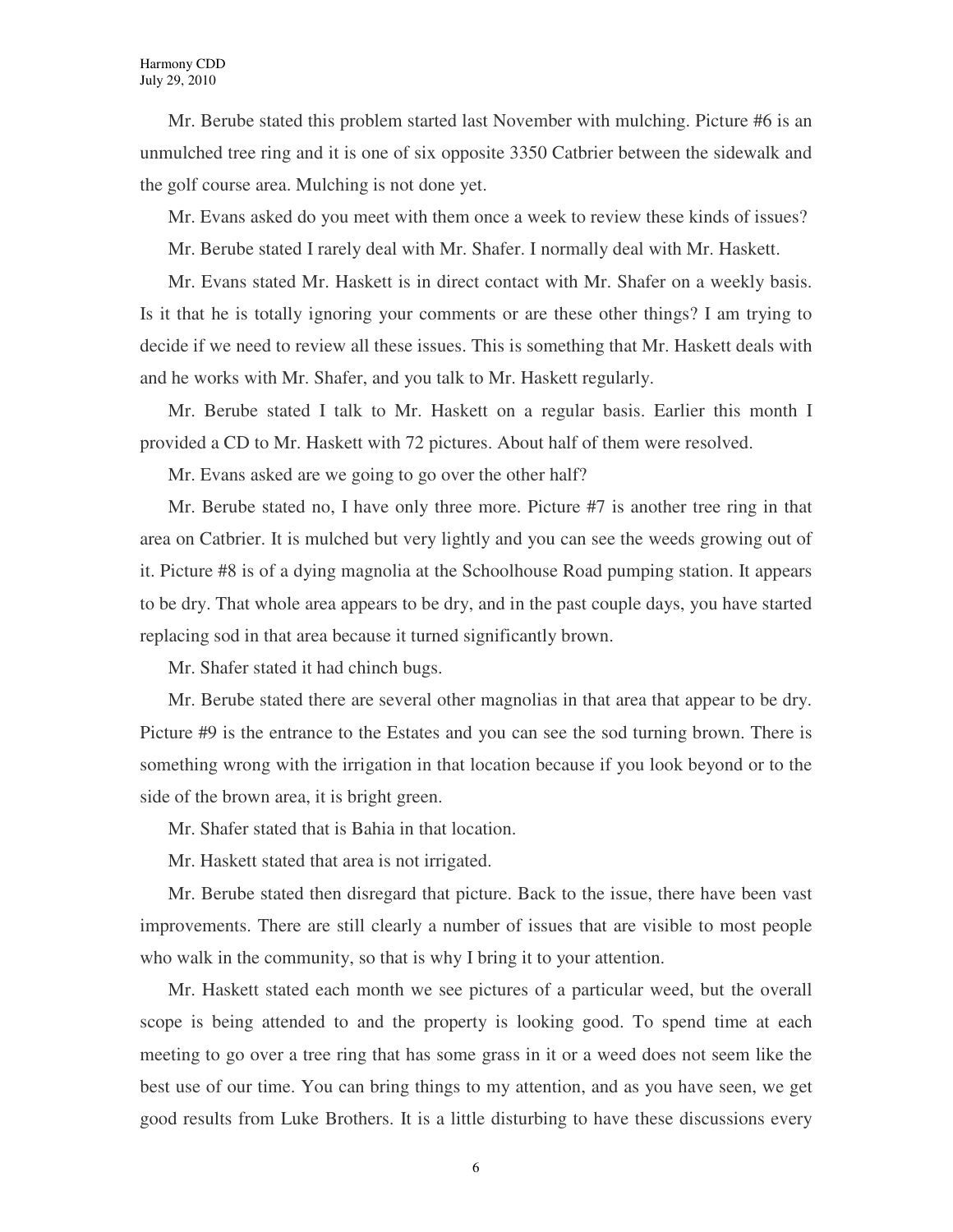Mr. Berube stated this problem started last November with mulching. Picture #6 is an unmulched tree ring and it is one of six opposite 3350 Catbrier between the sidewalk and the golf course area. Mulching is not done yet.

Mr. Evans asked do you meet with them once a week to review these kinds of issues?

Mr. Berube stated I rarely deal with Mr. Shafer. I normally deal with Mr. Haskett.

Mr. Evans stated Mr. Haskett is in direct contact with Mr. Shafer on a weekly basis. Is it that he is totally ignoring your comments or are these other things? I am trying to decide if we need to review all these issues. This is something that Mr. Haskett deals with and he works with Mr. Shafer, and you talk to Mr. Haskett regularly.

Mr. Berube stated I talk to Mr. Haskett on a regular basis. Earlier this month I provided a CD to Mr. Haskett with 72 pictures. About half of them were resolved.

Mr. Evans asked are we going to go over the other half?

Mr. Berube stated no, I have only three more. Picture #7 is another tree ring in that area on Catbrier. It is mulched but very lightly and you can see the weeds growing out of it. Picture #8 is of a dying magnolia at the Schoolhouse Road pumping station. It appears to be dry. That whole area appears to be dry, and in the past couple days, you have started replacing sod in that area because it turned significantly brown.

Mr. Shafer stated it had chinch bugs.

Mr. Berube stated there are several other magnolias in that area that appear to be dry. Picture #9 is the entrance to the Estates and you can see the sod turning brown. There is something wrong with the irrigation in that location because if you look beyond or to the side of the brown area, it is bright green.

Mr. Shafer stated that is Bahia in that location.

Mr. Haskett stated that area is not irrigated.

Mr. Berube stated then disregard that picture. Back to the issue, there have been vast improvements. There are still clearly a number of issues that are visible to most people who walk in the community, so that is why I bring it to your attention.

Mr. Haskett stated each month we see pictures of a particular weed, but the overall scope is being attended to and the property is looking good. To spend time at each meeting to go over a tree ring that has some grass in it or a weed does not seem like the best use of our time. You can bring things to my attention, and as you have seen, we get good results from Luke Brothers. It is a little disturbing to have these discussions every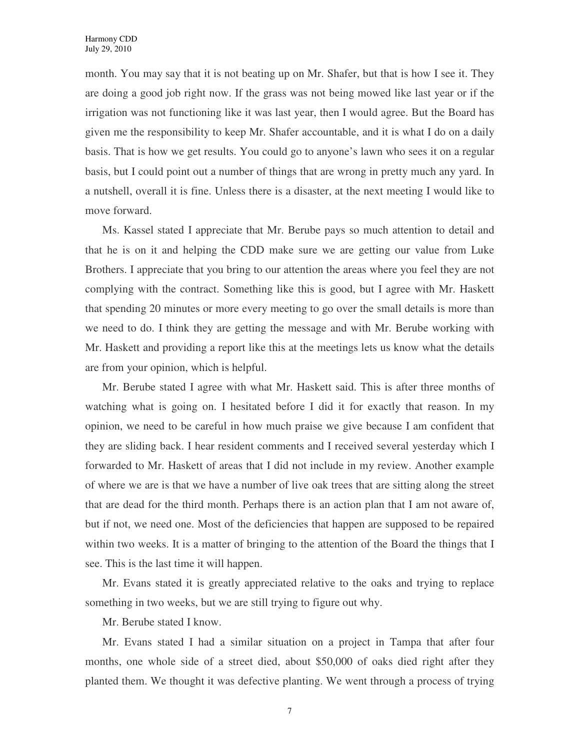month. You may say that it is not beating up on Mr. Shafer, but that is how I see it. They are doing a good job right now. If the grass was not being mowed like last year or if the irrigation was not functioning like it was last year, then I would agree. But the Board has given me the responsibility to keep Mr. Shafer accountable, and it is what I do on a daily basis. That is how we get results. You could go to anyone's lawn who sees it on a regular basis, but I could point out a number of things that are wrong in pretty much any yard. In a nutshell, overall it is fine. Unless there is a disaster, at the next meeting I would like to move forward.

Ms. Kassel stated I appreciate that Mr. Berube pays so much attention to detail and that he is on it and helping the CDD make sure we are getting our value from Luke Brothers. I appreciate that you bring to our attention the areas where you feel they are not complying with the contract. Something like this is good, but I agree with Mr. Haskett that spending 20 minutes or more every meeting to go over the small details is more than we need to do. I think they are getting the message and with Mr. Berube working with Mr. Haskett and providing a report like this at the meetings lets us know what the details are from your opinion, which is helpful.

Mr. Berube stated I agree with what Mr. Haskett said. This is after three months of watching what is going on. I hesitated before I did it for exactly that reason. In my opinion, we need to be careful in how much praise we give because I am confident that they are sliding back. I hear resident comments and I received several yesterday which I forwarded to Mr. Haskett of areas that I did not include in my review. Another example of where we are is that we have a number of live oak trees that are sitting along the street that are dead for the third month. Perhaps there is an action plan that I am not aware of, but if not, we need one. Most of the deficiencies that happen are supposed to be repaired within two weeks. It is a matter of bringing to the attention of the Board the things that I see. This is the last time it will happen.

Mr. Evans stated it is greatly appreciated relative to the oaks and trying to replace something in two weeks, but we are still trying to figure out why.

Mr. Berube stated I know.

Mr. Evans stated I had a similar situation on a project in Tampa that after four months, one whole side of a street died, about $50,000 of oaks died right after they planted them. We thought it was defective planting. We went through a process of trying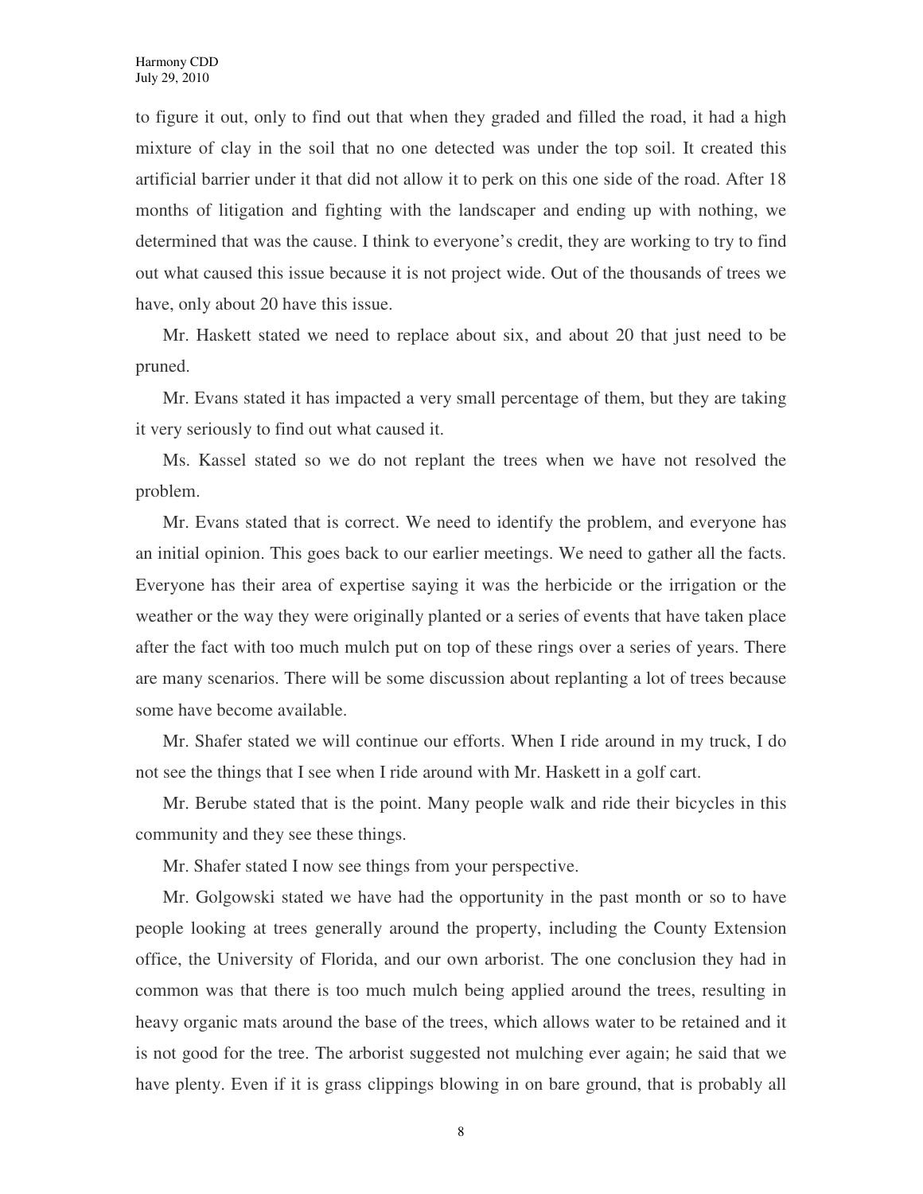to figure it out, only to find out that when they graded and filled the road, it had a high mixture of clay in the soil that no one detected was under the top soil. It created this artificial barrier under it that did not allow it to perk on this one side of the road. After 18 months of litigation and fighting with the landscaper and ending up with nothing, we determined that was the cause. I think to everyone's credit, they are working to try to find out what caused this issue because it is not project wide. Out of the thousands of trees we have, only about 20 have this issue.

Mr. Haskett stated we need to replace about six, and about 20 that just need to be pruned.

Mr. Evans stated it has impacted a very small percentage of them, but they are taking it very seriously to find out what caused it.

Ms. Kassel stated so we do not replant the trees when we have not resolved the problem.

Mr. Evans stated that is correct. We need to identify the problem, and everyone has an initial opinion. This goes back to our earlier meetings. We need to gather all the facts. Everyone has their area of expertise saying it was the herbicide or the irrigation or the weather or the way they were originally planted or a series of events that have taken place after the fact with too much mulch put on top of these rings over a series of years. There are many scenarios. There will be some discussion about replanting a lot of trees because some have become available.

Mr. Shafer stated we will continue our efforts. When I ride around in my truck, I do not see the things that I see when I ride around with Mr. Haskett in a golf cart.

Mr. Berube stated that is the point. Many people walk and ride their bicycles in this community and they see these things.

Mr. Shafer stated I now see things from your perspective.

Mr. Golgowski stated we have had the opportunity in the past month or so to have people looking at trees generally around the property, including the County Extension office, the University of Florida, and our own arborist. The one conclusion they had in common was that there is too much mulch being applied around the trees, resulting in heavy organic mats around the base of the trees, which allows water to be retained and it is not good for the tree. The arborist suggested not mulching ever again; he said that we have plenty. Even if it is grass clippings blowing in on bare ground, that is probably all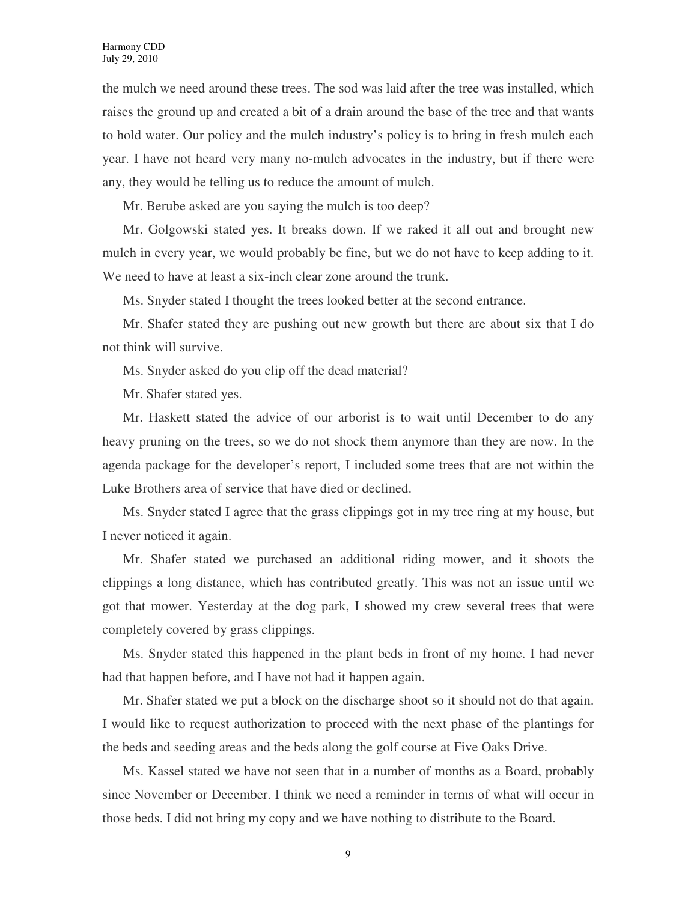the mulch we need around these trees. The sod was laid after the tree was installed, which raises the ground up and created a bit of a drain around the base of the tree and that wants to hold water. Our policy and the mulch industry's policy is to bring in fresh mulch each year. I have not heard very many no-mulch advocates in the industry, but if there were any, they would be telling us to reduce the amount of mulch.

Mr. Berube asked are you saying the mulch is too deep?

Mr. Golgowski stated yes. It breaks down. If we raked it all out and brought new mulch in every year, we would probably be fine, but we do not have to keep adding to it. We need to have at least a six-inch clear zone around the trunk.

Ms. Snyder stated I thought the trees looked better at the second entrance.

Mr. Shafer stated they are pushing out new growth but there are about six that I do not think will survive.

Ms. Snyder asked do you clip off the dead material?

Mr. Shafer stated yes.

Mr. Haskett stated the advice of our arborist is to wait until December to do any heavy pruning on the trees, so we do not shock them anymore than they are now. In the agenda package for the developer's report, I included some trees that are not within the Luke Brothers area of service that have died or declined.

Ms. Snyder stated I agree that the grass clippings got in my tree ring at my house, but I never noticed it again.

Mr. Shafer stated we purchased an additional riding mower, and it shoots the clippings a long distance, which has contributed greatly. This was not an issue until we got that mower. Yesterday at the dog park, I showed my crew several trees that were completely covered by grass clippings.

Ms. Snyder stated this happened in the plant beds in front of my home. I had never had that happen before, and I have not had it happen again.

Mr. Shafer stated we put a block on the discharge shoot so it should not do that again. I would like to request authorization to proceed with the next phase of the plantings for the beds and seeding areas and the beds along the golf course at Five Oaks Drive.

Ms. Kassel stated we have not seen that in a number of months as a Board, probably since November or December. I think we need a reminder in terms of what will occur in those beds. I did not bring my copy and we have nothing to distribute to the Board.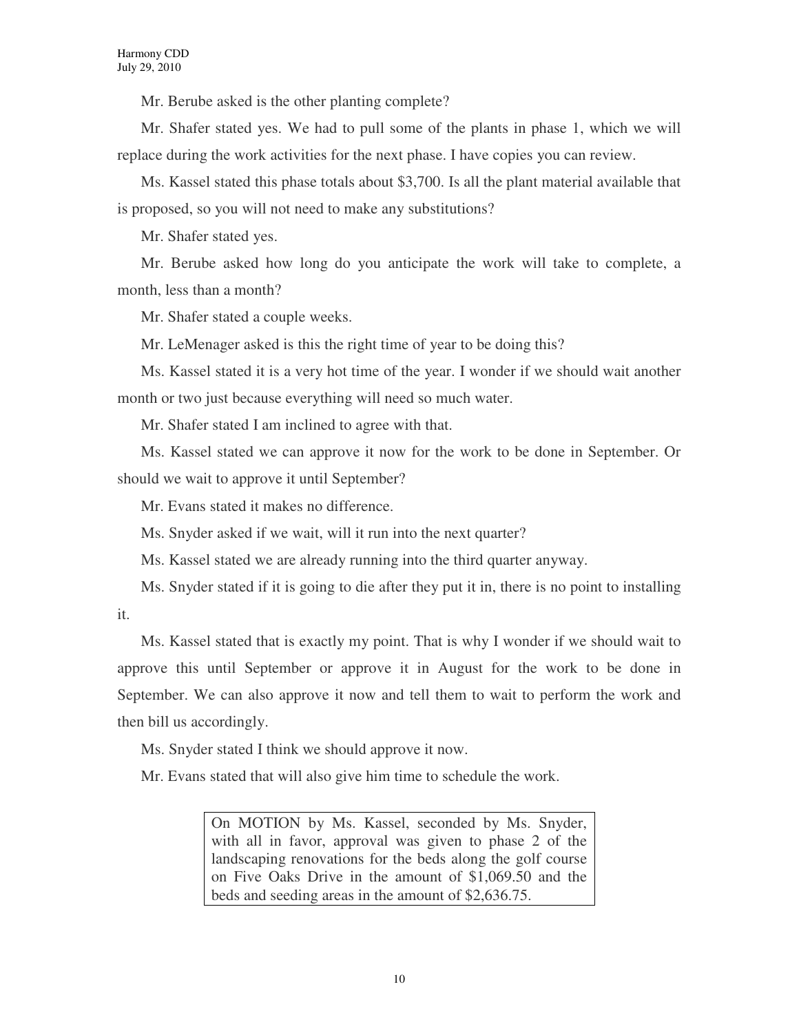Mr. Berube asked is the other planting complete?

Mr. Shafer stated yes. We had to pull some of the plants in phase 1, which we will replace during the work activities for the next phase. I have copies you can review.

Ms. Kassel stated this phase totals about $3,700. Is all the plant material available that is proposed, so you will not need to make any substitutions?

Mr. Shafer stated yes.

Mr. Berube asked how long do you anticipate the work will take to complete, a month, less than a month?

Mr. Shafer stated a couple weeks.

Mr. LeMenager asked is this the right time of year to be doing this?

Ms. Kassel stated it is a very hot time of the year. I wonder if we should wait another month or two just because everything will need so much water.

Mr. Shafer stated I am inclined to agree with that.

Ms. Kassel stated we can approve it now for the work to be done in September. Or should we wait to approve it until September?

Mr. Evans stated it makes no difference.

Ms. Snyder asked if we wait, will it run into the next quarter?

Ms. Kassel stated we are already running into the third quarter anyway.

Ms. Snyder stated if it is going to die after they put it in, there is no point to installing it.

Ms. Kassel stated that is exactly my point. That is why I wonder if we should wait to approve this until September or approve it in August for the work to be done in September. We can also approve it now and tell them to wait to perform the work and then bill us accordingly.

Ms. Snyder stated I think we should approve it now.

Mr. Evans stated that will also give him time to schedule the work.

> On MOTION by Ms. Kassel, seconded by Ms. Snyder, with all in favor, approval was given to phase 2 of the landscaping renovations for the beds along the golf course on Five Oaks Drive in the amount of $1,069.50 and the beds and seeding areas in the amount of $2,636.75.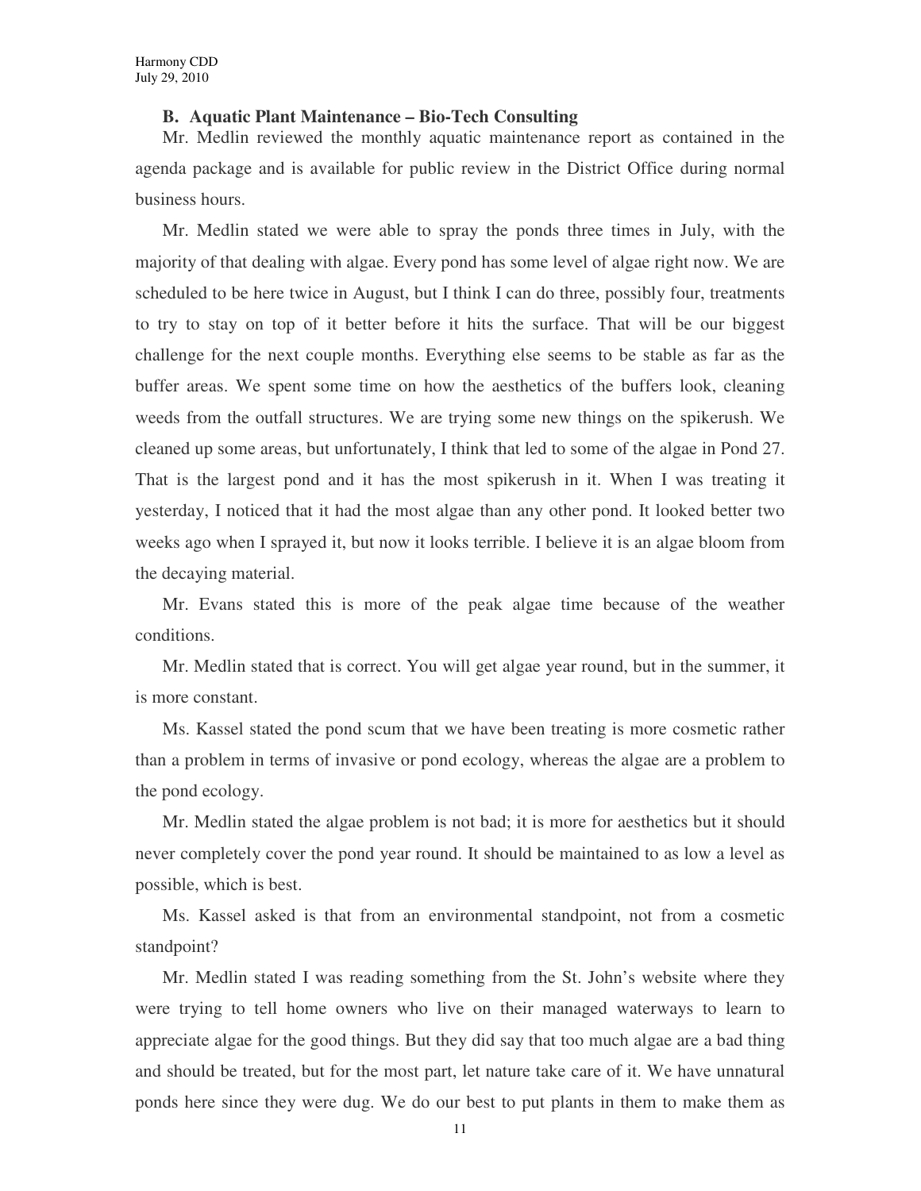**B. Aquatic Plant Maintenance – Bio-Tech Consulting**

Mr. Medlin reviewed the monthly aquatic maintenance report as contained in the agenda package and is available for public review in the District Office during normal business hours.

Mr. Medlin stated we were able to spray the ponds three times in July, with the majority of that dealing with algae. Every pond has some level of algae right now. We are scheduled to be here twice in August, but I think I can do three, possibly four, treatments to try to stay on top of it better before it hits the surface. That will be our biggest challenge for the next couple months. Everything else seems to be stable as far as the buffer areas. We spent some time on how the aesthetics of the buffers look, cleaning weeds from the outfall structures. We are trying some new things on the spikerush. We cleaned up some areas, but unfortunately, I think that led to some of the algae in Pond 27. That is the largest pond and it has the most spikerush in it. When I was treating it yesterday, I noticed that it had the most algae than any other pond. It looked better two weeks ago when I sprayed it, but now it looks terrible. I believe it is an algae bloom from the decaying material.

Mr. Evans stated this is more of the peak algae time because of the weather conditions.

Mr. Medlin stated that is correct. You will get algae year round, but in the summer, it is more constant.

Ms. Kassel stated the pond scum that we have been treating is more cosmetic rather than a problem in terms of invasive or pond ecology, whereas the algae are a problem to the pond ecology.

Mr. Medlin stated the algae problem is not bad; it is more for aesthetics but it should never completely cover the pond year round. It should be maintained to as low a level as possible, which is best.

Ms. Kassel asked is that from an environmental standpoint, not from a cosmetic standpoint?

Mr. Medlin stated I was reading something from the St. John's website where they were trying to tell home owners who live on their managed waterways to learn to appreciate algae for the good things. But they did say that too much algae are a bad thing and should be treated, but for the most part, let nature take care of it. We have unnatural ponds here since they were dug. We do our best to put plants in them to make them as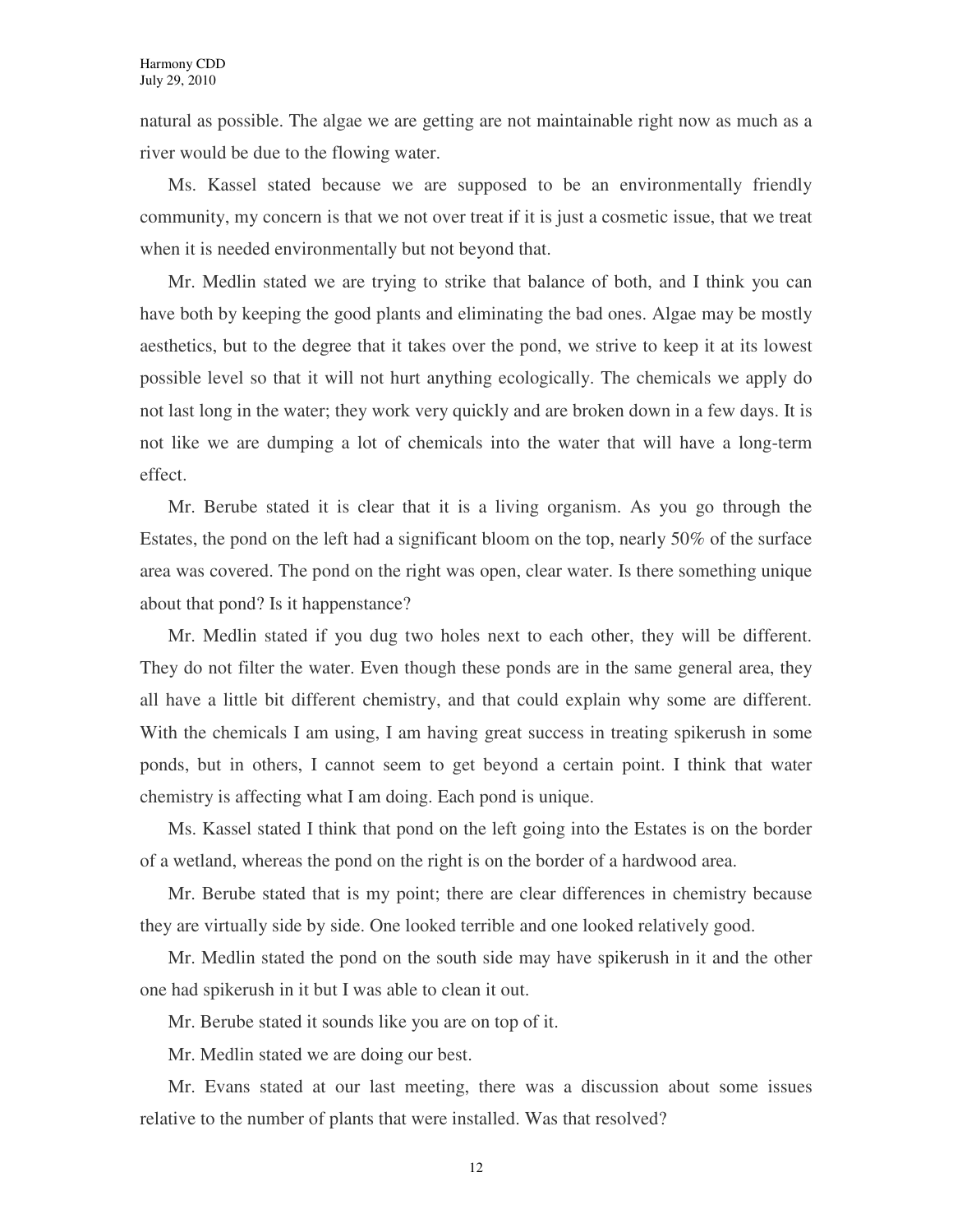natural as possible. The algae we are getting are not maintainable right now as much as a river would be due to the flowing water.

Ms. Kassel stated because we are supposed to be an environmentally friendly community, my concern is that we not over treat if it is just a cosmetic issue, that we treat when it is needed environmentally but not beyond that.

Mr. Medlin stated we are trying to strike that balance of both, and I think you can have both by keeping the good plants and eliminating the bad ones. Algae may be mostly aesthetics, but to the degree that it takes over the pond, we strive to keep it at its lowest possible level so that it will not hurt anything ecologically. The chemicals we apply do not last long in the water; they work very quickly and are broken down in a few days. It is not like we are dumping a lot of chemicals into the water that will have a long-term effect.

Mr. Berube stated it is clear that it is a living organism. As you go through the Estates, the pond on the left had a significant bloom on the top, nearly 50% of the surface area was covered. The pond on the right was open, clear water. Is there something unique about that pond? Is it happenstance?

Mr. Medlin stated if you dug two holes next to each other, they will be different. They do not filter the water. Even though these ponds are in the same general area, they all have a little bit different chemistry, and that could explain why some are different. With the chemicals I am using, I am having great success in treating spikerush in some ponds, but in others, I cannot seem to get beyond a certain point. I think that water chemistry is affecting what I am doing. Each pond is unique.

Ms. Kassel stated I think that pond on the left going into the Estates is on the border of a wetland, whereas the pond on the right is on the border of a hardwood area.

Mr. Berube stated that is my point; there are clear differences in chemistry because they are virtually side by side. One looked terrible and one looked relatively good.

Mr. Medlin stated the pond on the south side may have spikerush in it and the other one had spikerush in it but I was able to clean it out.

Mr. Berube stated it sounds like you are on top of it.

Mr. Medlin stated we are doing our best.

Mr. Evans stated at our last meeting, there was a discussion about some issues relative to the number of plants that were installed. Was that resolved?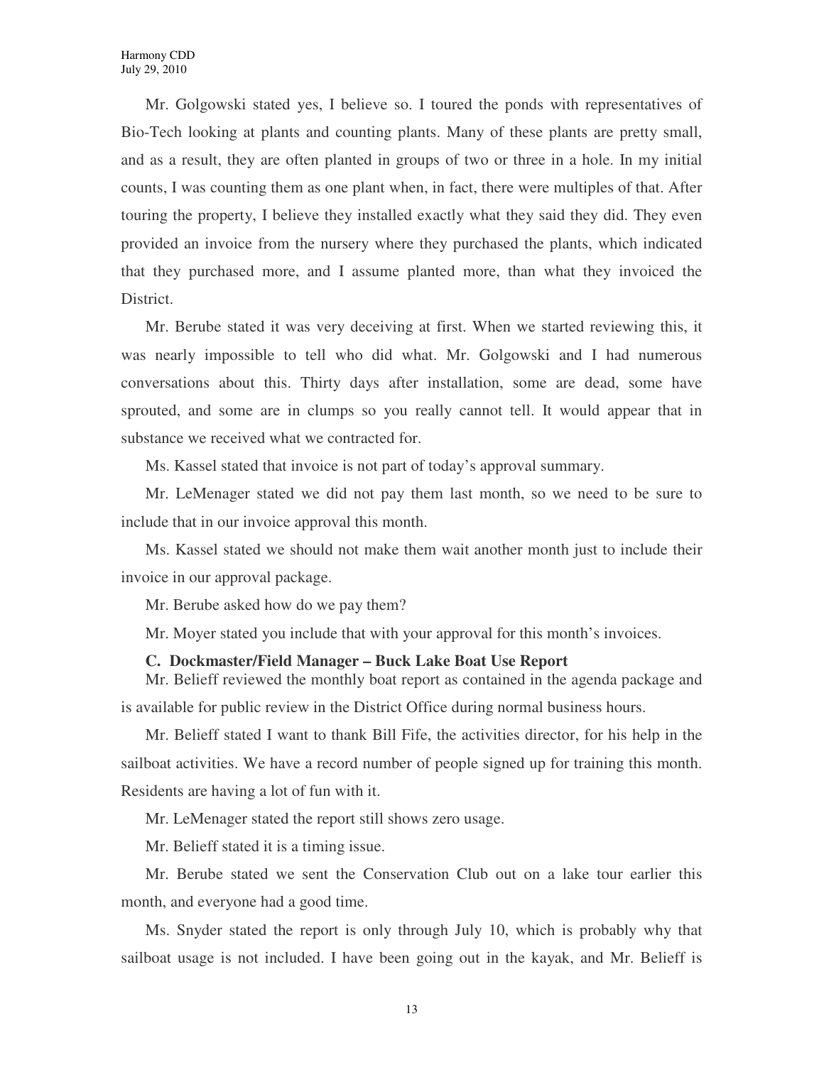Mr. Golgowski stated yes, I believe so. I toured the ponds with representatives of Bio-Tech looking at plants and counting plants. Many of these plants are pretty small, and as a result, they are often planted in groups of two or three in a hole. In my initial counts, I was counting them as one plant when, in fact, there were multiples of that. After touring the property, I believe they installed exactly what they said they did. They even provided an invoice from the nursery where they purchased the plants, which indicated that they purchased more, and I assume planted more, than what they invoiced the District.

Mr. Berube stated it was very deceiving at first. When we started reviewing this, it was nearly impossible to tell who did what. Mr. Golgowski and I had numerous conversations about this. Thirty days after installation, some are dead, some have sprouted, and some are in clumps so you really cannot tell. It would appear that in substance we received what we contracted for.

Ms. Kassel stated that invoice is not part of today's approval summary.

Mr. LeMenager stated we did not pay them last month, so we need to be sure to include that in our invoice approval this month.

Ms. Kassel stated we should not make them wait another month just to include their invoice in our approval package.

Mr. Berube asked how do we pay them?

Mr. Moyer stated you include that with your approval for this month's invoices.

**C. Dockmaster/Field Manager – Buck Lake Boat Use Report**

Mr. Belieff reviewed the monthly boat report as contained in the agenda package and is available for public review in the District Office during normal business hours.

Mr. Belieff stated I want to thank Bill Fife, the activities director, for his help in the sailboat activities. We have a record number of people signed up for training this month. Residents are having a lot of fun with it.

Mr. LeMenager stated the report still shows zero usage.

Mr. Belieff stated it is a timing issue.

Mr. Berube stated we sent the Conservation Club out on a lake tour earlier this month, and everyone had a good time.

Ms. Snyder stated the report is only through July 10, which is probably why that sailboat usage is not included. I have been going out in the kayak, and Mr. Belieff is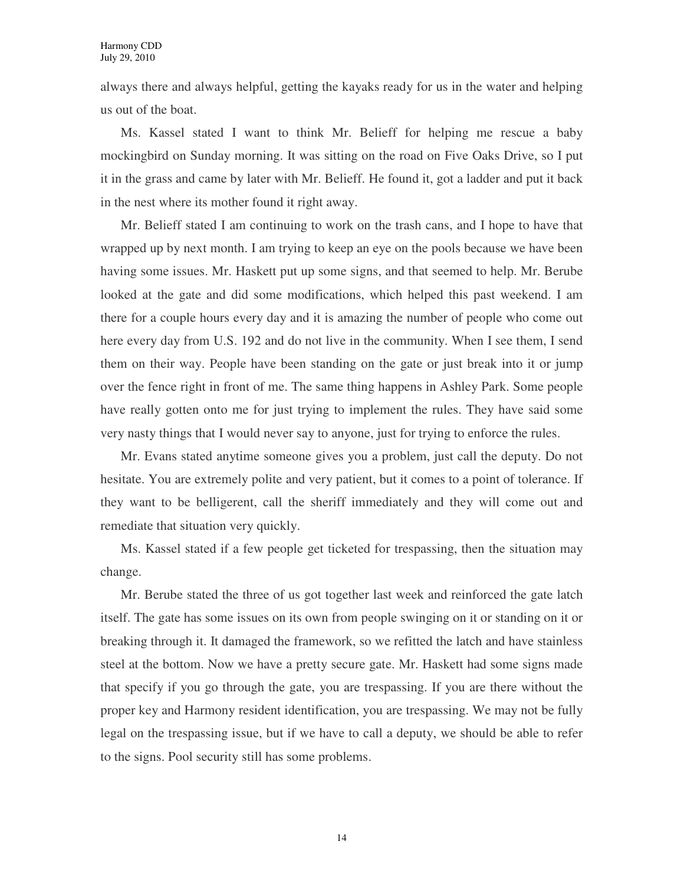always there and always helpful, getting the kayaks ready for us in the water and helping us out of the boat.

Ms. Kassel stated I want to think Mr. Belieff for helping me rescue a baby mockingbird on Sunday morning. It was sitting on the road on Five Oaks Drive, so I put it in the grass and came by later with Mr. Belieff. He found it, got a ladder and put it back in the nest where its mother found it right away.

Mr. Belieff stated I am continuing to work on the trash cans, and I hope to have that wrapped up by next month. I am trying to keep an eye on the pools because we have been having some issues. Mr. Haskett put up some signs, and that seemed to help. Mr. Berube looked at the gate and did some modifications, which helped this past weekend. I am there for a couple hours every day and it is amazing the number of people who come out here every day from U.S. 192 and do not live in the community. When I see them, I send them on their way. People have been standing on the gate or just break into it or jump over the fence right in front of me. The same thing happens in Ashley Park. Some people have really gotten onto me for just trying to implement the rules. They have said some very nasty things that I would never say to anyone, just for trying to enforce the rules.

Mr. Evans stated anytime someone gives you a problem, just call the deputy. Do not hesitate. You are extremely polite and very patient, but it comes to a point of tolerance. If they want to be belligerent, call the sheriff immediately and they will come out and remediate that situation very quickly.

Ms. Kassel stated if a few people get ticketed for trespassing, then the situation may change.

Mr. Berube stated the three of us got together last week and reinforced the gate latch itself. The gate has some issues on its own from people swinging on it or standing on it or breaking through it. It damaged the framework, so we refitted the latch and have stainless steel at the bottom. Now we have a pretty secure gate. Mr. Haskett had some signs made that specify if you go through the gate, you are trespassing. If you are there without the proper key and Harmony resident identification, you are trespassing. We may not be fully legal on the trespassing issue, but if we have to call a deputy, we should be able to refer to the signs. Pool security still has some problems.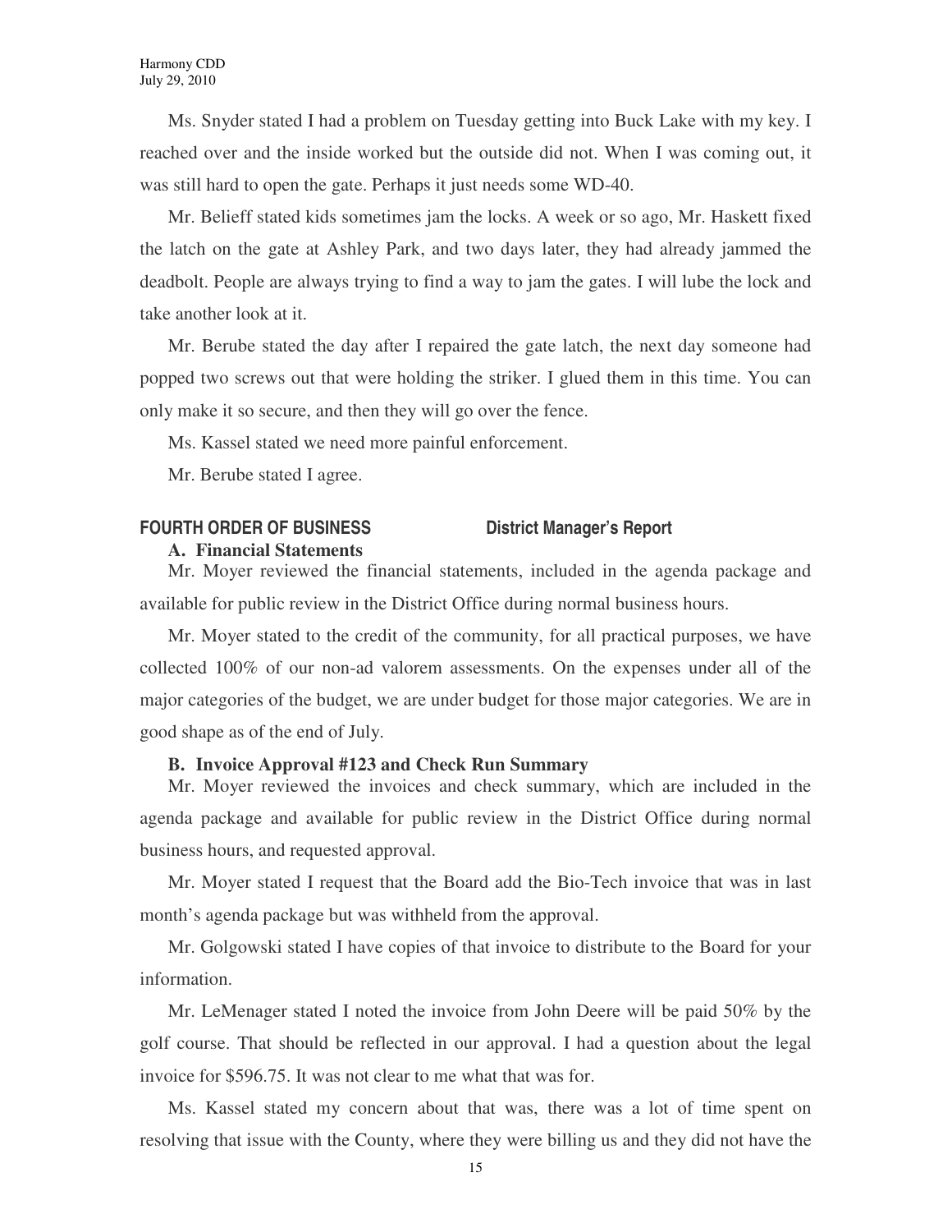Ms. Snyder stated I had a problem on Tuesday getting into Buck Lake with my key. I reached over and the inside worked but the outside did not. When I was coming out, it was still hard to open the gate. Perhaps it just needs some WD-40.

Mr. Belieff stated kids sometimes jam the locks. A week or so ago, Mr. Haskett fixed the latch on the gate at Ashley Park, and two days later, they had already jammed the deadbolt. People are always trying to find a way to jam the gates. I will lube the lock and take another look at it.

Mr. Berube stated the day after I repaired the gate latch, the next day someone had popped two screws out that were holding the striker. I glued them in this time. You can only make it so secure, and then they will go over the fence.

Ms. Kassel stated we need more painful enforcement.

Mr. Berube stated I agree.

## FOURTH ORDER OF BUSINESS District Manager's Report

### A. Financial Statements

Mr. Moyer reviewed the financial statements, included in the agenda package and available for public review in the District Office during normal business hours.

Mr. Moyer stated to the credit of the community, for all practical purposes, we have collected 100% of our non-ad valorem assessments. On the expenses under all of the major categories of the budget, we are under budget for those major categories. We are in good shape as of the end of July.

### B. Invoice Approval #123 and Check Run Summary

Mr. Moyer reviewed the invoices and check summary, which are included in the agenda package and available for public review in the District Office during normal business hours, and requested approval.

Mr. Moyer stated I request that the Board add the Bio-Tech invoice that was in last month's agenda package but was withheld from the approval.

Mr. Golgowski stated I have copies of that invoice to distribute to the Board for your information.

Mr. LeMenager stated I noted the invoice from John Deere will be paid 50% by the golf course. That should be reflected in our approval. I had a question about the legal invoice for $596.75. It was not clear to me what that was for.

Ms. Kassel stated my concern about that was, there was a lot of time spent on resolving that issue with the County, where they were billing us and they did not have the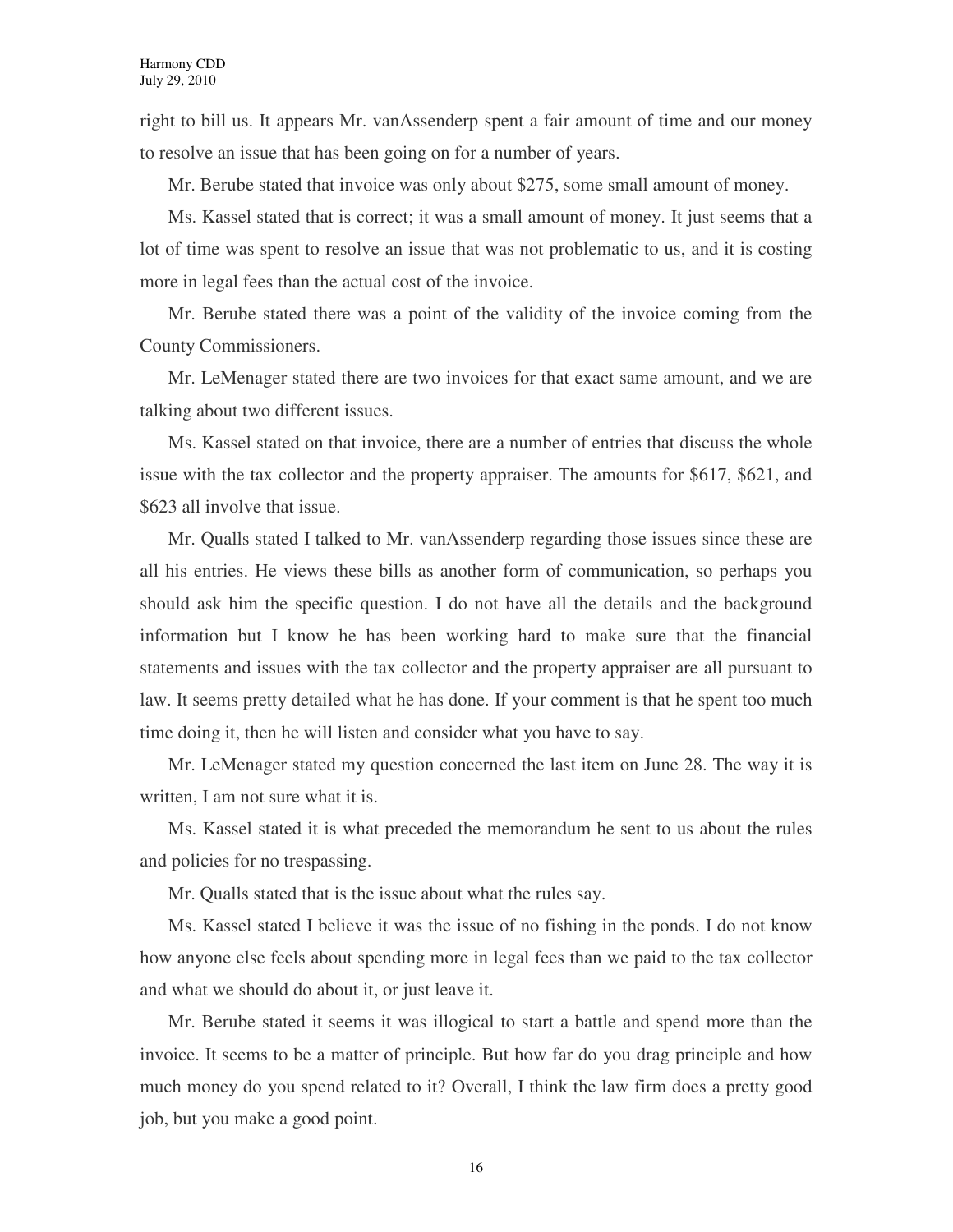right to bill us. It appears Mr. vanAssenderp spent a fair amount of time and our money to resolve an issue that has been going on for a number of years.

Mr. Berube stated that invoice was only about $275, some small amount of money.

Ms. Kassel stated that is correct; it was a small amount of money. It just seems that a lot of time was spent to resolve an issue that was not problematic to us, and it is costing more in legal fees than the actual cost of the invoice.

Mr. Berube stated there was a point of the validity of the invoice coming from the County Commissioners.

Mr. LeMenager stated there are two invoices for that exact same amount, and we are talking about two different issues.

Ms. Kassel stated on that invoice, there are a number of entries that discuss the whole issue with the tax collector and the property appraiser. The amounts for $617, $621, and $623 all involve that issue.

Mr. Qualls stated I talked to Mr. vanAssenderp regarding those issues since these are all his entries. He views these bills as another form of communication, so perhaps you should ask him the specific question. I do not have all the details and the background information but I know he has been working hard to make sure that the financial statements and issues with the tax collector and the property appraiser are all pursuant to law. It seems pretty detailed what he has done. If your comment is that he spent too much time doing it, then he will listen and consider what you have to say.

Mr. LeMenager stated my question concerned the last item on June 28. The way it is written, I am not sure what it is.

Ms. Kassel stated it is what preceded the memorandum he sent to us about the rules and policies for no trespassing.

Mr. Qualls stated that is the issue about what the rules say.

Ms. Kassel stated I believe it was the issue of no fishing in the ponds. I do not know how anyone else feels about spending more in legal fees than we paid to the tax collector and what we should do about it, or just leave it.

Mr. Berube stated it seems it was illogical to start a battle and spend more than the invoice. It seems to be a matter of principle. But how far do you drag principle and how much money do you spend related to it? Overall, I think the law firm does a pretty good job, but you make a good point.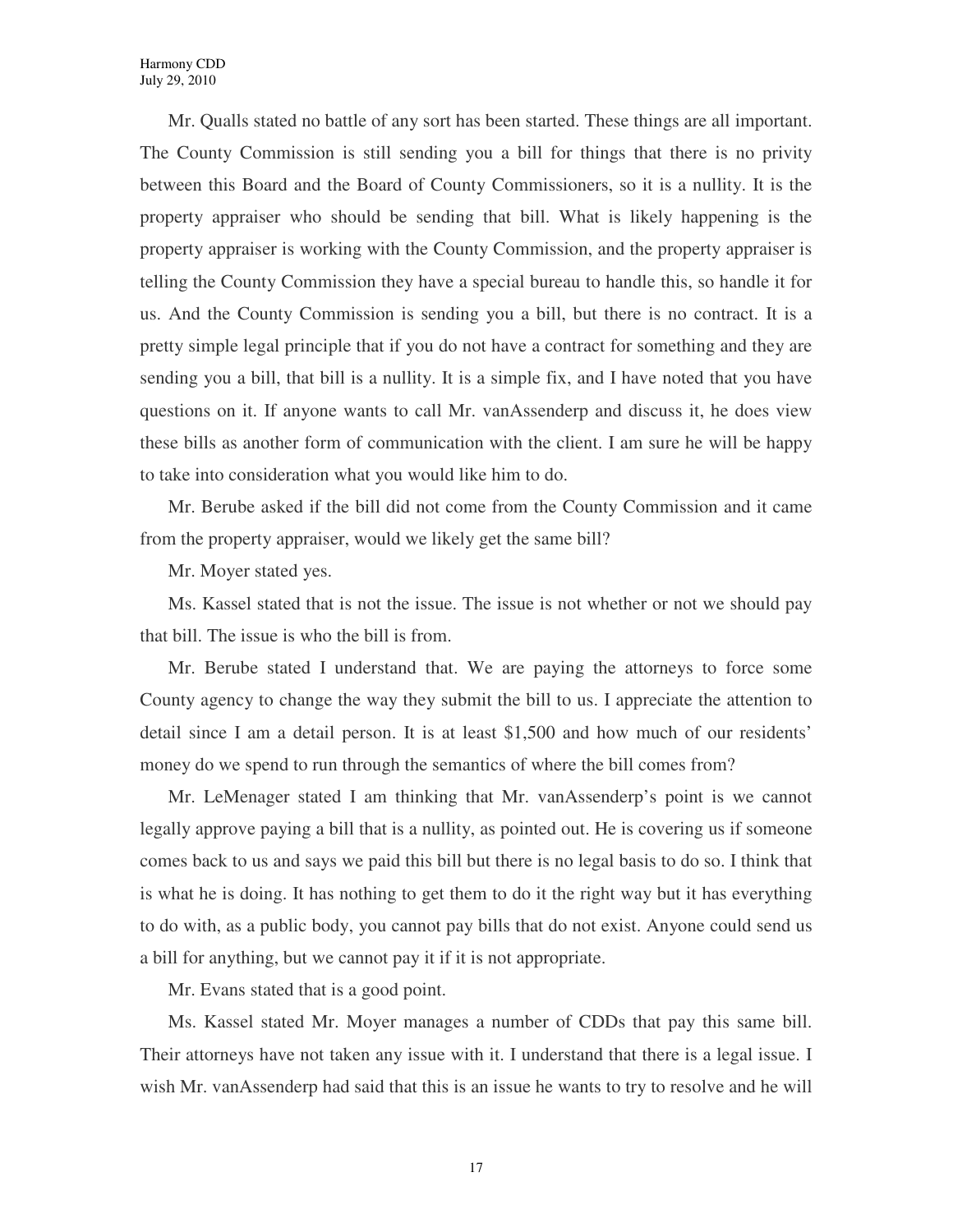Mr. Qualls stated no battle of any sort has been started. These things are all important. The County Commission is still sending you a bill for things that there is no privity between this Board and the Board of County Commissioners, so it is a nullity. It is the property appraiser who should be sending that bill. What is likely happening is the property appraiser is working with the County Commission, and the property appraiser is telling the County Commission they have a special bureau to handle this, so handle it for us. And the County Commission is sending you a bill, but there is no contract. It is a pretty simple legal principle that if you do not have a contract for something and they are sending you a bill, that bill is a nullity. It is a simple fix, and I have noted that you have questions on it. If anyone wants to call Mr. vanAssenderp and discuss it, he does view these bills as another form of communication with the client. I am sure he will be happy to take into consideration what you would like him to do.

Mr. Berube asked if the bill did not come from the County Commission and it came from the property appraiser, would we likely get the same bill?

Mr. Moyer stated yes.

Ms. Kassel stated that is not the issue. The issue is not whether or not we should pay that bill. The issue is who the bill is from.

Mr. Berube stated I understand that. We are paying the attorneys to force some County agency to change the way they submit the bill to us. I appreciate the attention to detail since I am a detail person. It is at least $1,500 and how much of our residents' money do we spend to run through the semantics of where the bill comes from?

Mr. LeMenager stated I am thinking that Mr. vanAssenderp's point is we cannot legally approve paying a bill that is a nullity, as pointed out. He is covering us if someone comes back to us and says we paid this bill but there is no legal basis to do so. I think that is what he is doing. It has nothing to get them to do it the right way but it has everything to do with, as a public body, you cannot pay bills that do not exist. Anyone could send us a bill for anything, but we cannot pay it if it is not appropriate.

Mr. Evans stated that is a good point.

Ms. Kassel stated Mr. Moyer manages a number of CDDs that pay this same bill. Their attorneys have not taken any issue with it. I understand that there is a legal issue. I wish Mr. vanAssenderp had said that this is an issue he wants to try to resolve and he will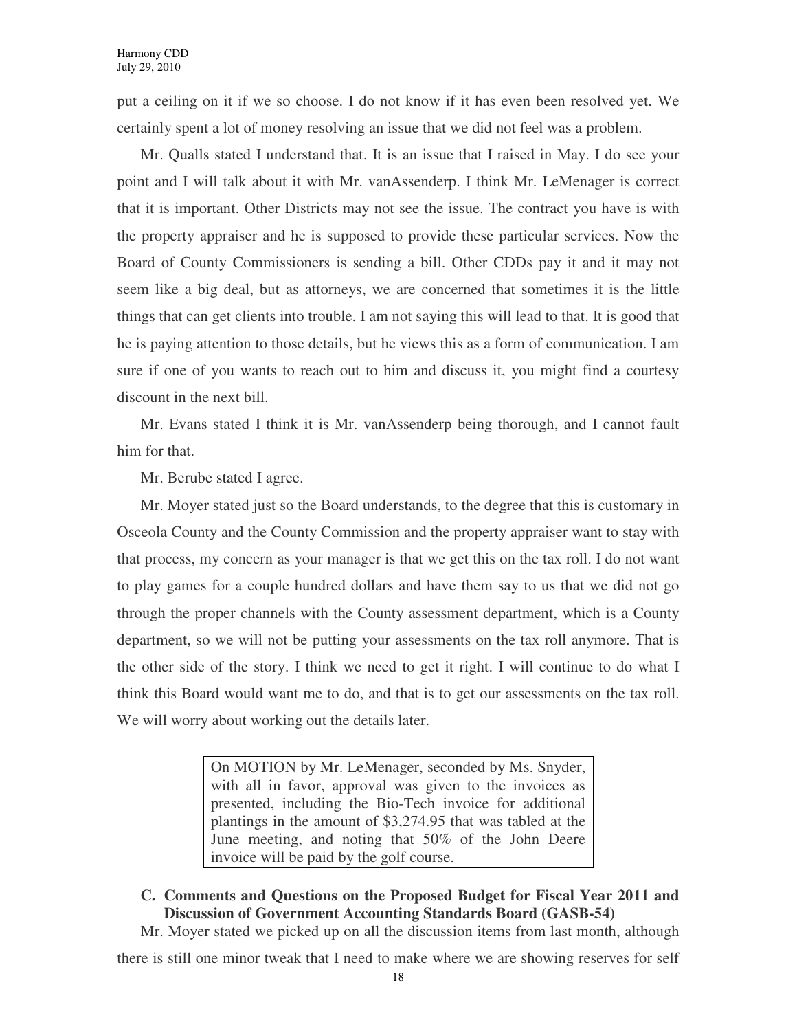put a ceiling on it if we so choose. I do not know if it has even been resolved yet. We certainly spent a lot of money resolving an issue that we did not feel was a problem.

Mr. Qualls stated I understand that. It is an issue that I raised in May. I do see your point and I will talk about it with Mr. vanAssenderp. I think Mr. LeMenager is correct that it is important. Other Districts may not see the issue. The contract you have is with the property appraiser and he is supposed to provide these particular services. Now the Board of County Commissioners is sending a bill. Other CDDs pay it and it may not seem like a big deal, but as attorneys, we are concerned that sometimes it is the little things that can get clients into trouble. I am not saying this will lead to that. It is good that he is paying attention to those details, but he views this as a form of communication. I am sure if one of you wants to reach out to him and discuss it, you might find a courtesy discount in the next bill.

Mr. Evans stated I think it is Mr. vanAssenderp being thorough, and I cannot fault him for that.

Mr. Berube stated I agree.

Mr. Moyer stated just so the Board understands, to the degree that this is customary in Osceola County and the County Commission and the property appraiser want to stay with that process, my concern as your manager is that we get this on the tax roll. I do not want to play games for a couple hundred dollars and have them say to us that we did not go through the proper channels with the County assessment department, which is a County department, so we will not be putting your assessments on the tax roll anymore. That is the other side of the story. I think we need to get it right. I will continue to do what I think this Board would want me to do, and that is to get our assessments on the tax roll. We will worry about working out the details later.

> On MOTION by Mr. LeMenager, seconded by Ms. Snyder, with all in favor, approval was given to the invoices as presented, including the Bio-Tech invoice for additional plantings in the amount of $3,274.95 that was tabled at the June meeting, and noting that 50% of the John Deere invoice will be paid by the golf course.

**C. Comments and Questions on the Proposed Budget for Fiscal Year 2011 and Discussion of Government Accounting Standards Board (GASB-54)**

Mr. Moyer stated we picked up on all the discussion items from last month, although there is still one minor tweak that I need to make where we are showing reserves for self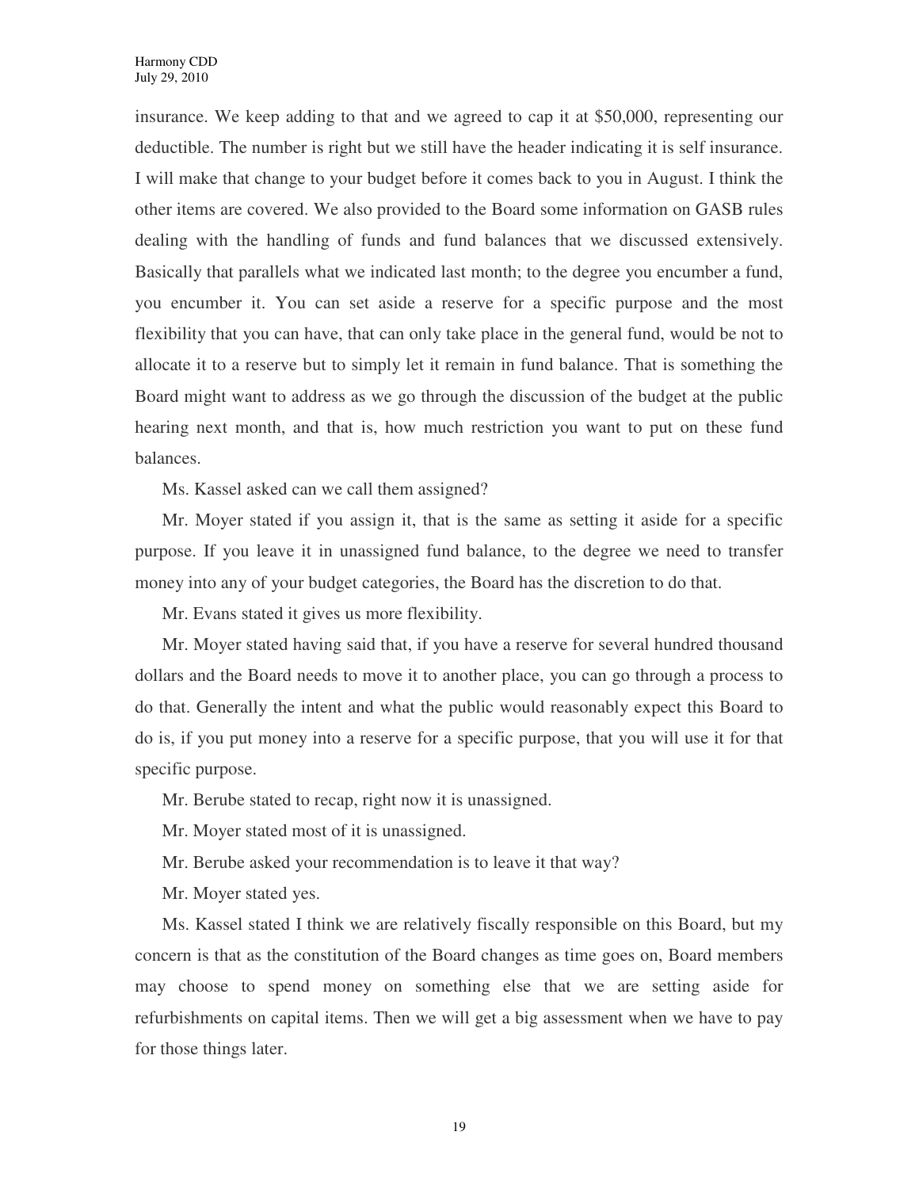insurance. We keep adding to that and we agreed to cap it at $50,000, representing our deductible. The number is right but we still have the header indicating it is self insurance. I will make that change to your budget before it comes back to you in August. I think the other items are covered. We also provided to the Board some information on GASB rules dealing with the handling of funds and fund balances that we discussed extensively. Basically that parallels what we indicated last month; to the degree you encumber a fund, you encumber it. You can set aside a reserve for a specific purpose and the most flexibility that you can have, that can only take place in the general fund, would be not to allocate it to a reserve but to simply let it remain in fund balance. That is something the Board might want to address as we go through the discussion of the budget at the public hearing next month, and that is, how much restriction you want to put on these fund balances.

Ms. Kassel asked can we call them assigned?

Mr. Moyer stated if you assign it, that is the same as setting it aside for a specific purpose. If you leave it in unassigned fund balance, to the degree we need to transfer money into any of your budget categories, the Board has the discretion to do that.

Mr. Evans stated it gives us more flexibility.

Mr. Moyer stated having said that, if you have a reserve for several hundred thousand dollars and the Board needs to move it to another place, you can go through a process to do that. Generally the intent and what the public would reasonably expect this Board to do is, if you put money into a reserve for a specific purpose, that you will use it for that specific purpose.

Mr. Berube stated to recap, right now it is unassigned.

Mr. Moyer stated most of it is unassigned.

Mr. Berube asked your recommendation is to leave it that way?

Mr. Moyer stated yes.

Ms. Kassel stated I think we are relatively fiscally responsible on this Board, but my concern is that as the constitution of the Board changes as time goes on, Board members may choose to spend money on something else that we are setting aside for refurbishments on capital items. Then we will get a big assessment when we have to pay for those things later.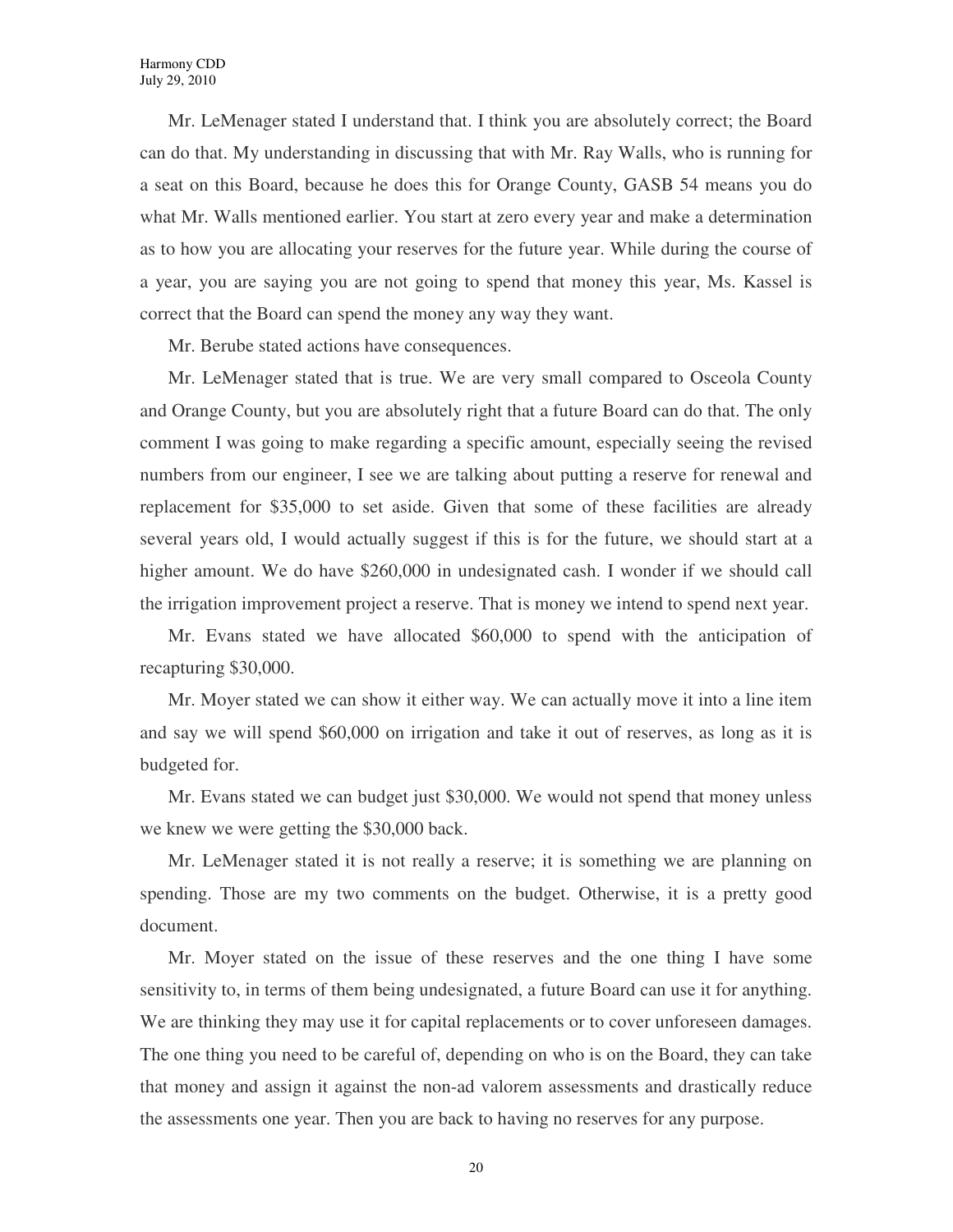Mr. LeMenager stated I understand that. I think you are absolutely correct; the Board can do that. My understanding in discussing that with Mr. Ray Walls, who is running for a seat on this Board, because he does this for Orange County, GASB 54 means you do what Mr. Walls mentioned earlier. You start at zero every year and make a determination as to how you are allocating your reserves for the future year. While during the course of a year, you are saying you are not going to spend that money this year, Ms. Kassel is correct that the Board can spend the money any way they want.

Mr. Berube stated actions have consequences.

Mr. LeMenager stated that is true. We are very small compared to Osceola County and Orange County, but you are absolutely right that a future Board can do that. The only comment I was going to make regarding a specific amount, especially seeing the revised numbers from our engineer, I see we are talking about putting a reserve for renewal and replacement for $35,000 to set aside. Given that some of these facilities are already several years old, I would actually suggest if this is for the future, we should start at a higher amount. We do have $260,000 in undesignated cash. I wonder if we should call the irrigation improvement project a reserve. That is money we intend to spend next year.

Mr. Evans stated we have allocated $60,000 to spend with the anticipation of recapturing $30,000.

Mr. Moyer stated we can show it either way. We can actually move it into a line item and say we will spend $60,000 on irrigation and take it out of reserves, as long as it is budgeted for.

Mr. Evans stated we can budget just $30,000. We would not spend that money unless we knew we were getting the $30,000 back.

Mr. LeMenager stated it is not really a reserve; it is something we are planning on spending. Those are my two comments on the budget. Otherwise, it is a pretty good document.

Mr. Moyer stated on the issue of these reserves and the one thing I have some sensitivity to, in terms of them being undesignated, a future Board can use it for anything. We are thinking they may use it for capital replacements or to cover unforeseen damages. The one thing you need to be careful of, depending on who is on the Board, they can take that money and assign it against the non-ad valorem assessments and drastically reduce the assessments one year. Then you are back to having no reserves for any purpose.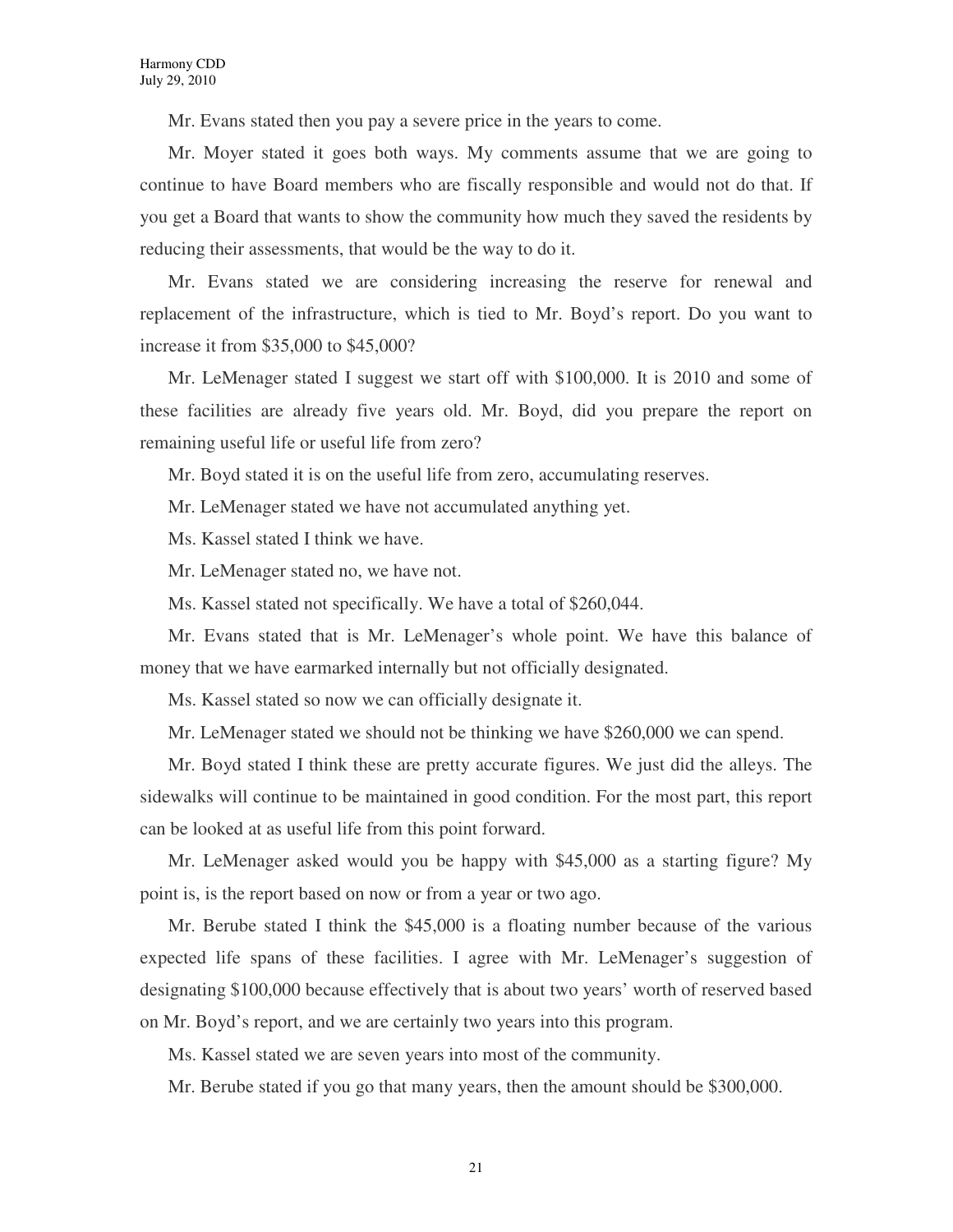Mr. Evans stated then you pay a severe price in the years to come.

Mr. Moyer stated it goes both ways. My comments assume that we are going to continue to have Board members who are fiscally responsible and would not do that. If you get a Board that wants to show the community how much they saved the residents by reducing their assessments, that would be the way to do it.

Mr. Evans stated we are considering increasing the reserve for renewal and replacement of the infrastructure, which is tied to Mr. Boyd's report. Do you want to increase it from $35,000 to $45,000?

Mr. LeMenager stated I suggest we start off with $100,000. It is 2010 and some of these facilities are already five years old. Mr. Boyd, did you prepare the report on remaining useful life or useful life from zero?

Mr. Boyd stated it is on the useful life from zero, accumulating reserves.

Mr. LeMenager stated we have not accumulated anything yet.

Ms. Kassel stated I think we have.

Mr. LeMenager stated no, we have not.

Ms. Kassel stated not specifically. We have a total of $260,044.

Mr. Evans stated that is Mr. LeMenager's whole point. We have this balance of money that we have earmarked internally but not officially designated.

Ms. Kassel stated so now we can officially designate it.

Mr. LeMenager stated we should not be thinking we have $260,000 we can spend.

Mr. Boyd stated I think these are pretty accurate figures. We just did the alleys. The sidewalks will continue to be maintained in good condition. For the most part, this report can be looked at as useful life from this point forward.

Mr. LeMenager asked would you be happy with $45,000 as a starting figure? My point is, is the report based on now or from a year or two ago.

Mr. Berube stated I think the $45,000 is a floating number because of the various expected life spans of these facilities. I agree with Mr. LeMenager's suggestion of designating $100,000 because effectively that is about two years' worth of reserved based on Mr. Boyd's report, and we are certainly two years into this program.

Ms. Kassel stated we are seven years into most of the community.

Mr. Berube stated if you go that many years, then the amount should be $300,000.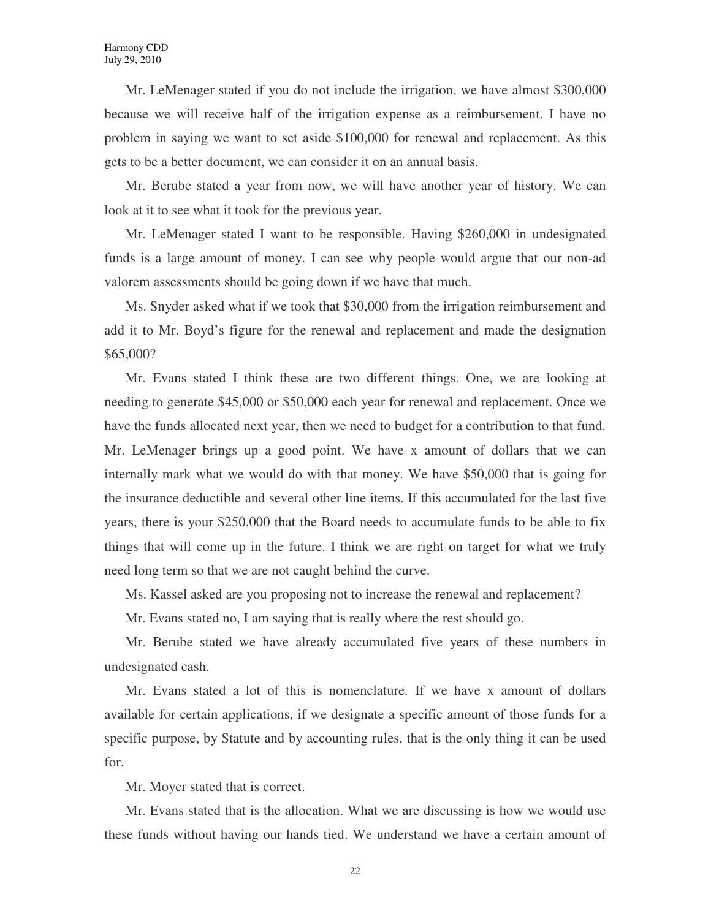Mr. LeMenager stated if you do not include the irrigation, we have almost $300,000 because we will receive half of the irrigation expense as a reimbursement. I have no problem in saying we want to set aside $100,000 for renewal and replacement. As this gets to be a better document, we can consider it on an annual basis.

Mr. Berube stated a year from now, we will have another year of history. We can look at it to see what it took for the previous year.

Mr. LeMenager stated I want to be responsible. Having $260,000 in undesignated funds is a large amount of money. I can see why people would argue that our non-ad valorem assessments should be going down if we have that much.

Ms. Snyder asked what if we took that $30,000 from the irrigation reimbursement and add it to Mr. Boyd's figure for the renewal and replacement and made the designation $65,000?

Mr. Evans stated I think these are two different things. One, we are looking at needing to generate $45,000 or $50,000 each year for renewal and replacement. Once we have the funds allocated next year, then we need to budget for a contribution to that fund. Mr. LeMenager brings up a good point. We have x amount of dollars that we can internally mark what we would do with that money. We have $50,000 that is going for the insurance deductible and several other line items. If this accumulated for the last five years, there is your $250,000 that the Board needs to accumulate funds to be able to fix things that will come up in the future. I think we are right on target for what we truly need long term so that we are not caught behind the curve.

Ms. Kassel asked are you proposing not to increase the renewal and replacement?

Mr. Evans stated no, I am saying that is really where the rest should go.

Mr. Berube stated we have already accumulated five years of these numbers in undesignated cash.

Mr. Evans stated a lot of this is nomenclature. If we have x amount of dollars available for certain applications, if we designate a specific amount of those funds for a specific purpose, by Statute and by accounting rules, that is the only thing it can be used for.

Mr. Moyer stated that is correct.

Mr. Evans stated that is the allocation. What we are discussing is how we would use these funds without having our hands tied. We understand we have a certain amount of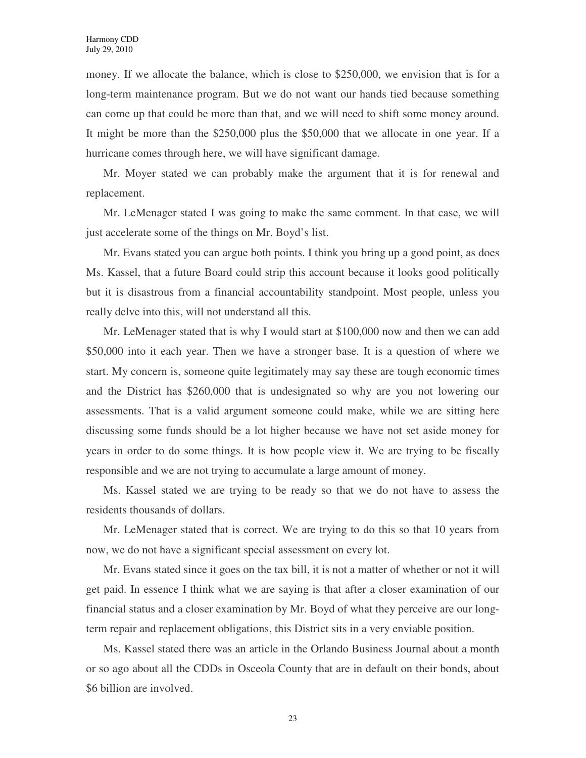money. If we allocate the balance, which is close to $250,000, we envision that is for a long-term maintenance program. But we do not want our hands tied because something can come up that could be more than that, and we will need to shift some money around. It might be more than the $250,000 plus the $50,000 that we allocate in one year. If a hurricane comes through here, we will have significant damage.

Mr. Moyer stated we can probably make the argument that it is for renewal and replacement.

Mr. LeMenager stated I was going to make the same comment. In that case, we will just accelerate some of the things on Mr. Boyd's list.

Mr. Evans stated you can argue both points. I think you bring up a good point, as does Ms. Kassel, that a future Board could strip this account because it looks good politically but it is disastrous from a financial accountability standpoint. Most people, unless you really delve into this, will not understand all this.

Mr. LeMenager stated that is why I would start at $100,000 now and then we can add $50,000 into it each year. Then we have a stronger base. It is a question of where we start. My concern is, someone quite legitimately may say these are tough economic times and the District has $260,000 that is undesignated so why are you not lowering our assessments. That is a valid argument someone could make, while we are sitting here discussing some funds should be a lot higher because we have not set aside money for years in order to do some things. It is how people view it. We are trying to be fiscally responsible and we are not trying to accumulate a large amount of money.

Ms. Kassel stated we are trying to be ready so that we do not have to assess the residents thousands of dollars.

Mr. LeMenager stated that is correct. We are trying to do this so that 10 years from now, we do not have a significant special assessment on every lot.

Mr. Evans stated since it goes on the tax bill, it is not a matter of whether or not it will get paid. In essence I think what we are saying is that after a closer examination of our financial status and a closer examination by Mr. Boyd of what they perceive are our long-term repair and replacement obligations, this District sits in a very enviable position.

Ms. Kassel stated there was an article in the Orlando Business Journal about a month or so ago about all the CDDs in Osceola County that are in default on their bonds, about $6 billion are involved.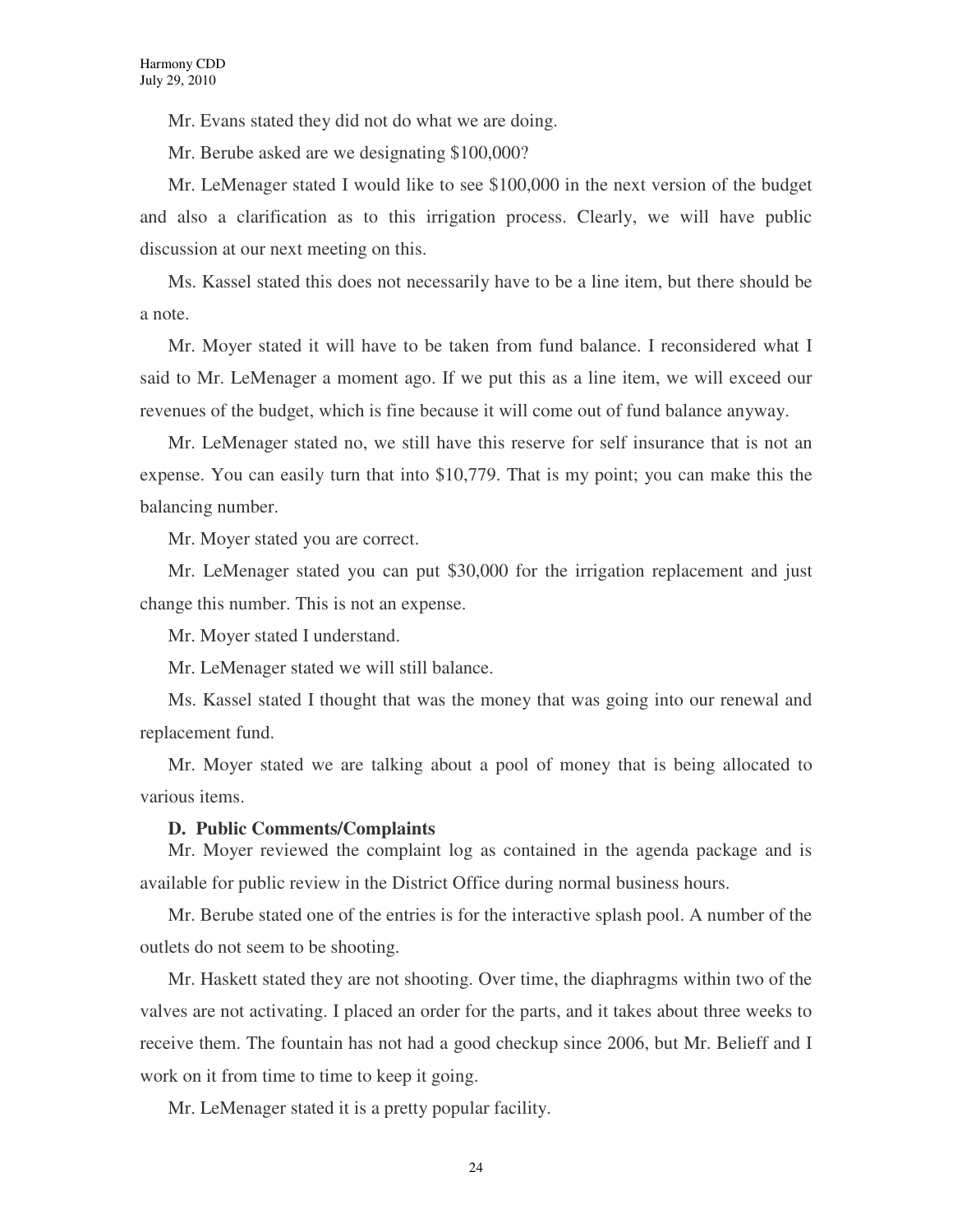Mr. Evans stated they did not do what we are doing.

Mr. Berube asked are we designating $100,000?

Mr. LeMenager stated I would like to see $100,000 in the next version of the budget and also a clarification as to this irrigation process. Clearly, we will have public discussion at our next meeting on this.

Ms. Kassel stated this does not necessarily have to be a line item, but there should be a note.

Mr. Moyer stated it will have to be taken from fund balance. I reconsidered what I said to Mr. LeMenager a moment ago. If we put this as a line item, we will exceed our revenues of the budget, which is fine because it will come out of fund balance anyway.

Mr. LeMenager stated no, we still have this reserve for self insurance that is not an expense. You can easily turn that into $10,779. That is my point; you can make this the balancing number.

Mr. Moyer stated you are correct.

Mr. LeMenager stated you can put $30,000 for the irrigation replacement and just change this number. This is not an expense.

Mr. Moyer stated I understand.

Mr. LeMenager stated we will still balance.

Ms. Kassel stated I thought that was the money that was going into our renewal and replacement fund.

Mr. Moyer stated we are talking about a pool of money that is being allocated to various items.

**D. Public Comments/Complaints**

Mr. Moyer reviewed the complaint log as contained in the agenda package and is available for public review in the District Office during normal business hours.

Mr. Berube stated one of the entries is for the interactive splash pool. A number of the outlets do not seem to be shooting.

Mr. Haskett stated they are not shooting. Over time, the diaphragms within two of the valves are not activating. I placed an order for the parts, and it takes about three weeks to receive them. The fountain has not had a good checkup since 2006, but Mr. Belieff and I work on it from time to time to keep it going.

Mr. LeMenager stated it is a pretty popular facility.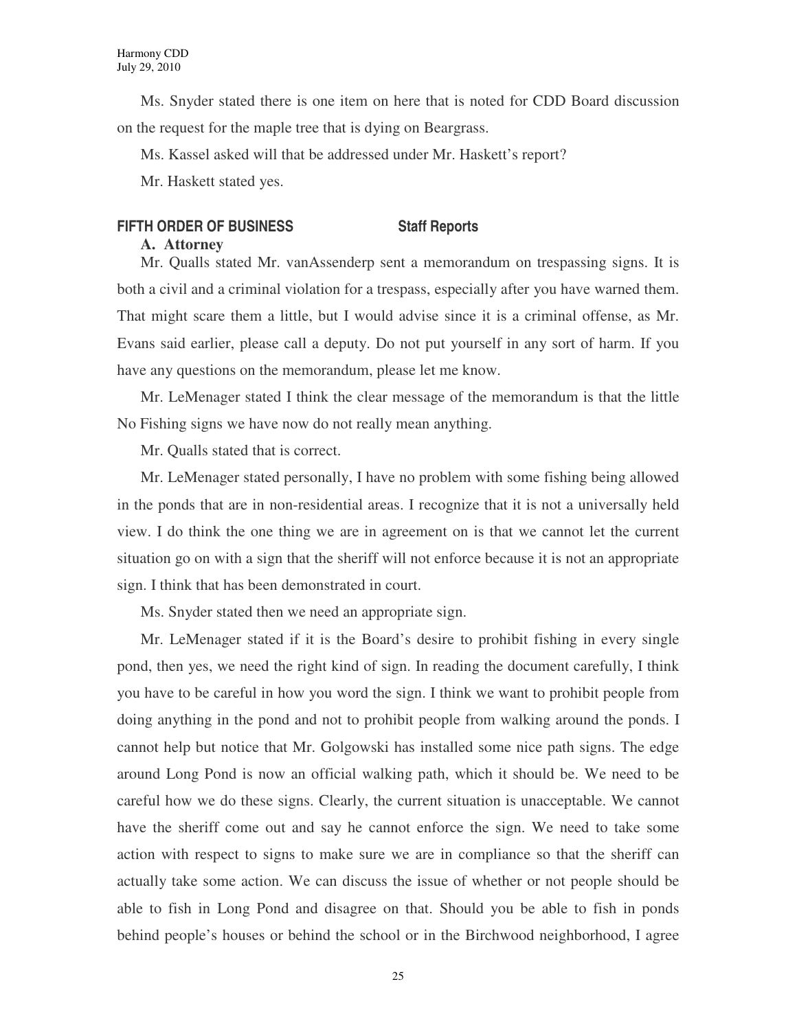Ms. Snyder stated there is one item on here that is noted for CDD Board discussion on the request for the maple tree that is dying on Beargrass.

Ms. Kassel asked will that be addressed under Mr. Haskett's report?

Mr. Haskett stated yes.

## FIFTH ORDER OF BUSINESS Staff Reports

### A. Attorney

Mr. Qualls stated Mr. vanAssenderp sent a memorandum on trespassing signs. It is both a civil and a criminal violation for a trespass, especially after you have warned them. That might scare them a little, but I would advise since it is a criminal offense, as Mr. Evans said earlier, please call a deputy. Do not put yourself in any sort of harm. If you have any questions on the memorandum, please let me know.

Mr. LeMenager stated I think the clear message of the memorandum is that the little No Fishing signs we have now do not really mean anything.

Mr. Qualls stated that is correct.

Mr. LeMenager stated personally, I have no problem with some fishing being allowed in the ponds that are in non-residential areas. I recognize that it is not a universally held view. I do think the one thing we are in agreement on is that we cannot let the current situation go on with a sign that the sheriff will not enforce because it is not an appropriate sign. I think that has been demonstrated in court.

Ms. Snyder stated then we need an appropriate sign.

Mr. LeMenager stated if it is the Board's desire to prohibit fishing in every single pond, then yes, we need the right kind of sign. In reading the document carefully, I think you have to be careful in how you word the sign. I think we want to prohibit people from doing anything in the pond and not to prohibit people from walking around the ponds. I cannot help but notice that Mr. Golgowski has installed some nice path signs. The edge around Long Pond is now an official walking path, which it should be. We need to be careful how we do these signs. Clearly, the current situation is unacceptable. We cannot have the sheriff come out and say he cannot enforce the sign. We need to take some action with respect to signs to make sure we are in compliance so that the sheriff can actually take some action. We can discuss the issue of whether or not people should be able to fish in Long Pond and disagree on that. Should you be able to fish in ponds behind people's houses or behind the school or in the Birchwood neighborhood, I agree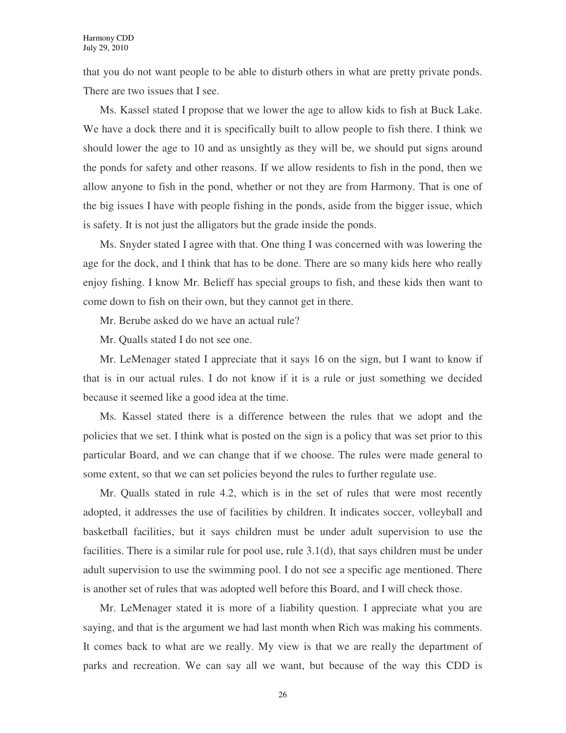that you do not want people to be able to disturb others in what are pretty private ponds. There are two issues that I see.

Ms. Kassel stated I propose that we lower the age to allow kids to fish at Buck Lake. We have a dock there and it is specifically built to allow people to fish there. I think we should lower the age to 10 and as unsightly as they will be, we should put signs around the ponds for safety and other reasons. If we allow residents to fish in the pond, then we allow anyone to fish in the pond, whether or not they are from Harmony. That is one of the big issues I have with people fishing in the ponds, aside from the bigger issue, which is safety. It is not just the alligators but the grade inside the ponds.

Ms. Snyder stated I agree with that. One thing I was concerned with was lowering the age for the dock, and I think that has to be done. There are so many kids here who really enjoy fishing. I know Mr. Belieff has special groups to fish, and these kids then want to come down to fish on their own, but they cannot get in there.

Mr. Berube asked do we have an actual rule?

Mr. Qualls stated I do not see one.

Mr. LeMenager stated I appreciate that it says 16 on the sign, but I want to know if that is in our actual rules. I do not know if it is a rule or just something we decided because it seemed like a good idea at the time.

Ms. Kassel stated there is a difference between the rules that we adopt and the policies that we set. I think what is posted on the sign is a policy that was set prior to this particular Board, and we can change that if we choose. The rules were made general to some extent, so that we can set policies beyond the rules to further regulate use.

Mr. Qualls stated in rule 4.2, which is in the set of rules that were most recently adopted, it addresses the use of facilities by children. It indicates soccer, volleyball and basketball facilities, but it says children must be under adult supervision to use the facilities. There is a similar rule for pool use, rule 3.1(d), that says children must be under adult supervision to use the swimming pool. I do not see a specific age mentioned. There is another set of rules that was adopted well before this Board, and I will check those.

Mr. LeMenager stated it is more of a liability question. I appreciate what you are saying, and that is the argument we had last month when Rich was making his comments. It comes back to what are we really. My view is that we are really the department of parks and recreation. We can say all we want, but because of the way this CDD is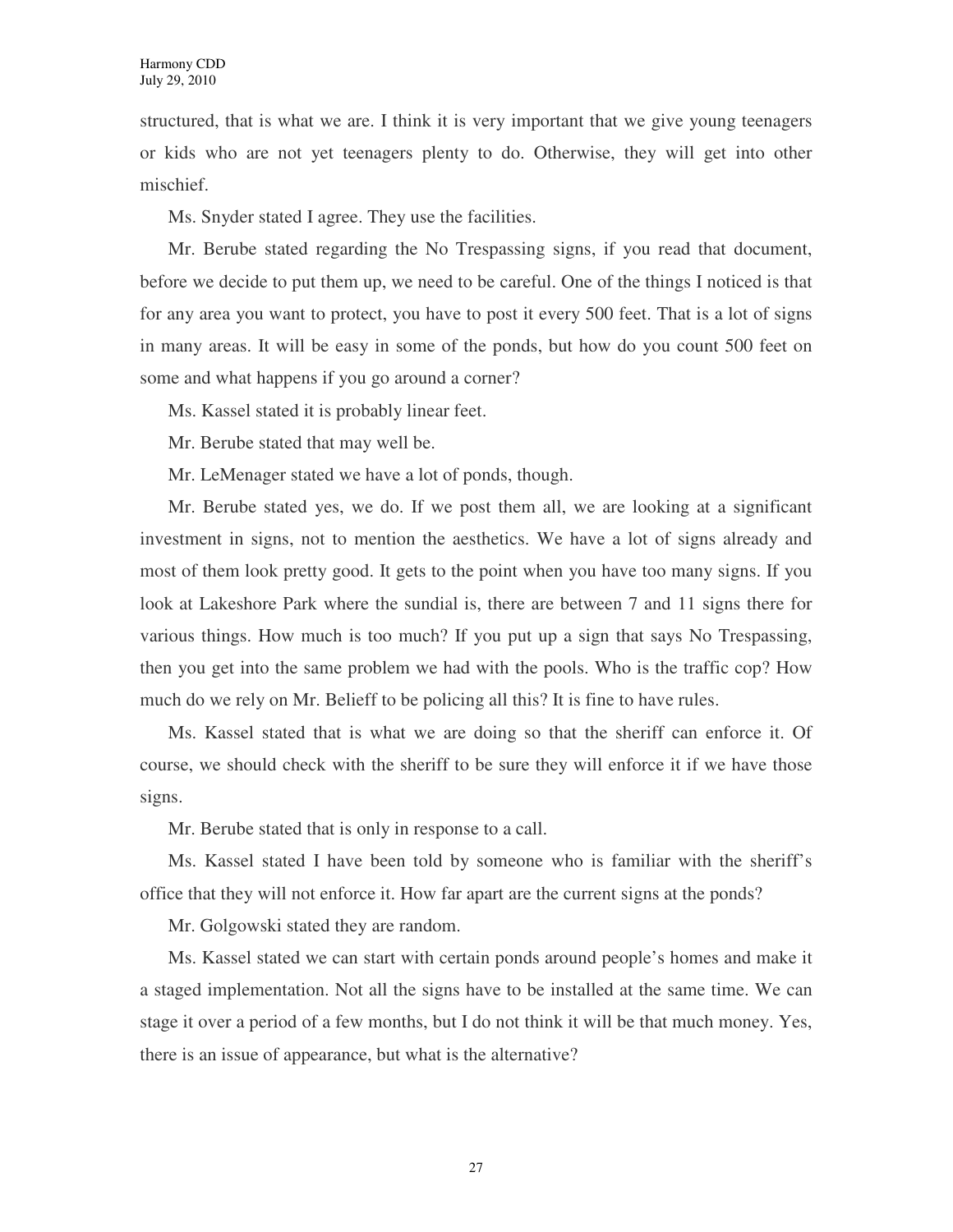structured, that is what we are. I think it is very important that we give young teenagers or kids who are not yet teenagers plenty to do. Otherwise, they will get into other mischief.

Ms. Snyder stated I agree. They use the facilities.

Mr. Berube stated regarding the No Trespassing signs, if you read that document, before we decide to put them up, we need to be careful. One of the things I noticed is that for any area you want to protect, you have to post it every 500 feet. That is a lot of signs in many areas. It will be easy in some of the ponds, but how do you count 500 feet on some and what happens if you go around a corner?

Ms. Kassel stated it is probably linear feet.

Mr. Berube stated that may well be.

Mr. LeMenager stated we have a lot of ponds, though.

Mr. Berube stated yes, we do. If we post them all, we are looking at a significant investment in signs, not to mention the aesthetics. We have a lot of signs already and most of them look pretty good. It gets to the point when you have too many signs. If you look at Lakeshore Park where the sundial is, there are between 7 and 11 signs there for various things. How much is too much? If you put up a sign that says No Trespassing, then you get into the same problem we had with the pools. Who is the traffic cop? How much do we rely on Mr. Belieff to be policing all this? It is fine to have rules.

Ms. Kassel stated that is what we are doing so that the sheriff can enforce it. Of course, we should check with the sheriff to be sure they will enforce it if we have those signs.

Mr. Berube stated that is only in response to a call.

Ms. Kassel stated I have been told by someone who is familiar with the sheriff's office that they will not enforce it. How far apart are the current signs at the ponds?

Mr. Golgowski stated they are random.

Ms. Kassel stated we can start with certain ponds around people's homes and make it a staged implementation. Not all the signs have to be installed at the same time. We can stage it over a period of a few months, but I do not think it will be that much money. Yes, there is an issue of appearance, but what is the alternative?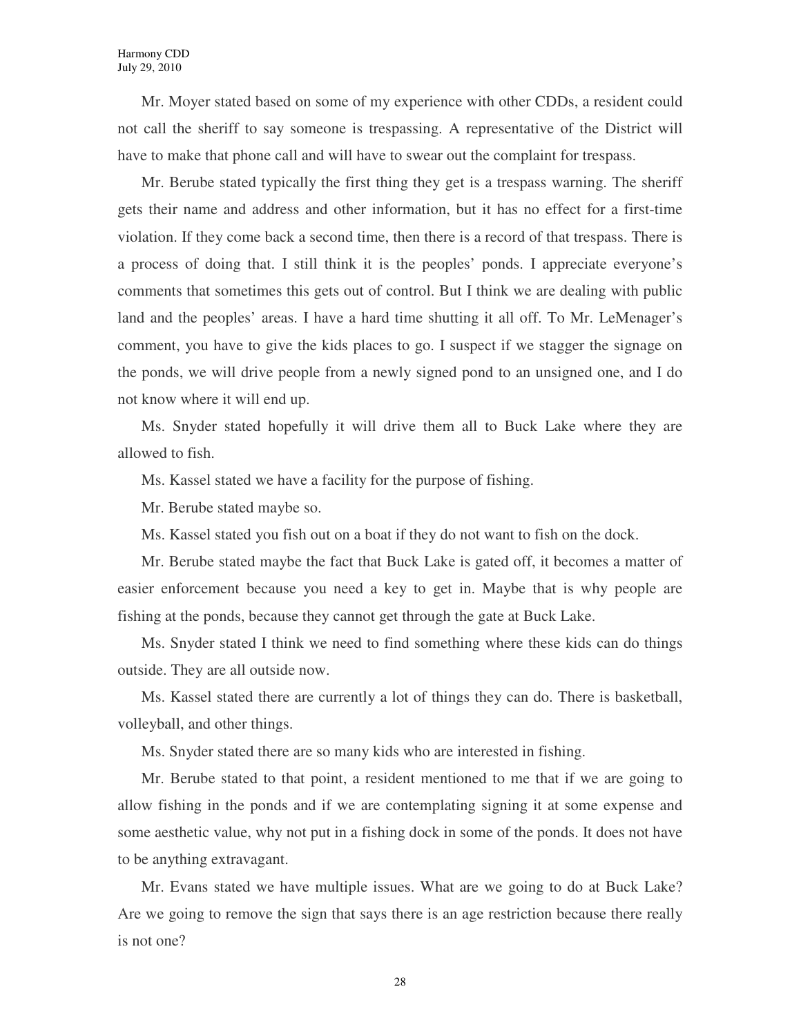Mr. Moyer stated based on some of my experience with other CDDs, a resident could not call the sheriff to say someone is trespassing. A representative of the District will have to make that phone call and will have to swear out the complaint for trespass.

Mr. Berube stated typically the first thing they get is a trespass warning. The sheriff gets their name and address and other information, but it has no effect for a first-time violation. If they come back a second time, then there is a record of that trespass. There is a process of doing that. I still think it is the peoples' ponds. I appreciate everyone's comments that sometimes this gets out of control. But I think we are dealing with public land and the peoples' areas. I have a hard time shutting it all off. To Mr. LeMenager's comment, you have to give the kids places to go. I suspect if we stagger the signage on the ponds, we will drive people from a newly signed pond to an unsigned one, and I do not know where it will end up.

Ms. Snyder stated hopefully it will drive them all to Buck Lake where they are allowed to fish.

Ms. Kassel stated we have a facility for the purpose of fishing.

Mr. Berube stated maybe so.

Ms. Kassel stated you fish out on a boat if they do not want to fish on the dock.

Mr. Berube stated maybe the fact that Buck Lake is gated off, it becomes a matter of easier enforcement because you need a key to get in. Maybe that is why people are fishing at the ponds, because they cannot get through the gate at Buck Lake.

Ms. Snyder stated I think we need to find something where these kids can do things outside. They are all outside now.

Ms. Kassel stated there are currently a lot of things they can do. There is basketball, volleyball, and other things.

Ms. Snyder stated there are so many kids who are interested in fishing.

Mr. Berube stated to that point, a resident mentioned to me that if we are going to allow fishing in the ponds and if we are contemplating signing it at some expense and some aesthetic value, why not put in a fishing dock in some of the ponds. It does not have to be anything extravagant.

Mr. Evans stated we have multiple issues. What are we going to do at Buck Lake? Are we going to remove the sign that says there is an age restriction because there really is not one?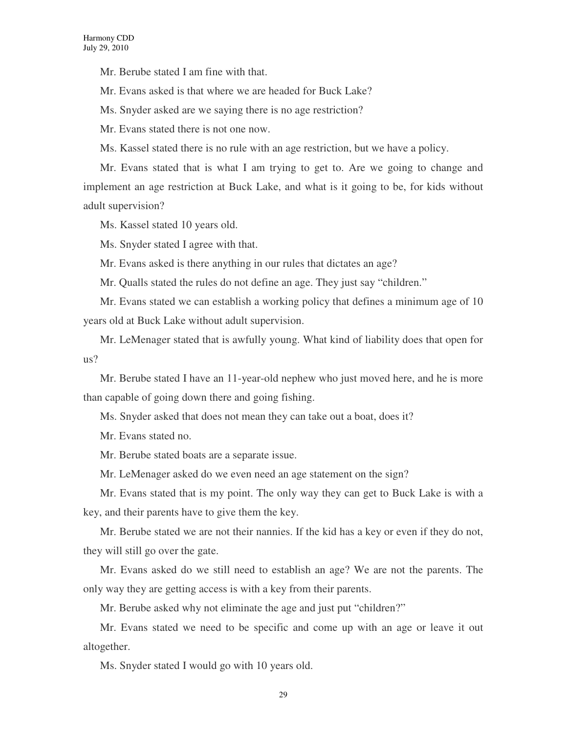Mr. Berube stated I am fine with that.

Mr. Evans asked is that where we are headed for Buck Lake?

Ms. Snyder asked are we saying there is no age restriction?

Mr. Evans stated there is not one now.

Ms. Kassel stated there is no rule with an age restriction, but we have a policy.

Mr. Evans stated that is what I am trying to get to. Are we going to change and implement an age restriction at Buck Lake, and what is it going to be, for kids without adult supervision?

Ms. Kassel stated 10 years old.

Ms. Snyder stated I agree with that.

Mr. Evans asked is there anything in our rules that dictates an age?

Mr. Qualls stated the rules do not define an age. They just say "children."

Mr. Evans stated we can establish a working policy that defines a minimum age of 10 years old at Buck Lake without adult supervision.

Mr. LeMenager stated that is awfully young. What kind of liability does that open for us?

Mr. Berube stated I have an 11-year-old nephew who just moved here, and he is more than capable of going down there and going fishing.

Ms. Snyder asked that does not mean they can take out a boat, does it?

Mr. Evans stated no.

Mr. Berube stated boats are a separate issue.

Mr. LeMenager asked do we even need an age statement on the sign?

Mr. Evans stated that is my point. The only way they can get to Buck Lake is with a key, and their parents have to give them the key.

Mr. Berube stated we are not their nannies. If the kid has a key or even if they do not, they will still go over the gate.

Mr. Evans asked do we still need to establish an age? We are not the parents. The only way they are getting access is with a key from their parents.

Mr. Berube asked why not eliminate the age and just put "children?"

Mr. Evans stated we need to be specific and come up with an age or leave it out altogether.

Ms. Snyder stated I would go with 10 years old.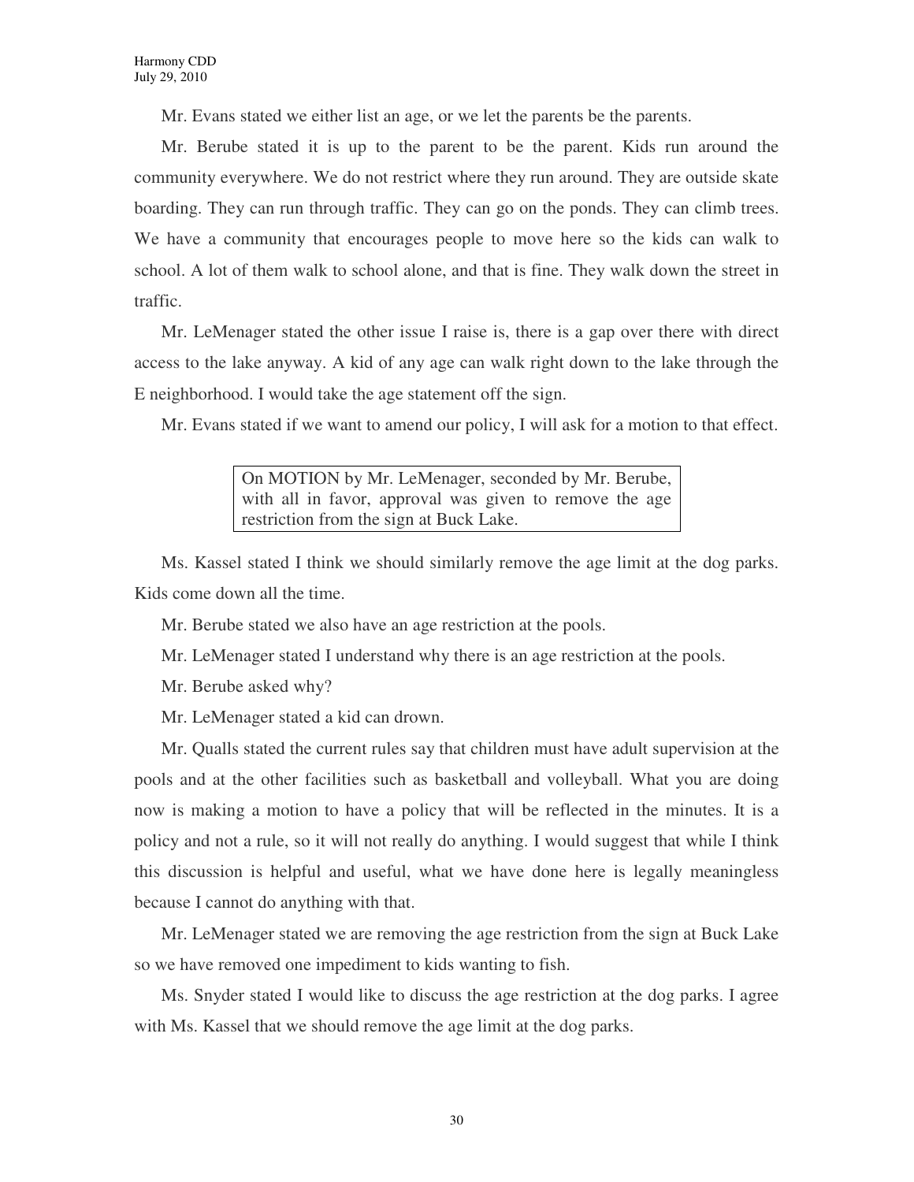Mr. Evans stated we either list an age, or we let the parents be the parents.

Mr. Berube stated it is up to the parent to be the parent. Kids run around the community everywhere. We do not restrict where they run around. They are outside skate boarding. They can run through traffic. They can go on the ponds. They can climb trees. We have a community that encourages people to move here so the kids can walk to school. A lot of them walk to school alone, and that is fine. They walk down the street in traffic.

Mr. LeMenager stated the other issue I raise is, there is a gap over there with direct access to the lake anyway. A kid of any age can walk right down to the lake through the E neighborhood. I would take the age statement off the sign.

Mr. Evans stated if we want to amend our policy, I will ask for a motion to that effect.

> On MOTION by Mr. LeMenager, seconded by Mr. Berube, with all in favor, approval was given to remove the age restriction from the sign at Buck Lake.

Ms. Kassel stated I think we should similarly remove the age limit at the dog parks. Kids come down all the time.

Mr. Berube stated we also have an age restriction at the pools.

Mr. LeMenager stated I understand why there is an age restriction at the pools.

Mr. Berube asked why?

Mr. LeMenager stated a kid can drown.

Mr. Qualls stated the current rules say that children must have adult supervision at the pools and at the other facilities such as basketball and volleyball. What you are doing now is making a motion to have a policy that will be reflected in the minutes. It is a policy and not a rule, so it will not really do anything. I would suggest that while I think this discussion is helpful and useful, what we have done here is legally meaningless because I cannot do anything with that.

Mr. LeMenager stated we are removing the age restriction from the sign at Buck Lake so we have removed one impediment to kids wanting to fish.

Ms. Snyder stated I would like to discuss the age restriction at the dog parks. I agree with Ms. Kassel that we should remove the age limit at the dog parks.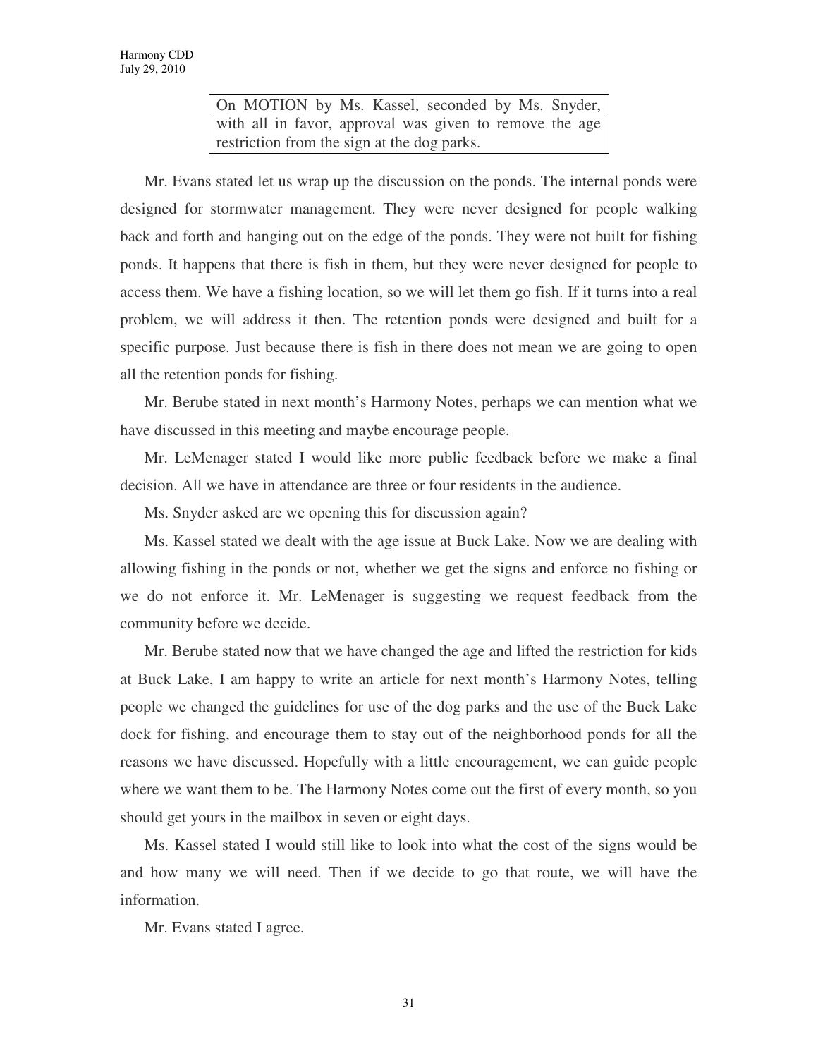> On MOTION by Ms. Kassel, seconded by Ms. Snyder, with all in favor, approval was given to remove the age restriction from the sign at the dog parks.

Mr. Evans stated let us wrap up the discussion on the ponds. The internal ponds were designed for stormwater management. They were never designed for people walking back and forth and hanging out on the edge of the ponds. They were not built for fishing ponds. It happens that there is fish in them, but they were never designed for people to access them. We have a fishing location, so we will let them go fish. If it turns into a real problem, we will address it then. The retention ponds were designed and built for a specific purpose. Just because there is fish in there does not mean we are going to open all the retention ponds for fishing.

Mr. Berube stated in next month's Harmony Notes, perhaps we can mention what we have discussed in this meeting and maybe encourage people.

Mr. LeMenager stated I would like more public feedback before we make a final decision. All we have in attendance are three or four residents in the audience.

Ms. Snyder asked are we opening this for discussion again?

Ms. Kassel stated we dealt with the age issue at Buck Lake. Now we are dealing with allowing fishing in the ponds or not, whether we get the signs and enforce no fishing or we do not enforce it. Mr. LeMenager is suggesting we request feedback from the community before we decide.

Mr. Berube stated now that we have changed the age and lifted the restriction for kids at Buck Lake, I am happy to write an article for next month's Harmony Notes, telling people we changed the guidelines for use of the dog parks and the use of the Buck Lake dock for fishing, and encourage them to stay out of the neighborhood ponds for all the reasons we have discussed. Hopefully with a little encouragement, we can guide people where we want them to be. The Harmony Notes come out the first of every month, so you should get yours in the mailbox in seven or eight days.

Ms. Kassel stated I would still like to look into what the cost of the signs would be and how many we will need. Then if we decide to go that route, we will have the information.

Mr. Evans stated I agree.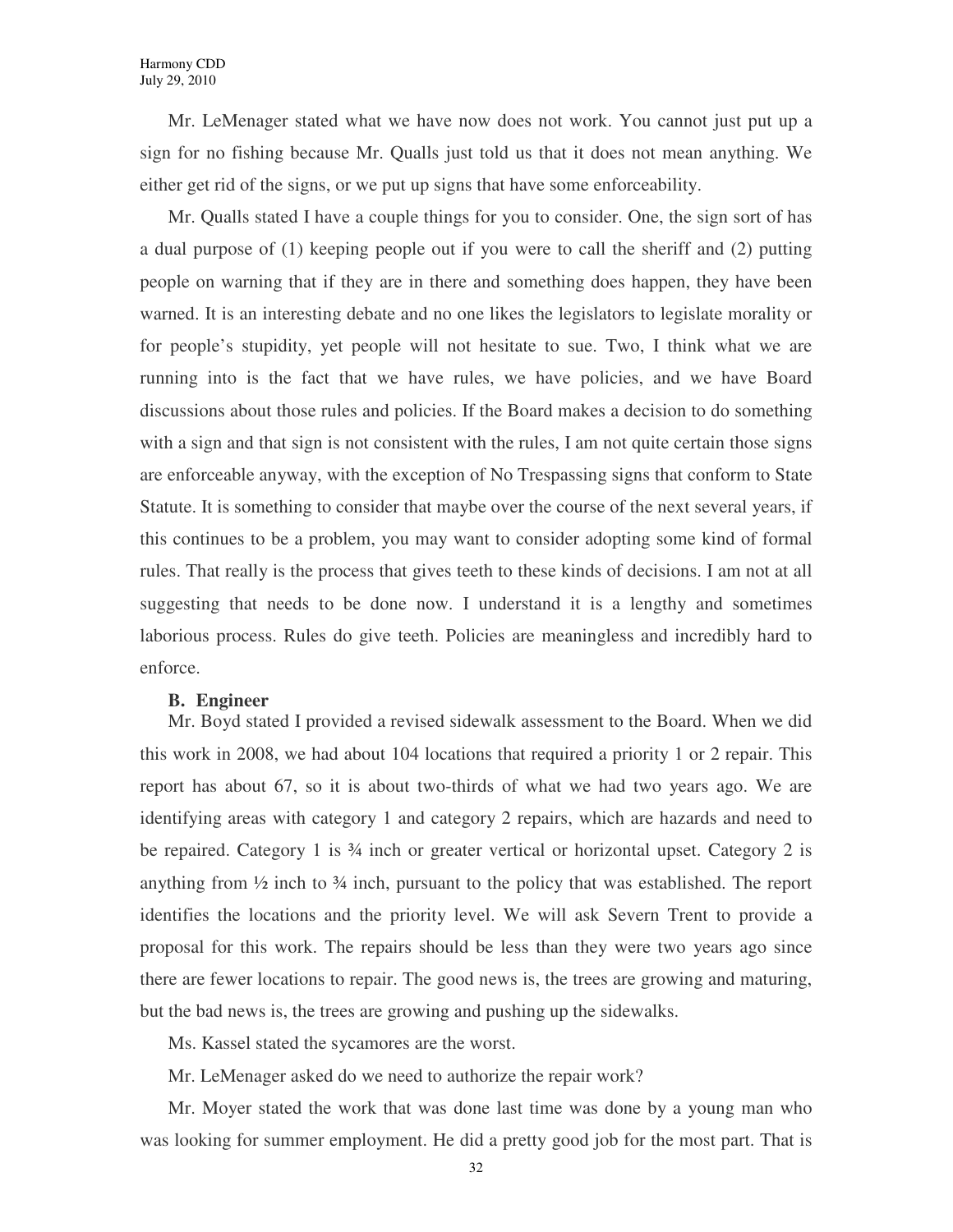Mr. LeMenager stated what we have now does not work. You cannot just put up a sign for no fishing because Mr. Qualls just told us that it does not mean anything. We either get rid of the signs, or we put up signs that have some enforceability.

Mr. Qualls stated I have a couple things for you to consider. One, the sign sort of has a dual purpose of (1) keeping people out if you were to call the sheriff and (2) putting people on warning that if they are in there and something does happen, they have been warned. It is an interesting debate and no one likes the legislators to legislate morality or for people's stupidity, yet people will not hesitate to sue. Two, I think what we are running into is the fact that we have rules, we have policies, and we have Board discussions about those rules and policies. If the Board makes a decision to do something with a sign and that sign is not consistent with the rules, I am not quite certain those signs are enforceable anyway, with the exception of No Trespassing signs that conform to State Statute. It is something to consider that maybe over the course of the next several years, if this continues to be a problem, you may want to consider adopting some kind of formal rules. That really is the process that gives teeth to these kinds of decisions. I am not at all suggesting that needs to be done now. I understand it is a lengthy and sometimes laborious process. Rules do give teeth. Policies are meaningless and incredibly hard to enforce.

**B. Engineer**

Mr. Boyd stated I provided a revised sidewalk assessment to the Board. When we did this work in 2008, we had about 104 locations that required a priority 1 or 2 repair. This report has about 67, so it is about two-thirds of what we had two years ago. We are identifying areas with category 1 and category 2 repairs, which are hazards and need to be repaired. Category 1 is ¾ inch or greater vertical or horizontal upset. Category 2 is anything from ½ inch to ¾ inch, pursuant to the policy that was established. The report identifies the locations and the priority level. We will ask Severn Trent to provide a proposal for this work. The repairs should be less than they were two years ago since there are fewer locations to repair. The good news is, the trees are growing and maturing, but the bad news is, the trees are growing and pushing up the sidewalks.

Ms. Kassel stated the sycamores are the worst.

Mr. LeMenager asked do we need to authorize the repair work?

Mr. Moyer stated the work that was done last time was done by a young man who was looking for summer employment. He did a pretty good job for the most part. That is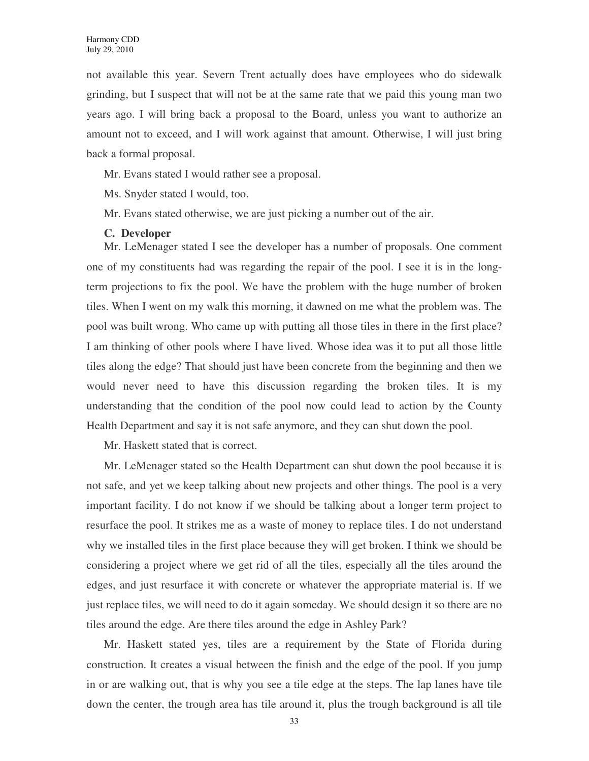not available this year. Severn Trent actually does have employees who do sidewalk grinding, but I suspect that will not be at the same rate that we paid this young man two years ago. I will bring back a proposal to the Board, unless you want to authorize an amount not to exceed, and I will work against that amount. Otherwise, I will just bring back a formal proposal.

Mr. Evans stated I would rather see a proposal.

Ms. Snyder stated I would, too.

Mr. Evans stated otherwise, we are just picking a number out of the air.

**C. Developer**

Mr. LeMenager stated I see the developer has a number of proposals. One comment one of my constituents had was regarding the repair of the pool. I see it is in the long-term projections to fix the pool. We have the problem with the huge number of broken tiles. When I went on my walk this morning, it dawned on me what the problem was. The pool was built wrong. Who came up with putting all those tiles in there in the first place? I am thinking of other pools where I have lived. Whose idea was it to put all those little tiles along the edge? That should just have been concrete from the beginning and then we would never need to have this discussion regarding the broken tiles. It is my understanding that the condition of the pool now could lead to action by the County Health Department and say it is not safe anymore, and they can shut down the pool.

Mr. Haskett stated that is correct.

Mr. LeMenager stated so the Health Department can shut down the pool because it is not safe, and yet we keep talking about new projects and other things. The pool is a very important facility. I do not know if we should be talking about a longer term project to resurface the pool. It strikes me as a waste of money to replace tiles. I do not understand why we installed tiles in the first place because they will get broken. I think we should be considering a project where we get rid of all the tiles, especially all the tiles around the edges, and just resurface it with concrete or whatever the appropriate material is. If we just replace tiles, we will need to do it again someday. We should design it so there are no tiles around the edge. Are there tiles around the edge in Ashley Park?

Mr. Haskett stated yes, tiles are a requirement by the State of Florida during construction. It creates a visual between the finish and the edge of the pool. If you jump in or are walking out, that is why you see a tile edge at the steps. The lap lanes have tile down the center, the trough area has tile around it, plus the trough background is all tile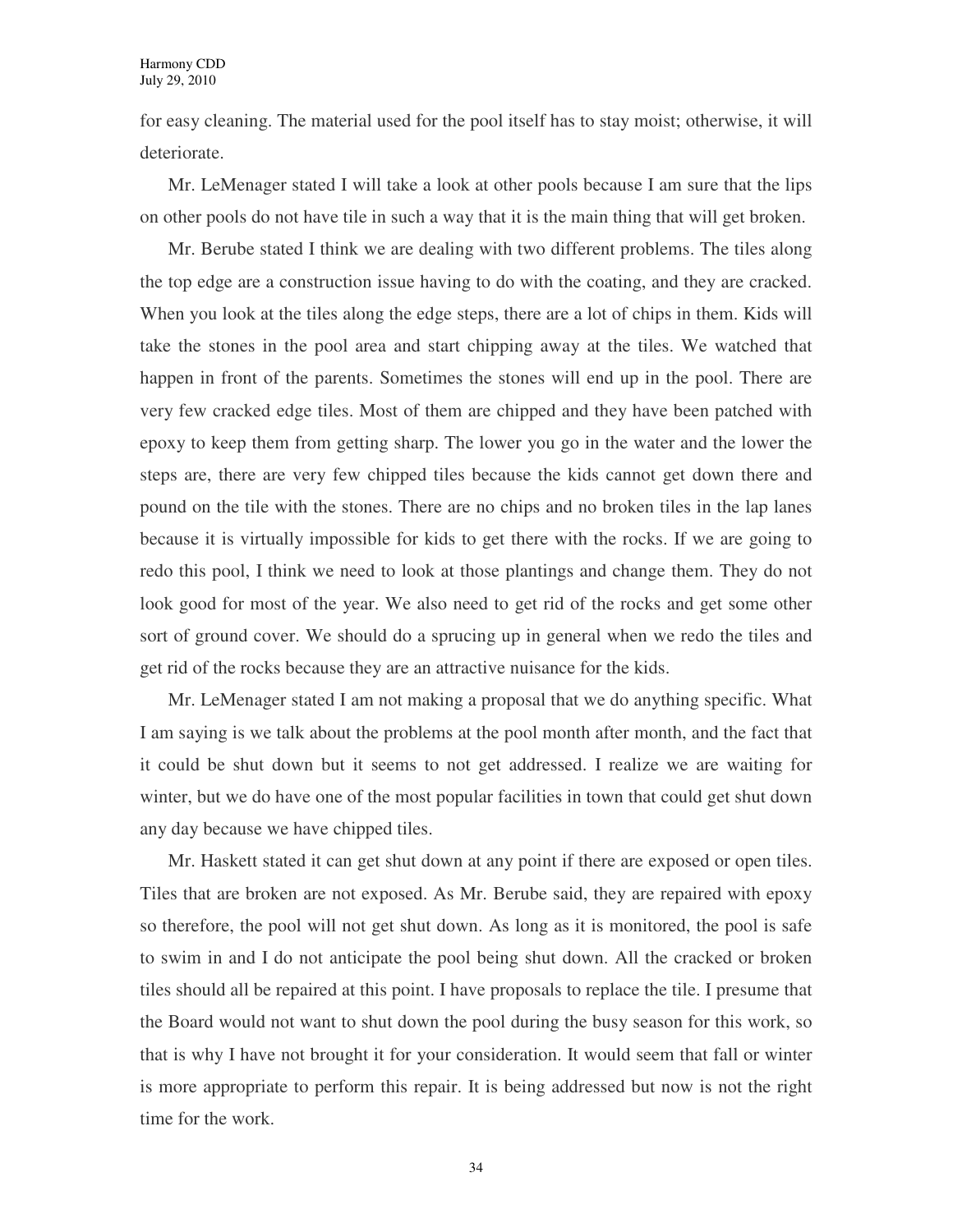for easy cleaning. The material used for the pool itself has to stay moist; otherwise, it will deteriorate.

Mr. LeMenager stated I will take a look at other pools because I am sure that the lips on other pools do not have tile in such a way that it is the main thing that will get broken.

Mr. Berube stated I think we are dealing with two different problems. The tiles along the top edge are a construction issue having to do with the coating, and they are cracked. When you look at the tiles along the edge steps, there are a lot of chips in them. Kids will take the stones in the pool area and start chipping away at the tiles. We watched that happen in front of the parents. Sometimes the stones will end up in the pool. There are very few cracked edge tiles. Most of them are chipped and they have been patched with epoxy to keep them from getting sharp. The lower you go in the water and the lower the steps are, there are very few chipped tiles because the kids cannot get down there and pound on the tile with the stones. There are no chips and no broken tiles in the lap lanes because it is virtually impossible for kids to get there with the rocks. If we are going to redo this pool, I think we need to look at those plantings and change them. They do not look good for most of the year. We also need to get rid of the rocks and get some other sort of ground cover. We should do a sprucing up in general when we redo the tiles and get rid of the rocks because they are an attractive nuisance for the kids.

Mr. LeMenager stated I am not making a proposal that we do anything specific. What I am saying is we talk about the problems at the pool month after month, and the fact that it could be shut down but it seems to not get addressed. I realize we are waiting for winter, but we do have one of the most popular facilities in town that could get shut down any day because we have chipped tiles.

Mr. Haskett stated it can get shut down at any point if there are exposed or open tiles. Tiles that are broken are not exposed. As Mr. Berube said, they are repaired with epoxy so therefore, the pool will not get shut down. As long as it is monitored, the pool is safe to swim in and I do not anticipate the pool being shut down. All the cracked or broken tiles should all be repaired at this point. I have proposals to replace the tile. I presume that the Board would not want to shut down the pool during the busy season for this work, so that is why I have not brought it for your consideration. It would seem that fall or winter is more appropriate to perform this repair. It is being addressed but now is not the right time for the work.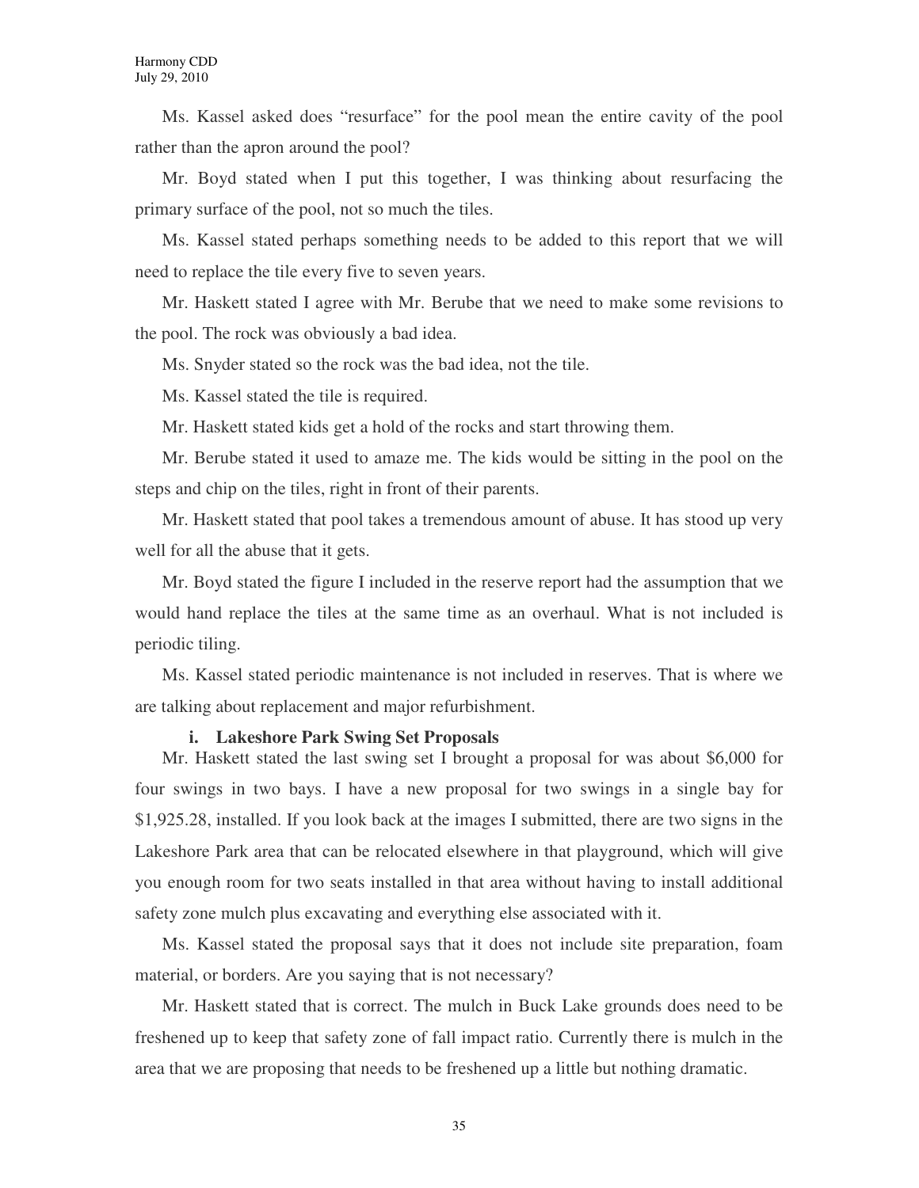Ms. Kassel asked does "resurface" for the pool mean the entire cavity of the pool rather than the apron around the pool?

Mr. Boyd stated when I put this together, I was thinking about resurfacing the primary surface of the pool, not so much the tiles.

Ms. Kassel stated perhaps something needs to be added to this report that we will need to replace the tile every five to seven years.

Mr. Haskett stated I agree with Mr. Berube that we need to make some revisions to the pool. The rock was obviously a bad idea.

Ms. Snyder stated so the rock was the bad idea, not the tile.

Ms. Kassel stated the tile is required.

Mr. Haskett stated kids get a hold of the rocks and start throwing them.

Mr. Berube stated it used to amaze me. The kids would be sitting in the pool on the steps and chip on the tiles, right in front of their parents.

Mr. Haskett stated that pool takes a tremendous amount of abuse. It has stood up very well for all the abuse that it gets.

Mr. Boyd stated the figure I included in the reserve report had the assumption that we would hand replace the tiles at the same time as an overhaul. What is not included is periodic tiling.

Ms. Kassel stated periodic maintenance is not included in reserves. That is where we are talking about replacement and major refurbishment.

**i. Lakeshore Park Swing Set Proposals**

Mr. Haskett stated the last swing set I brought a proposal for was about $6,000 for four swings in two bays. I have a new proposal for two swings in a single bay for $1,925.28, installed. If you look back at the images I submitted, there are two signs in the Lakeshore Park area that can be relocated elsewhere in that playground, which will give you enough room for two seats installed in that area without having to install additional safety zone mulch plus excavating and everything else associated with it.

Ms. Kassel stated the proposal says that it does not include site preparation, foam material, or borders. Are you saying that is not necessary?

Mr. Haskett stated that is correct. The mulch in Buck Lake grounds does need to be freshened up to keep that safety zone of fall impact ratio. Currently there is mulch in the area that we are proposing that needs to be freshened up a little but nothing dramatic.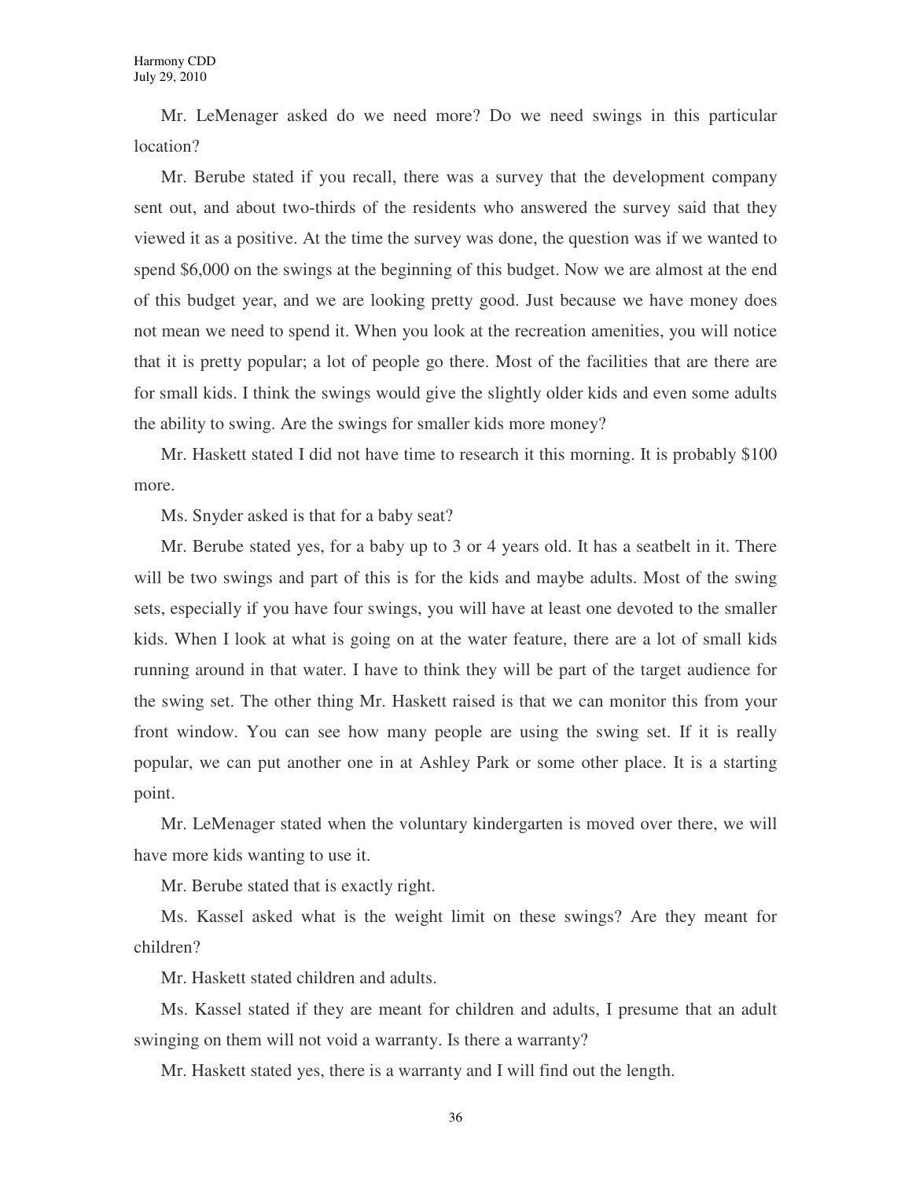Mr. LeMenager asked do we need more? Do we need swings in this particular location?

Mr. Berube stated if you recall, there was a survey that the development company sent out, and about two-thirds of the residents who answered the survey said that they viewed it as a positive. At the time the survey was done, the question was if we wanted to spend $6,000 on the swings at the beginning of this budget. Now we are almost at the end of this budget year, and we are looking pretty good. Just because we have money does not mean we need to spend it. When you look at the recreation amenities, you will notice that it is pretty popular; a lot of people go there. Most of the facilities that are there are for small kids. I think the swings would give the slightly older kids and even some adults the ability to swing. Are the swings for smaller kids more money?

Mr. Haskett stated I did not have time to research it this morning. It is probably $100 more.

Ms. Snyder asked is that for a baby seat?

Mr. Berube stated yes, for a baby up to 3 or 4 years old. It has a seatbelt in it. There will be two swings and part of this is for the kids and maybe adults. Most of the swing sets, especially if you have four swings, you will have at least one devoted to the smaller kids. When I look at what is going on at the water feature, there are a lot of small kids running around in that water. I have to think they will be part of the target audience for the swing set. The other thing Mr. Haskett raised is that we can monitor this from your front window. You can see how many people are using the swing set. If it is really popular, we can put another one in at Ashley Park or some other place. It is a starting point.

Mr. LeMenager stated when the voluntary kindergarten is moved over there, we will have more kids wanting to use it.

Mr. Berube stated that is exactly right.

Ms. Kassel asked what is the weight limit on these swings? Are they meant for children?

Mr. Haskett stated children and adults.

Ms. Kassel stated if they are meant for children and adults, I presume that an adult swinging on them will not void a warranty. Is there a warranty?

Mr. Haskett stated yes, there is a warranty and I will find out the length.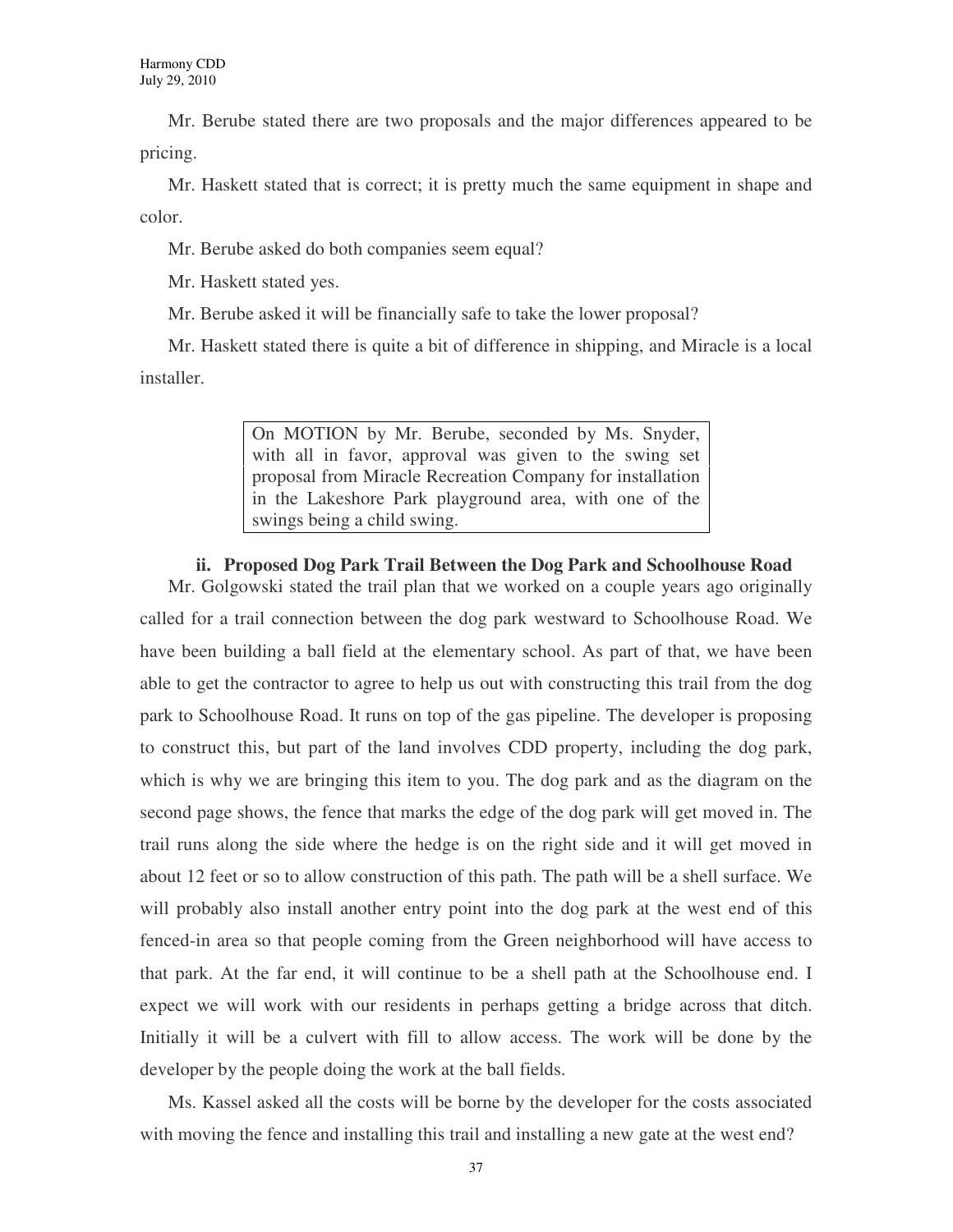Mr. Berube stated there are two proposals and the major differences appeared to be pricing.

Mr. Haskett stated that is correct; it is pretty much the same equipment in shape and color.

Mr. Berube asked do both companies seem equal?

Mr. Haskett stated yes.

Mr. Berube asked it will be financially safe to take the lower proposal?

Mr. Haskett stated there is quite a bit of difference in shipping, and Miracle is a local installer.

> On MOTION by Mr. Berube, seconded by Ms. Snyder, with all in favor, approval was given to the swing set proposal from Miracle Recreation Company for installation in the Lakeshore Park playground area, with one of the swings being a child swing.

**ii. Proposed Dog Park Trail Between the Dog Park and Schoolhouse Road**

Mr. Golgowski stated the trail plan that we worked on a couple years ago originally called for a trail connection between the dog park westward to Schoolhouse Road. We have been building a ball field at the elementary school. As part of that, we have been able to get the contractor to agree to help us out with constructing this trail from the dog park to Schoolhouse Road. It runs on top of the gas pipeline. The developer is proposing to construct this, but part of the land involves CDD property, including the dog park, which is why we are bringing this item to you. The dog park and as the diagram on the second page shows, the fence that marks the edge of the dog park will get moved in. The trail runs along the side where the hedge is on the right side and it will get moved in about 12 feet or so to allow construction of this path. The path will be a shell surface. We will probably also install another entry point into the dog park at the west end of this fenced-in area so that people coming from the Green neighborhood will have access to that park. At the far end, it will continue to be a shell path at the Schoolhouse end. I expect we will work with our residents in perhaps getting a bridge across that ditch. Initially it will be a culvert with fill to allow access. The work will be done by the developer by the people doing the work at the ball fields.

Ms. Kassel asked all the costs will be borne by the developer for the costs associated with moving the fence and installing this trail and installing a new gate at the west end?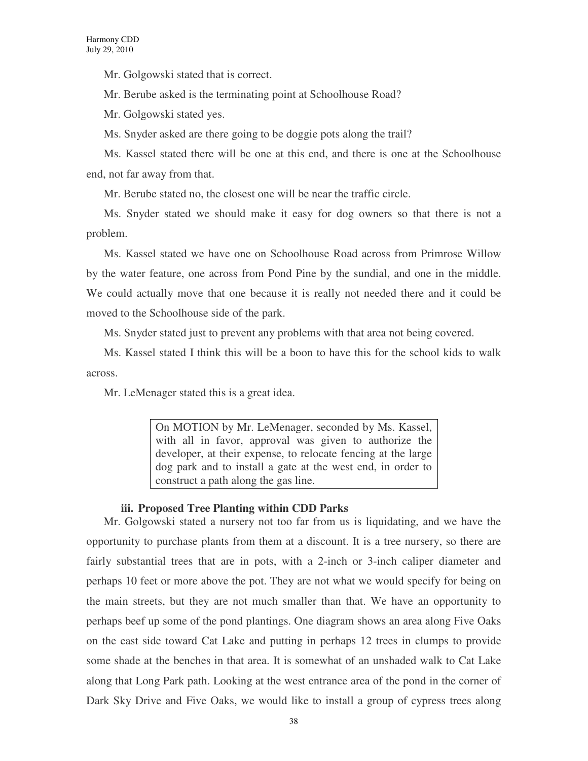Mr. Golgowski stated that is correct.

Mr. Berube asked is the terminating point at Schoolhouse Road?

Mr. Golgowski stated yes.

Ms. Snyder asked are there going to be doggie pots along the trail?

Ms. Kassel stated there will be one at this end, and there is one at the Schoolhouse end, not far away from that.

Mr. Berube stated no, the closest one will be near the traffic circle.

Ms. Snyder stated we should make it easy for dog owners so that there is not a problem.

Ms. Kassel stated we have one on Schoolhouse Road across from Primrose Willow by the water feature, one across from Pond Pine by the sundial, and one in the middle. We could actually move that one because it is really not needed there and it could be moved to the Schoolhouse side of the park.

Ms. Snyder stated just to prevent any problems with that area not being covered.

Ms. Kassel stated I think this will be a boon to have this for the school kids to walk across.

Mr. LeMenager stated this is a great idea.

> On MOTION by Mr. LeMenager, seconded by Ms. Kassel, with all in favor, approval was given to authorize the developer, at their expense, to relocate fencing at the large dog park and to install a gate at the west end, in order to construct a path along the gas line.

### iii. Proposed Tree Planting within CDD Parks

Mr. Golgowski stated a nursery not too far from us is liquidating, and we have the opportunity to purchase plants from them at a discount. It is a tree nursery, so there are fairly substantial trees that are in pots, with a 2-inch or 3-inch caliper diameter and perhaps 10 feet or more above the pot. They are not what we would specify for being on the main streets, but they are not much smaller than that. We have an opportunity to perhaps beef up some of the pond plantings. One diagram shows an area along Five Oaks on the east side toward Cat Lake and putting in perhaps 12 trees in clumps to provide some shade at the benches in that area. It is somewhat of an unshaded walk to Cat Lake along that Long Park path. Looking at the west entrance area of the pond in the corner of Dark Sky Drive and Five Oaks, we would like to install a group of cypress trees along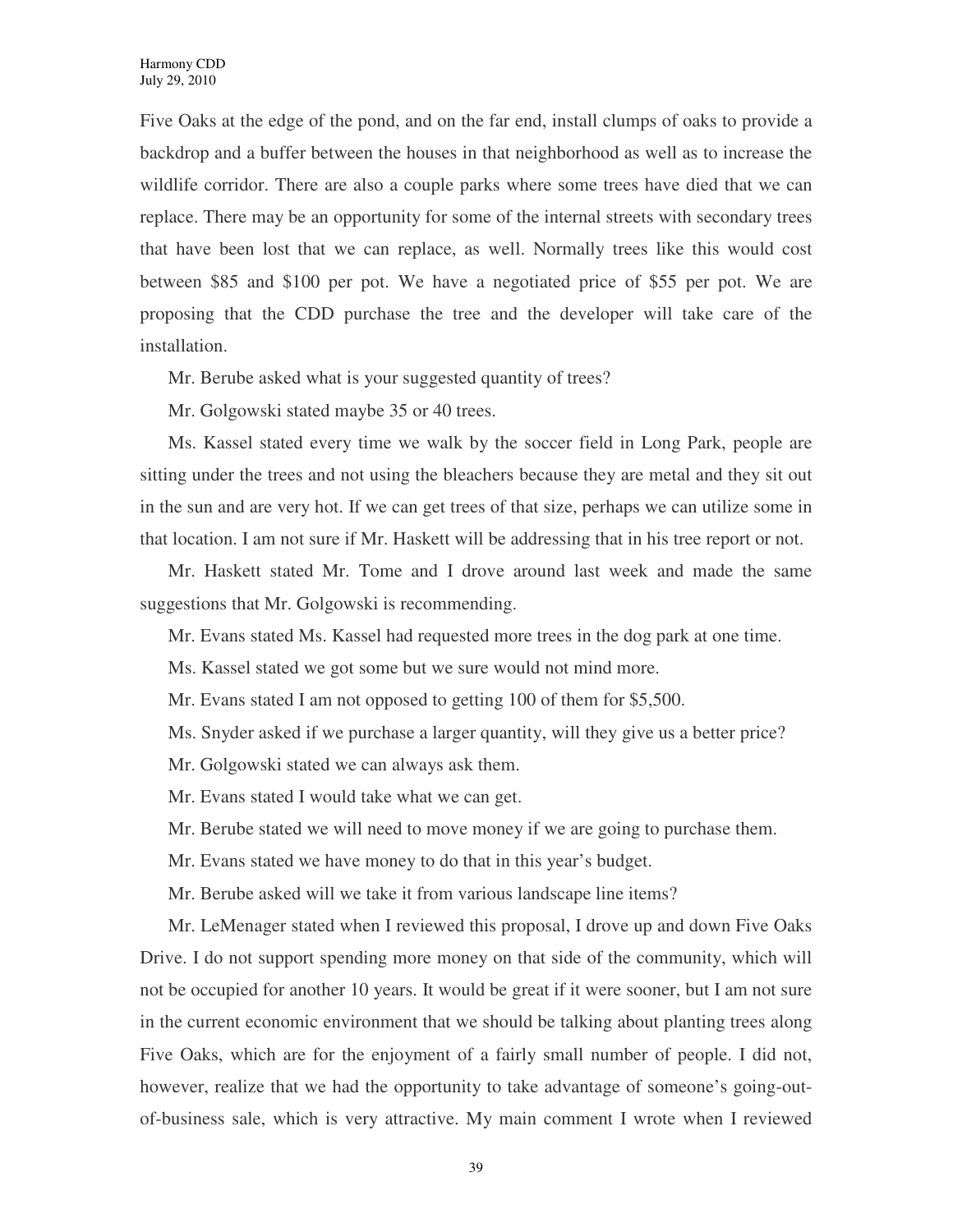Five Oaks at the edge of the pond, and on the far end, install clumps of oaks to provide a backdrop and a buffer between the houses in that neighborhood as well as to increase the wildlife corridor. There are also a couple parks where some trees have died that we can replace. There may be an opportunity for some of the internal streets with secondary trees that have been lost that we can replace, as well. Normally trees like this would cost between $85 and $100 per pot. We have a negotiated price of $55 per pot. We are proposing that the CDD purchase the tree and the developer will take care of the installation.

Mr. Berube asked what is your suggested quantity of trees?

Mr. Golgowski stated maybe 35 or 40 trees.

Ms. Kassel stated every time we walk by the soccer field in Long Park, people are sitting under the trees and not using the bleachers because they are metal and they sit out in the sun and are very hot. If we can get trees of that size, perhaps we can utilize some in that location. I am not sure if Mr. Haskett will be addressing that in his tree report or not.

Mr. Haskett stated Mr. Tome and I drove around last week and made the same suggestions that Mr. Golgowski is recommending.

Mr. Evans stated Ms. Kassel had requested more trees in the dog park at one time.

Ms. Kassel stated we got some but we sure would not mind more.

Mr. Evans stated I am not opposed to getting 100 of them for $5,500.

Ms. Snyder asked if we purchase a larger quantity, will they give us a better price?

Mr. Golgowski stated we can always ask them.

Mr. Evans stated I would take what we can get.

Mr. Berube stated we will need to move money if we are going to purchase them.

Mr. Evans stated we have money to do that in this year's budget.

Mr. Berube asked will we take it from various landscape line items?

Mr. LeMenager stated when I reviewed this proposal, I drove up and down Five Oaks Drive. I do not support spending more money on that side of the community, which will not be occupied for another 10 years. It would be great if it were sooner, but I am not sure in the current economic environment that we should be talking about planting trees along Five Oaks, which are for the enjoyment of a fairly small number of people. I did not, however, realize that we had the opportunity to take advantage of someone's going-out-of-business sale, which is very attractive. My main comment I wrote when I reviewed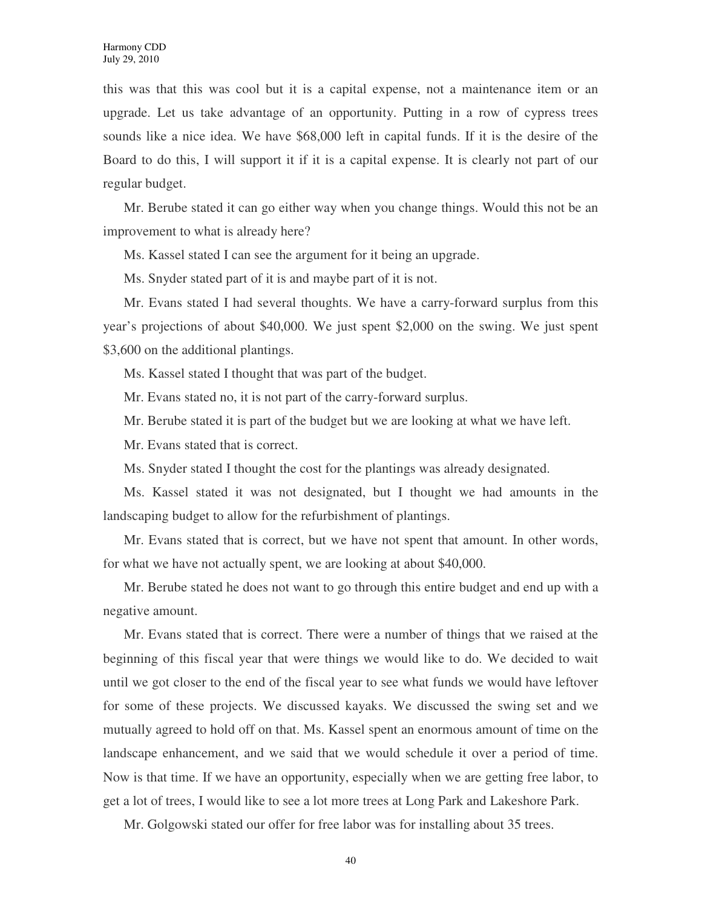this was that this was cool but it is a capital expense, not a maintenance item or an upgrade. Let us take advantage of an opportunity. Putting in a row of cypress trees sounds like a nice idea. We have $68,000 left in capital funds. If it is the desire of the Board to do this, I will support it if it is a capital expense. It is clearly not part of our regular budget.

Mr. Berube stated it can go either way when you change things. Would this not be an improvement to what is already here?

Ms. Kassel stated I can see the argument for it being an upgrade.

Ms. Snyder stated part of it is and maybe part of it is not.

Mr. Evans stated I had several thoughts. We have a carry-forward surplus from this year's projections of about $40,000. We just spent $2,000 on the swing. We just spent $3,600 on the additional plantings.

Ms. Kassel stated I thought that was part of the budget.

Mr. Evans stated no, it is not part of the carry-forward surplus.

Mr. Berube stated it is part of the budget but we are looking at what we have left.

Mr. Evans stated that is correct.

Ms. Snyder stated I thought the cost for the plantings was already designated.

Ms. Kassel stated it was not designated, but I thought we had amounts in the landscaping budget to allow for the refurbishment of plantings.

Mr. Evans stated that is correct, but we have not spent that amount. In other words, for what we have not actually spent, we are looking at about $40,000.

Mr. Berube stated he does not want to go through this entire budget and end up with a negative amount.

Mr. Evans stated that is correct. There were a number of things that we raised at the beginning of this fiscal year that were things we would like to do. We decided to wait until we got closer to the end of the fiscal year to see what funds we would have leftover for some of these projects. We discussed kayaks. We discussed the swing set and we mutually agreed to hold off on that. Ms. Kassel spent an enormous amount of time on the landscape enhancement, and we said that we would schedule it over a period of time. Now is that time. If we have an opportunity, especially when we are getting free labor, to get a lot of trees, I would like to see a lot more trees at Long Park and Lakeshore Park.

Mr. Golgowski stated our offer for free labor was for installing about 35 trees.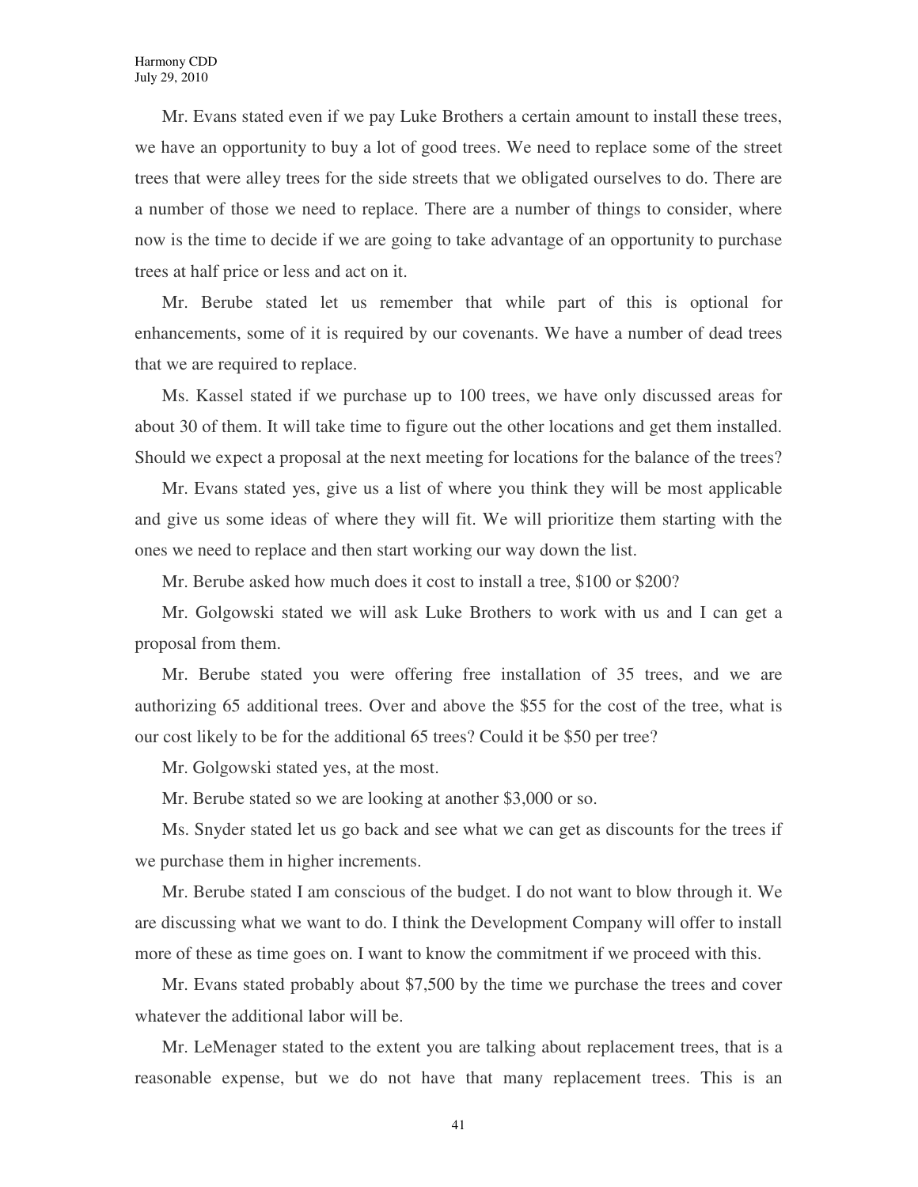Mr. Evans stated even if we pay Luke Brothers a certain amount to install these trees, we have an opportunity to buy a lot of good trees. We need to replace some of the street trees that were alley trees for the side streets that we obligated ourselves to do. There are a number of those we need to replace. There are a number of things to consider, where now is the time to decide if we are going to take advantage of an opportunity to purchase trees at half price or less and act on it.

Mr. Berube stated let us remember that while part of this is optional for enhancements, some of it is required by our covenants. We have a number of dead trees that we are required to replace.

Ms. Kassel stated if we purchase up to 100 trees, we have only discussed areas for about 30 of them. It will take time to figure out the other locations and get them installed. Should we expect a proposal at the next meeting for locations for the balance of the trees?

Mr. Evans stated yes, give us a list of where you think they will be most applicable and give us some ideas of where they will fit. We will prioritize them starting with the ones we need to replace and then start working our way down the list.

Mr. Berube asked how much does it cost to install a tree, $100 or $200?

Mr. Golgowski stated we will ask Luke Brothers to work with us and I can get a proposal from them.

Mr. Berube stated you were offering free installation of 35 trees, and we are authorizing 65 additional trees. Over and above the $55 for the cost of the tree, what is our cost likely to be for the additional 65 trees? Could it be $50 per tree?

Mr. Golgowski stated yes, at the most.

Mr. Berube stated so we are looking at another $3,000 or so.

Ms. Snyder stated let us go back and see what we can get as discounts for the trees if we purchase them in higher increments.

Mr. Berube stated I am conscious of the budget. I do not want to blow through it. We are discussing what we want to do. I think the Development Company will offer to install more of these as time goes on. I want to know the commitment if we proceed with this.

Mr. Evans stated probably about $7,500 by the time we purchase the trees and cover whatever the additional labor will be.

Mr. LeMenager stated to the extent you are talking about replacement trees, that is a reasonable expense, but we do not have that many replacement trees. This is an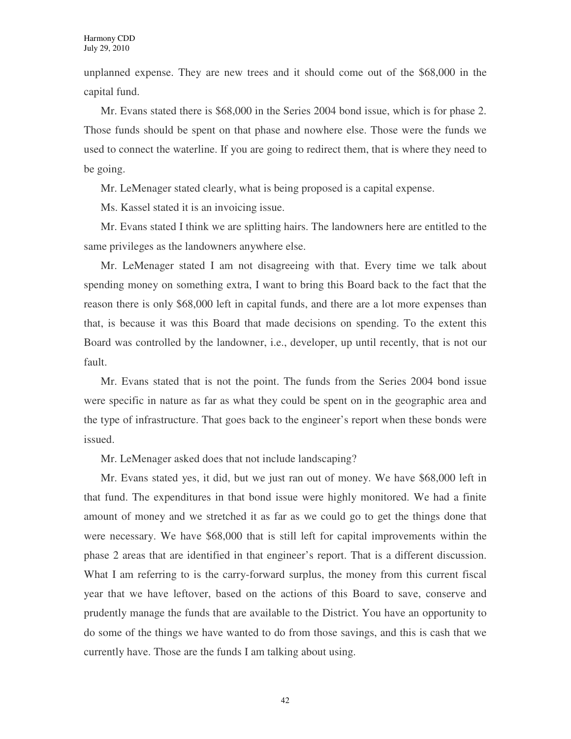unplanned expense. They are new trees and it should come out of the $68,000 in the capital fund.

Mr. Evans stated there is $68,000 in the Series 2004 bond issue, which is for phase 2. Those funds should be spent on that phase and nowhere else. Those were the funds we used to connect the waterline. If you are going to redirect them, that is where they need to be going.

Mr. LeMenager stated clearly, what is being proposed is a capital expense.

Ms. Kassel stated it is an invoicing issue.

Mr. Evans stated I think we are splitting hairs. The landowners here are entitled to the same privileges as the landowners anywhere else.

Mr. LeMenager stated I am not disagreeing with that. Every time we talk about spending money on something extra, I want to bring this Board back to the fact that the reason there is only $68,000 left in capital funds, and there are a lot more expenses than that, is because it was this Board that made decisions on spending. To the extent this Board was controlled by the landowner, i.e., developer, up until recently, that is not our fault.

Mr. Evans stated that is not the point. The funds from the Series 2004 bond issue were specific in nature as far as what they could be spent on in the geographic area and the type of infrastructure. That goes back to the engineer's report when these bonds were issued.

Mr. LeMenager asked does that not include landscaping?

Mr. Evans stated yes, it did, but we just ran out of money. We have $68,000 left in that fund. The expenditures in that bond issue were highly monitored. We had a finite amount of money and we stretched it as far as we could go to get the things done that were necessary. We have $68,000 that is still left for capital improvements within the phase 2 areas that are identified in that engineer's report. That is a different discussion. What I am referring to is the carry-forward surplus, the money from this current fiscal year that we have leftover, based on the actions of this Board to save, conserve and prudently manage the funds that are available to the District. You have an opportunity to do some of the things we have wanted to do from those savings, and this is cash that we currently have. Those are the funds I am talking about using.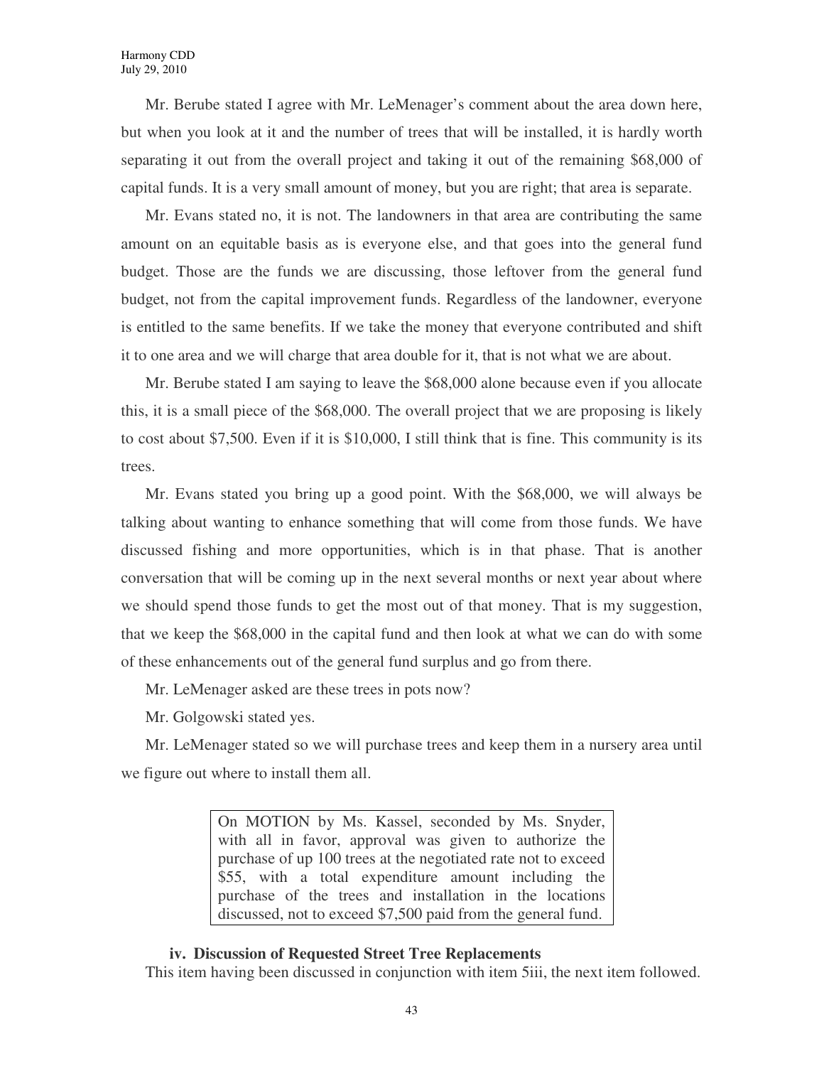Mr. Berube stated I agree with Mr. LeMenager's comment about the area down here, but when you look at it and the number of trees that will be installed, it is hardly worth separating it out from the overall project and taking it out of the remaining $68,000 of capital funds. It is a very small amount of money, but you are right; that area is separate.

Mr. Evans stated no, it is not. The landowners in that area are contributing the same amount on an equitable basis as is everyone else, and that goes into the general fund budget. Those are the funds we are discussing, those leftover from the general fund budget, not from the capital improvement funds. Regardless of the landowner, everyone is entitled to the same benefits. If we take the money that everyone contributed and shift it to one area and we will charge that area double for it, that is not what we are about.

Mr. Berube stated I am saying to leave the $68,000 alone because even if you allocate this, it is a small piece of the $68,000. The overall project that we are proposing is likely to cost about $7,500. Even if it is $10,000, I still think that is fine. This community is its trees.

Mr. Evans stated you bring up a good point. With the $68,000, we will always be talking about wanting to enhance something that will come from those funds. We have discussed fishing and more opportunities, which is in that phase. That is another conversation that will be coming up in the next several months or next year about where we should spend those funds to get the most out of that money. That is my suggestion, that we keep the $68,000 in the capital fund and then look at what we can do with some of these enhancements out of the general fund surplus and go from there.

Mr. LeMenager asked are these trees in pots now?

Mr. Golgowski stated yes.

Mr. LeMenager stated so we will purchase trees and keep them in a nursery area until we figure out where to install them all.

> On MOTION by Ms. Kassel, seconded by Ms. Snyder, with all in favor, approval was given to authorize the purchase of up 100 trees at the negotiated rate not to exceed $55, with a total expenditure amount including the purchase of the trees and installation in the locations discussed, not to exceed $7,500 paid from the general fund.

**iv. Discussion of Requested Street Tree Replacements**

This item having been discussed in conjunction with item 5iii, the next item followed.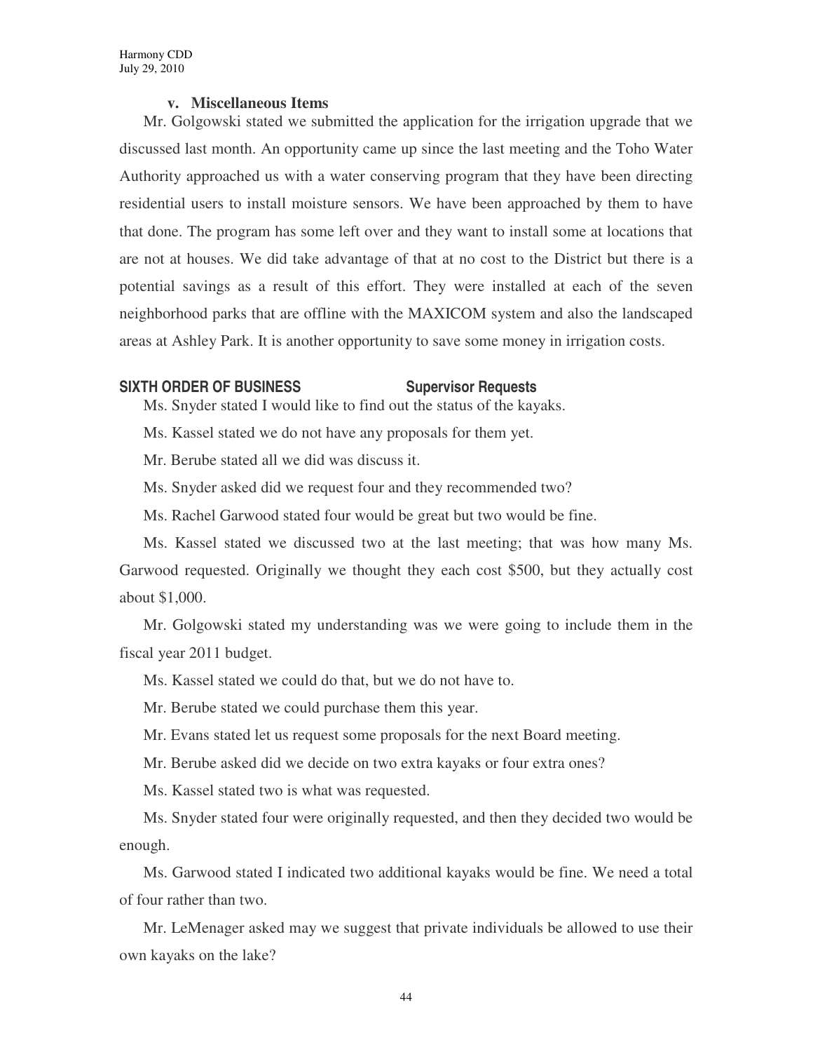### v. Miscellaneous Items

Mr. Golgowski stated we submitted the application for the irrigation upgrade that we discussed last month. An opportunity came up since the last meeting and the Toho Water Authority approached us with a water conserving program that they have been directing residential users to install moisture sensors. We have been approached by them to have that done. The program has some left over and they want to install some at locations that are not at houses. We did take advantage of that at no cost to the District but there is a potential savings as a result of this effort. They were installed at each of the seven neighborhood parks that are offline with the MAXICOM system and also the landscaped areas at Ashley Park. It is another opportunity to save some money in irrigation costs.

## SIXTH ORDER OF BUSINESS — Supervisor Requests

Ms. Snyder stated I would like to find out the status of the kayaks.

Ms. Kassel stated we do not have any proposals for them yet.

Mr. Berube stated all we did was discuss it.

Ms. Snyder asked did we request four and they recommended two?

Ms. Rachel Garwood stated four would be great but two would be fine.

Ms. Kassel stated we discussed two at the last meeting; that was how many Ms. Garwood requested. Originally we thought they each cost $500, but they actually cost about $1,000.

Mr. Golgowski stated my understanding was we were going to include them in the fiscal year 2011 budget.

Ms. Kassel stated we could do that, but we do not have to.

Mr. Berube stated we could purchase them this year.

Mr. Evans stated let us request some proposals for the next Board meeting.

Mr. Berube asked did we decide on two extra kayaks or four extra ones?

Ms. Kassel stated two is what was requested.

Ms. Snyder stated four were originally requested, and then they decided two would be enough.

Ms. Garwood stated I indicated two additional kayaks would be fine. We need a total of four rather than two.

Mr. LeMenager asked may we suggest that private individuals be allowed to use their own kayaks on the lake?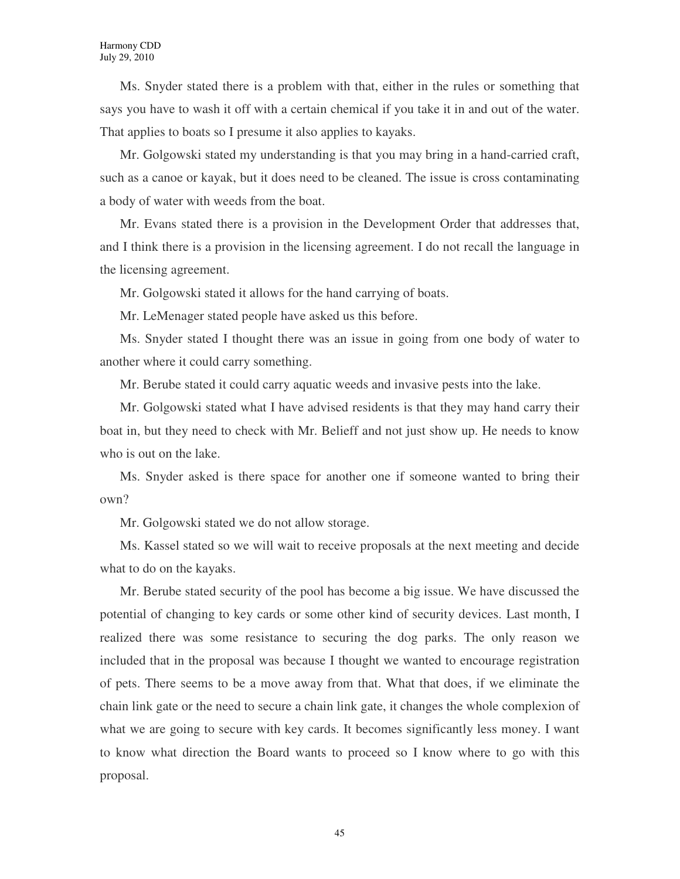Ms. Snyder stated there is a problem with that, either in the rules or something that says you have to wash it off with a certain chemical if you take it in and out of the water. That applies to boats so I presume it also applies to kayaks.

Mr. Golgowski stated my understanding is that you may bring in a hand-carried craft, such as a canoe or kayak, but it does need to be cleaned. The issue is cross contaminating a body of water with weeds from the boat.

Mr. Evans stated there is a provision in the Development Order that addresses that, and I think there is a provision in the licensing agreement. I do not recall the language in the licensing agreement.

Mr. Golgowski stated it allows for the hand carrying of boats.

Mr. LeMenager stated people have asked us this before.

Ms. Snyder stated I thought there was an issue in going from one body of water to another where it could carry something.

Mr. Berube stated it could carry aquatic weeds and invasive pests into the lake.

Mr. Golgowski stated what I have advised residents is that they may hand carry their boat in, but they need to check with Mr. Belieff and not just show up. He needs to know who is out on the lake.

Ms. Snyder asked is there space for another one if someone wanted to bring their own?

Mr. Golgowski stated we do not allow storage.

Ms. Kassel stated so we will wait to receive proposals at the next meeting and decide what to do on the kayaks.

Mr. Berube stated security of the pool has become a big issue. We have discussed the potential of changing to key cards or some other kind of security devices. Last month, I realized there was some resistance to securing the dog parks. The only reason we included that in the proposal was because I thought we wanted to encourage registration of pets. There seems to be a move away from that. What that does, if we eliminate the chain link gate or the need to secure a chain link gate, it changes the whole complexion of what we are going to secure with key cards. It becomes significantly less money. I want to know what direction the Board wants to proceed so I know where to go with this proposal.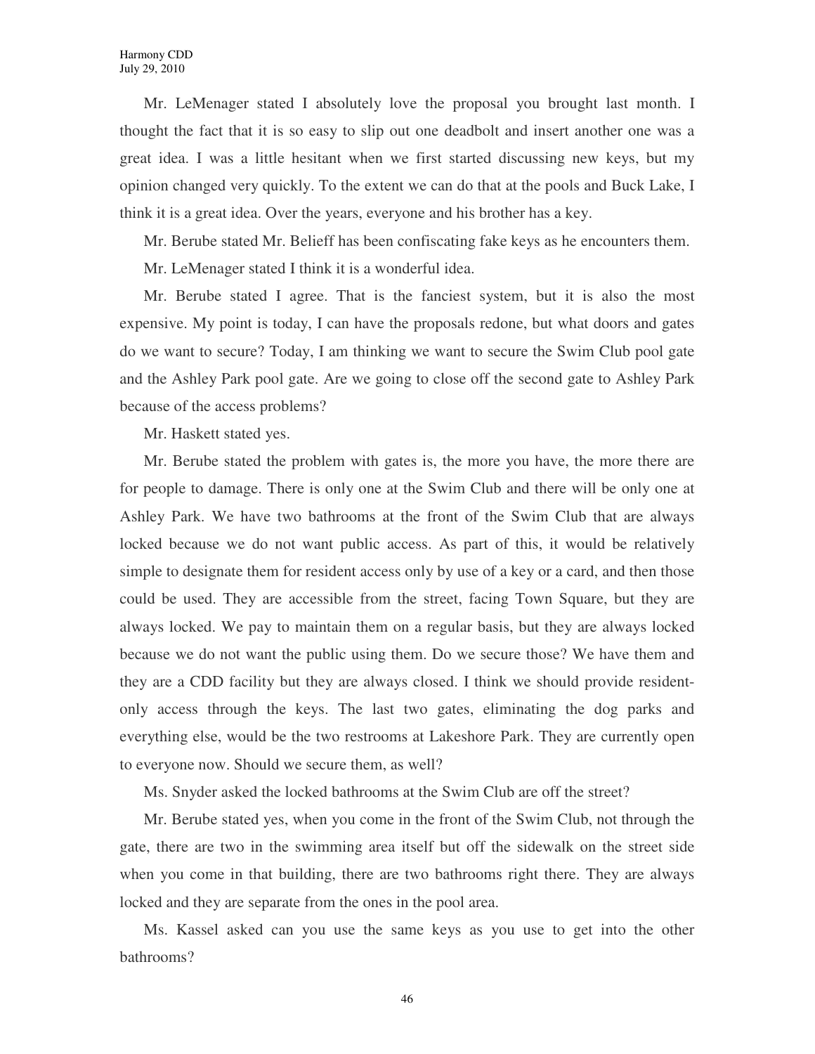Mr. LeMenager stated I absolutely love the proposal you brought last month. I thought the fact that it is so easy to slip out one deadbolt and insert another one was a great idea. I was a little hesitant when we first started discussing new keys, but my opinion changed very quickly. To the extent we can do that at the pools and Buck Lake, I think it is a great idea. Over the years, everyone and his brother has a key.

Mr. Berube stated Mr. Belieff has been confiscating fake keys as he encounters them.

Mr. LeMenager stated I think it is a wonderful idea.

Mr. Berube stated I agree. That is the fanciest system, but it is also the most expensive. My point is today, I can have the proposals redone, but what doors and gates do we want to secure? Today, I am thinking we want to secure the Swim Club pool gate and the Ashley Park pool gate. Are we going to close off the second gate to Ashley Park because of the access problems?

Mr. Haskett stated yes.

Mr. Berube stated the problem with gates is, the more you have, the more there are for people to damage. There is only one at the Swim Club and there will be only one at Ashley Park. We have two bathrooms at the front of the Swim Club that are always locked because we do not want public access. As part of this, it would be relatively simple to designate them for resident access only by use of a key or a card, and then those could be used. They are accessible from the street, facing Town Square, but they are always locked. We pay to maintain them on a regular basis, but they are always locked because we do not want the public using them. Do we secure those? We have them and they are a CDD facility but they are always closed. I think we should provide resident-only access through the keys. The last two gates, eliminating the dog parks and everything else, would be the two restrooms at Lakeshore Park. They are currently open to everyone now. Should we secure them, as well?

Ms. Snyder asked the locked bathrooms at the Swim Club are off the street?

Mr. Berube stated yes, when you come in the front of the Swim Club, not through the gate, there are two in the swimming area itself but off the sidewalk on the street side when you come in that building, there are two bathrooms right there. They are always locked and they are separate from the ones in the pool area.

Ms. Kassel asked can you use the same keys as you use to get into the other bathrooms?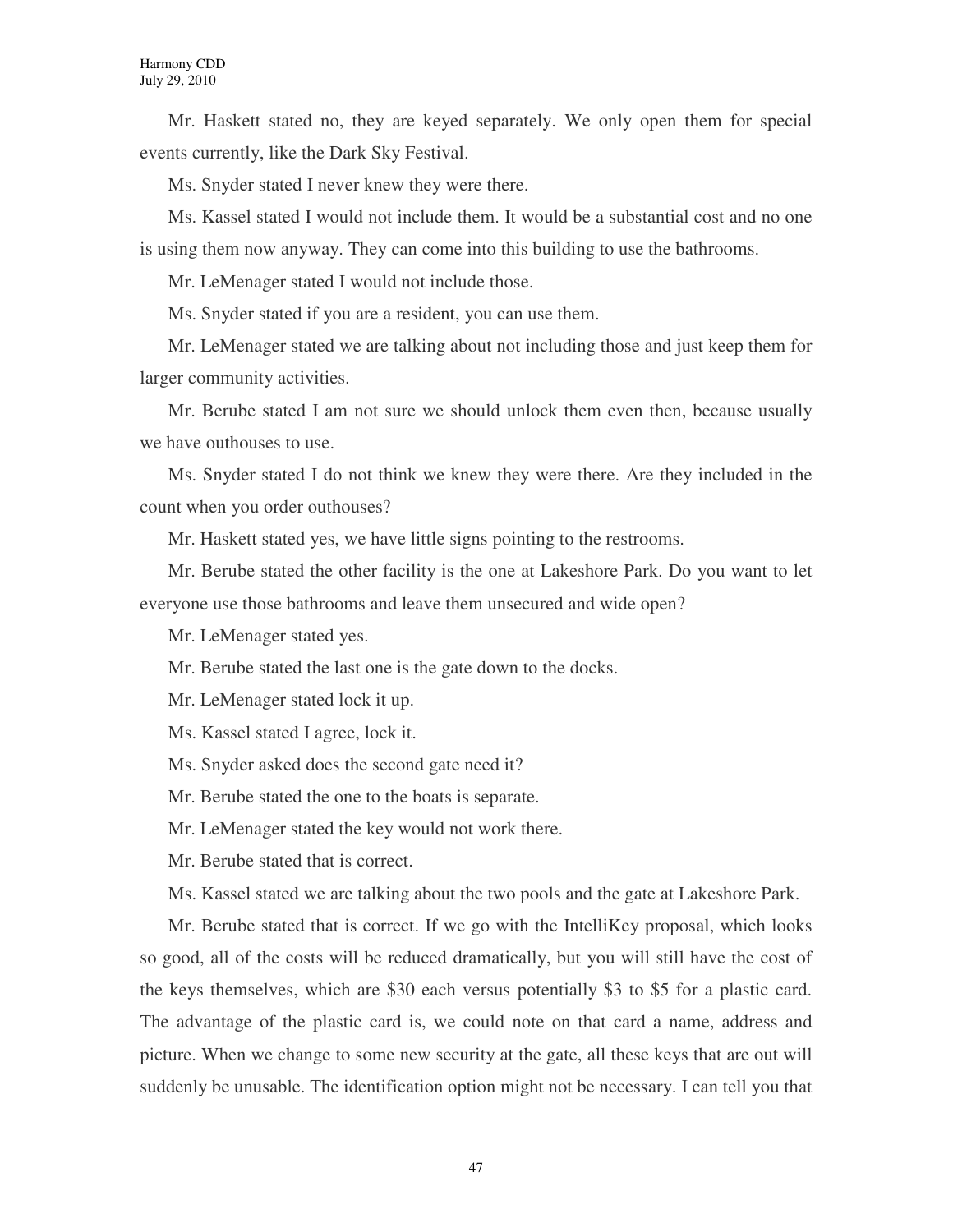Mr. Haskett stated no, they are keyed separately. We only open them for special events currently, like the Dark Sky Festival.

Ms. Snyder stated I never knew they were there.

Ms. Kassel stated I would not include them. It would be a substantial cost and no one is using them now anyway. They can come into this building to use the bathrooms.

Mr. LeMenager stated I would not include those.

Ms. Snyder stated if you are a resident, you can use them.

Mr. LeMenager stated we are talking about not including those and just keep them for larger community activities.

Mr. Berube stated I am not sure we should unlock them even then, because usually we have outhouses to use.

Ms. Snyder stated I do not think we knew they were there. Are they included in the count when you order outhouses?

Mr. Haskett stated yes, we have little signs pointing to the restrooms.

Mr. Berube stated the other facility is the one at Lakeshore Park. Do you want to let everyone use those bathrooms and leave them unsecured and wide open?

Mr. LeMenager stated yes.

Mr. Berube stated the last one is the gate down to the docks.

Mr. LeMenager stated lock it up.

Ms. Kassel stated I agree, lock it.

Ms. Snyder asked does the second gate need it?

Mr. Berube stated the one to the boats is separate.

Mr. LeMenager stated the key would not work there.

Mr. Berube stated that is correct.

Ms. Kassel stated we are talking about the two pools and the gate at Lakeshore Park.

Mr. Berube stated that is correct. If we go with the IntelliKey proposal, which looks so good, all of the costs will be reduced dramatically, but you will still have the cost of the keys themselves, which are $30 each versus potentially $3 to $5 for a plastic card. The advantage of the plastic card is, we could note on that card a name, address and picture. When we change to some new security at the gate, all these keys that are out will suddenly be unusable. The identification option might not be necessary. I can tell you that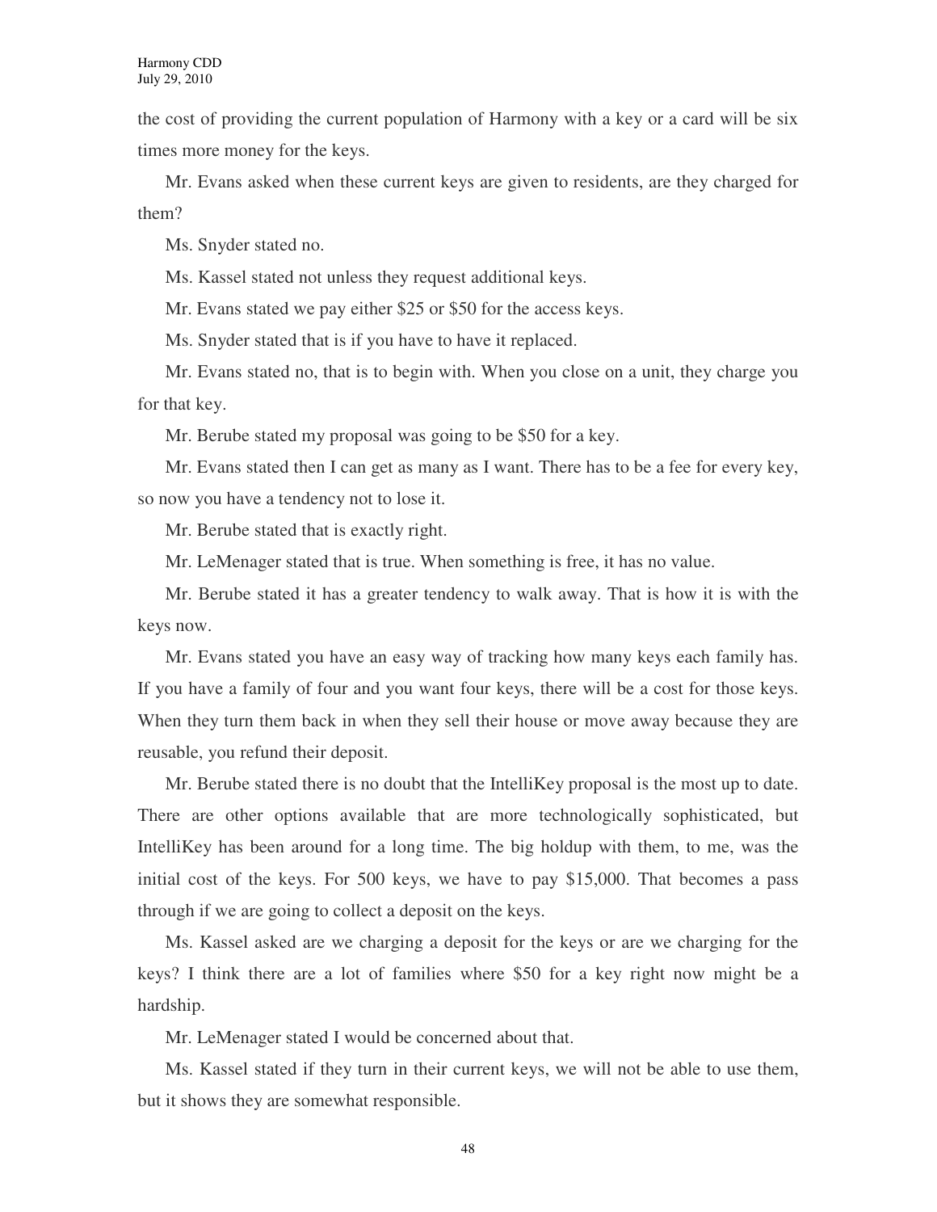the cost of providing the current population of Harmony with a key or a card will be six times more money for the keys.

Mr. Evans asked when these current keys are given to residents, are they charged for them?

Ms. Snyder stated no.

Ms. Kassel stated not unless they request additional keys.

Mr. Evans stated we pay either $25 or $50 for the access keys.

Ms. Snyder stated that is if you have to have it replaced.

Mr. Evans stated no, that is to begin with. When you close on a unit, they charge you for that key.

Mr. Berube stated my proposal was going to be $50 for a key.

Mr. Evans stated then I can get as many as I want. There has to be a fee for every key, so now you have a tendency not to lose it.

Mr. Berube stated that is exactly right.

Mr. LeMenager stated that is true. When something is free, it has no value.

Mr. Berube stated it has a greater tendency to walk away. That is how it is with the keys now.

Mr. Evans stated you have an easy way of tracking how many keys each family has. If you have a family of four and you want four keys, there will be a cost for those keys. When they turn them back in when they sell their house or move away because they are reusable, you refund their deposit.

Mr. Berube stated there is no doubt that the IntelliKey proposal is the most up to date. There are other options available that are more technologically sophisticated, but IntelliKey has been around for a long time. The big holdup with them, to me, was the initial cost of the keys. For 500 keys, we have to pay $15,000. That becomes a pass through if we are going to collect a deposit on the keys.

Ms. Kassel asked are we charging a deposit for the keys or are we charging for the keys? I think there are a lot of families where $50 for a key right now might be a hardship.

Mr. LeMenager stated I would be concerned about that.

Ms. Kassel stated if they turn in their current keys, we will not be able to use them, but it shows they are somewhat responsible.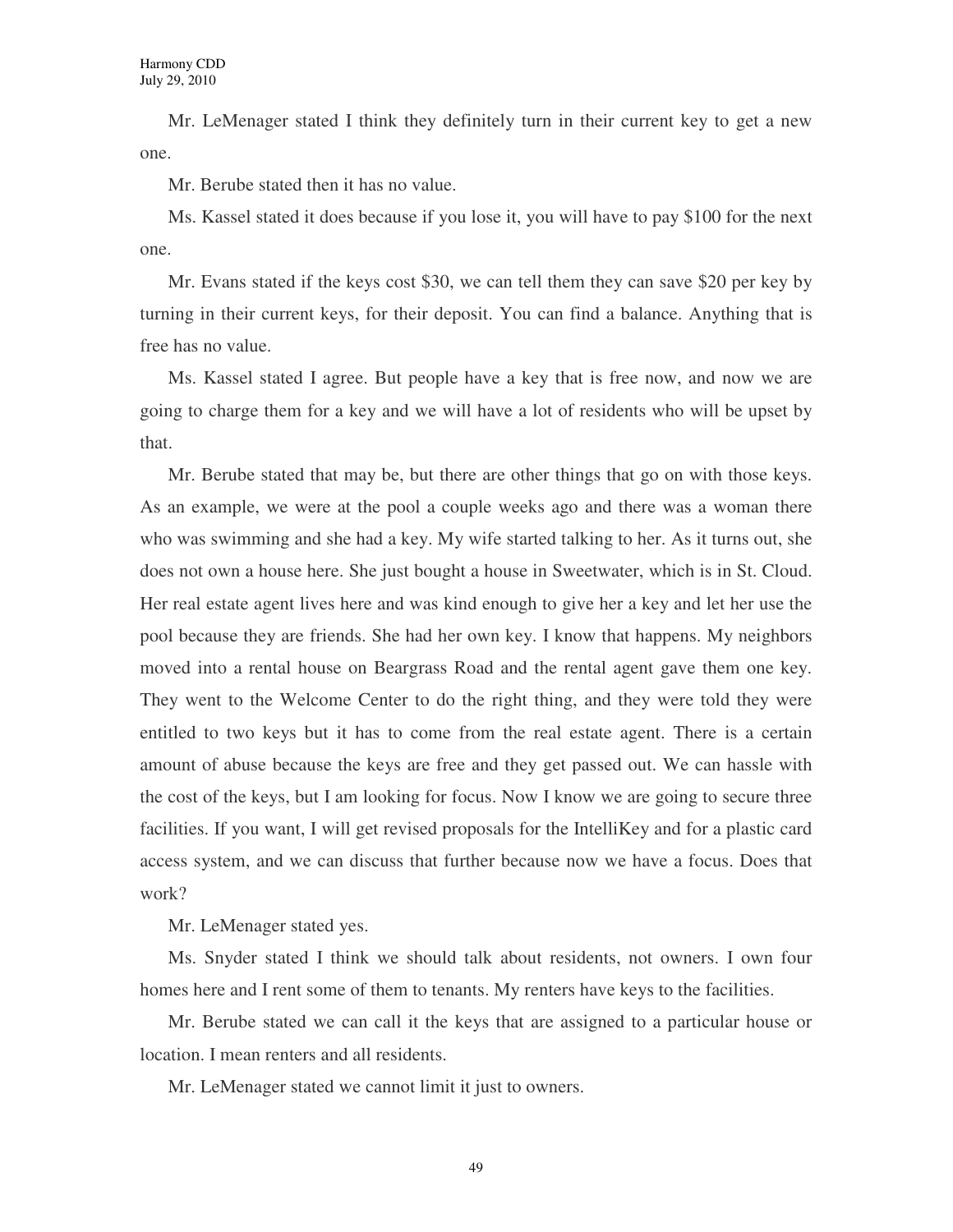Mr. LeMenager stated I think they definitely turn in their current key to get a new one.

Mr. Berube stated then it has no value.

Ms. Kassel stated it does because if you lose it, you will have to pay $100 for the next one.

Mr. Evans stated if the keys cost $30, we can tell them they can save $20 per key by turning in their current keys, for their deposit. You can find a balance. Anything that is free has no value.

Ms. Kassel stated I agree. But people have a key that is free now, and now we are going to charge them for a key and we will have a lot of residents who will be upset by that.

Mr. Berube stated that may be, but there are other things that go on with those keys. As an example, we were at the pool a couple weeks ago and there was a woman there who was swimming and she had a key. My wife started talking to her. As it turns out, she does not own a house here. She just bought a house in Sweetwater, which is in St. Cloud. Her real estate agent lives here and was kind enough to give her a key and let her use the pool because they are friends. She had her own key. I know that happens. My neighbors moved into a rental house on Beargrass Road and the rental agent gave them one key. They went to the Welcome Center to do the right thing, and they were told they were entitled to two keys but it has to come from the real estate agent. There is a certain amount of abuse because the keys are free and they get passed out. We can hassle with the cost of the keys, but I am looking for focus. Now I know we are going to secure three facilities. If you want, I will get revised proposals for the IntelliKey and for a plastic card access system, and we can discuss that further because now we have a focus. Does that work?

Mr. LeMenager stated yes.

Ms. Snyder stated I think we should talk about residents, not owners. I own four homes here and I rent some of them to tenants. My renters have keys to the facilities.

Mr. Berube stated we can call it the keys that are assigned to a particular house or location. I mean renters and all residents.

Mr. LeMenager stated we cannot limit it just to owners.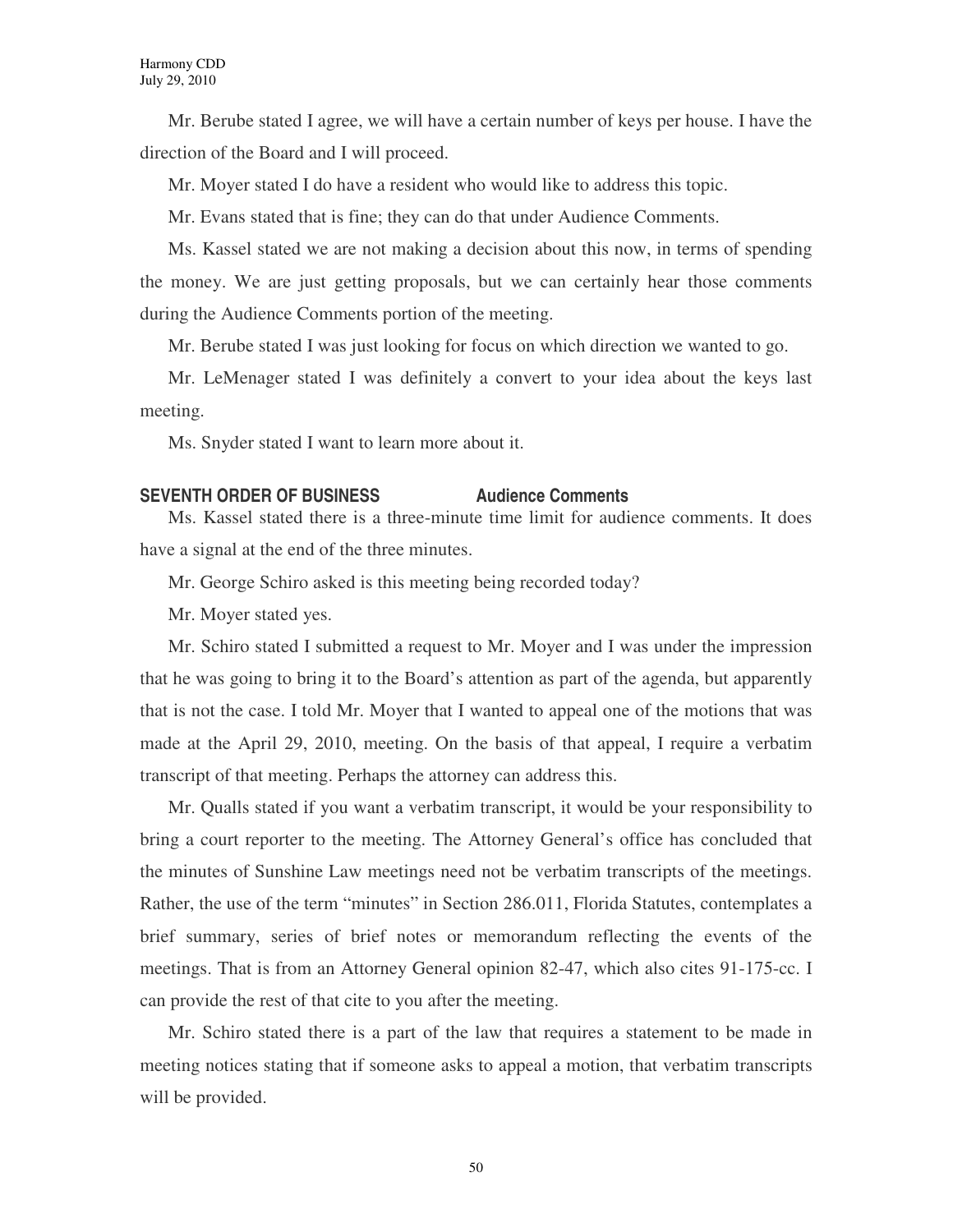Mr. Berube stated I agree, we will have a certain number of keys per house. I have the direction of the Board and I will proceed.

Mr. Moyer stated I do have a resident who would like to address this topic.

Mr. Evans stated that is fine; they can do that under Audience Comments.

Ms. Kassel stated we are not making a decision about this now, in terms of spending the money. We are just getting proposals, but we can certainly hear those comments during the Audience Comments portion of the meeting.

Mr. Berube stated I was just looking for focus on which direction we wanted to go.

Mr. LeMenager stated I was definitely a convert to your idea about the keys last meeting.

Ms. Snyder stated I want to learn more about it.

**SEVENTH ORDER OF BUSINESS Audience Comments**

Ms. Kassel stated there is a three-minute time limit for audience comments. It does have a signal at the end of the three minutes.

Mr. George Schiro asked is this meeting being recorded today?

Mr. Moyer stated yes.

Mr. Schiro stated I submitted a request to Mr. Moyer and I was under the impression that he was going to bring it to the Board's attention as part of the agenda, but apparently that is not the case. I told Mr. Moyer that I wanted to appeal one of the motions that was made at the April 29, 2010, meeting. On the basis of that appeal, I require a verbatim transcript of that meeting. Perhaps the attorney can address this.

Mr. Qualls stated if you want a verbatim transcript, it would be your responsibility to bring a court reporter to the meeting. The Attorney General's office has concluded that the minutes of Sunshine Law meetings need not be verbatim transcripts of the meetings. Rather, the use of the term "minutes" in Section 286.011, Florida Statutes, contemplates a brief summary, series of brief notes or memorandum reflecting the events of the meetings. That is from an Attorney General opinion 82-47, which also cites 91-175-cc. I can provide the rest of that cite to you after the meeting.

Mr. Schiro stated there is a part of the law that requires a statement to be made in meeting notices stating that if someone asks to appeal a motion, that verbatim transcripts will be provided.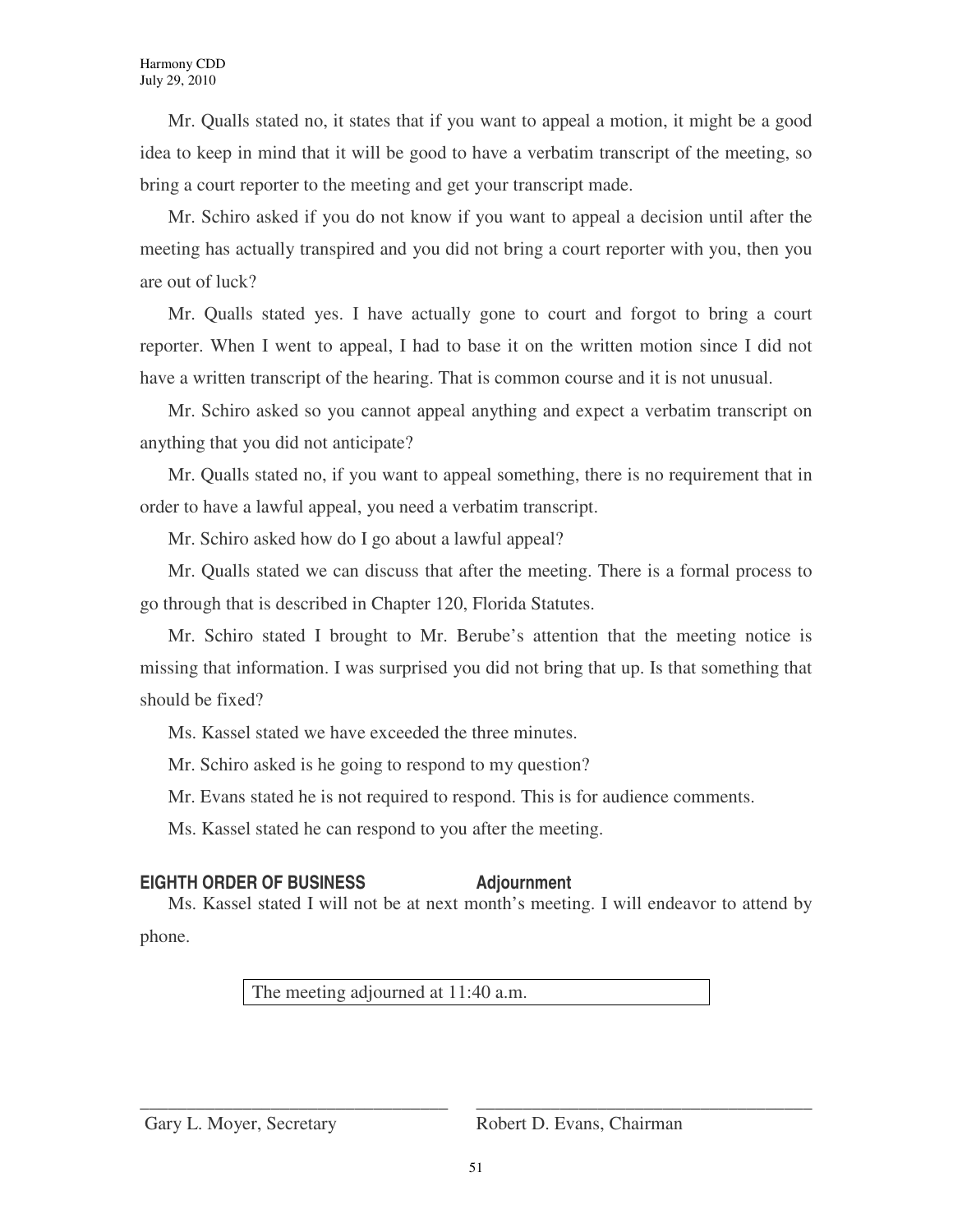Mr. Qualls stated no, it states that if you want to appeal a motion, it might be a good idea to keep in mind that it will be good to have a verbatim transcript of the meeting, so bring a court reporter to the meeting and get your transcript made.

Mr. Schiro asked if you do not know if you want to appeal a decision until after the meeting has actually transpired and you did not bring a court reporter with you, then you are out of luck?

Mr. Qualls stated yes. I have actually gone to court and forgot to bring a court reporter. When I went to appeal, I had to base it on the written motion since I did not have a written transcript of the hearing. That is common course and it is not unusual.

Mr. Schiro asked so you cannot appeal anything and expect a verbatim transcript on anything that you did not anticipate?

Mr. Qualls stated no, if you want to appeal something, there is no requirement that in order to have a lawful appeal, you need a verbatim transcript.

Mr. Schiro asked how do I go about a lawful appeal?

Mr. Qualls stated we can discuss that after the meeting. There is a formal process to go through that is described in Chapter 120, Florida Statutes.

Mr. Schiro stated I brought to Mr. Berube's attention that the meeting notice is missing that information. I was surprised you did not bring that up. Is that something that should be fixed?

Ms. Kassel stated we have exceeded the three minutes.

Mr. Schiro asked is he going to respond to my question?

Mr. Evans stated he is not required to respond. This is for audience comments.

Ms. Kassel stated he can respond to you after the meeting.

**EIGHTH ORDER OF BUSINESS Adjournment**

Ms. Kassel stated I will not be at next month's meeting. I will endeavor to attend by phone.

The meeting adjourned at 11:40 a.m.

\_\_\_\_\_\_\_\_\_\_\_\_\_\_\_\_\_\_\_\_\_\_\_\_\_\_\_\_\_\_\_\_\_\_ \_\_\_\_\_\_\_\_\_\_\_\_\_\_\_\_\_\_\_\_\_\_\_\_\_\_\_\_\_\_\_\_\_\_\_\_\_\_

Gary L. Moyer, Secretary Robert D. Evans, Chairman